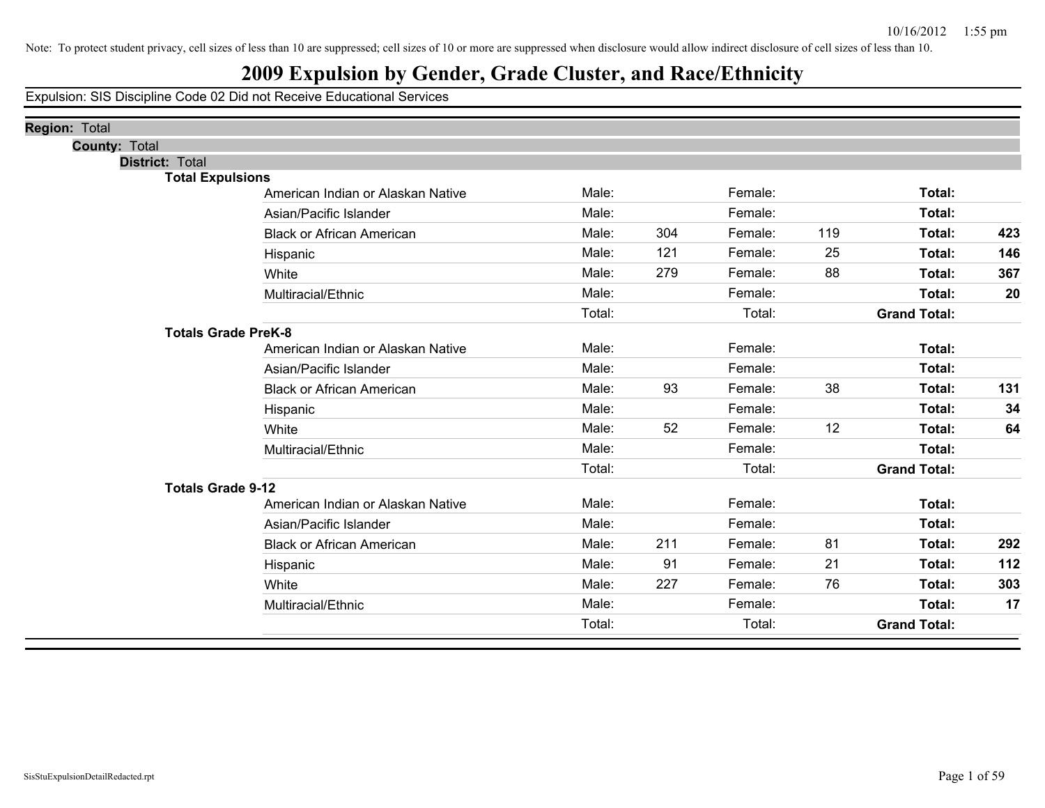Note: To protect student privacy, cell sizes of less than 10 are suppressed; cell sizes of 10 or more are suppressed when disclosure would allow indirect disclosure of cell sizes of less than 10.

# 2009 Expulsion by Gender, Grade Cluster, and Race/Ethnicity

Expulsion: SIS Discipline Code 02 Did not Receive Educational Services

**Region:** Total

**County:** Total

**District:** Total

**Total Expulsions**

| Race/Ethnicity | | Male | | Female | | Total |
|---|---|---|---|---|---|---|
| American Indian or Alaskan Native | Male: | | Female: | | **Total:** | |
| Asian/Pacific Islander | Male: | | Female: | | **Total:** | |
| Black or African American | Male: | 304 | Female: | 119 | **Total:** | **423** |
| Hispanic | Male: | 121 | Female: | 25 | **Total:** | **146** |
| White | Male: | 279 | Female: | 88 | **Total:** | **367** |
| Multiracial/Ethnic | Male: | | Female: | | **Total:** | **20** |
| | Total: | | Total: | | **Grand Total:** | |

**Totals Grade PreK-8**

| Race/Ethnicity | | Male | | Female | | Total |
|---|---|---|---|---|---|---|
| American Indian or Alaskan Native | Male: | | Female: | | **Total:** | |
| Asian/Pacific Islander | Male: | | Female: | | **Total:** | |
| Black or African American | Male: | 93 | Female: | 38 | **Total:** | **131** |
| Hispanic | Male: | | Female: | | **Total:** | **34** |
| White | Male: | 52 | Female: | 12 | **Total:** | **64** |
| Multiracial/Ethnic | Male: | | Female: | | **Total:** | |
| | Total: | | Total: | | **Grand Total:** | |

**Totals Grade 9-12**

| Race/Ethnicity | | Male | | Female | | Total |
|---|---|---|---|---|---|---|
| American Indian or Alaskan Native | Male: | | Female: | | **Total:** | |
| Asian/Pacific Islander | Male: | | Female: | | **Total:** | |
| Black or African American | Male: | 211 | Female: | 81 | **Total:** | **292** |
| Hispanic | Male: | 91 | Female: | 21 | **Total:** | **112** |
| White | Male: | 227 | Female: | 76 | **Total:** | **303** |
| Multiracial/Ethnic | Male: | | Female: | | **Total:** | **17** |
| | Total: | | Total: | | **Grand Total:** | |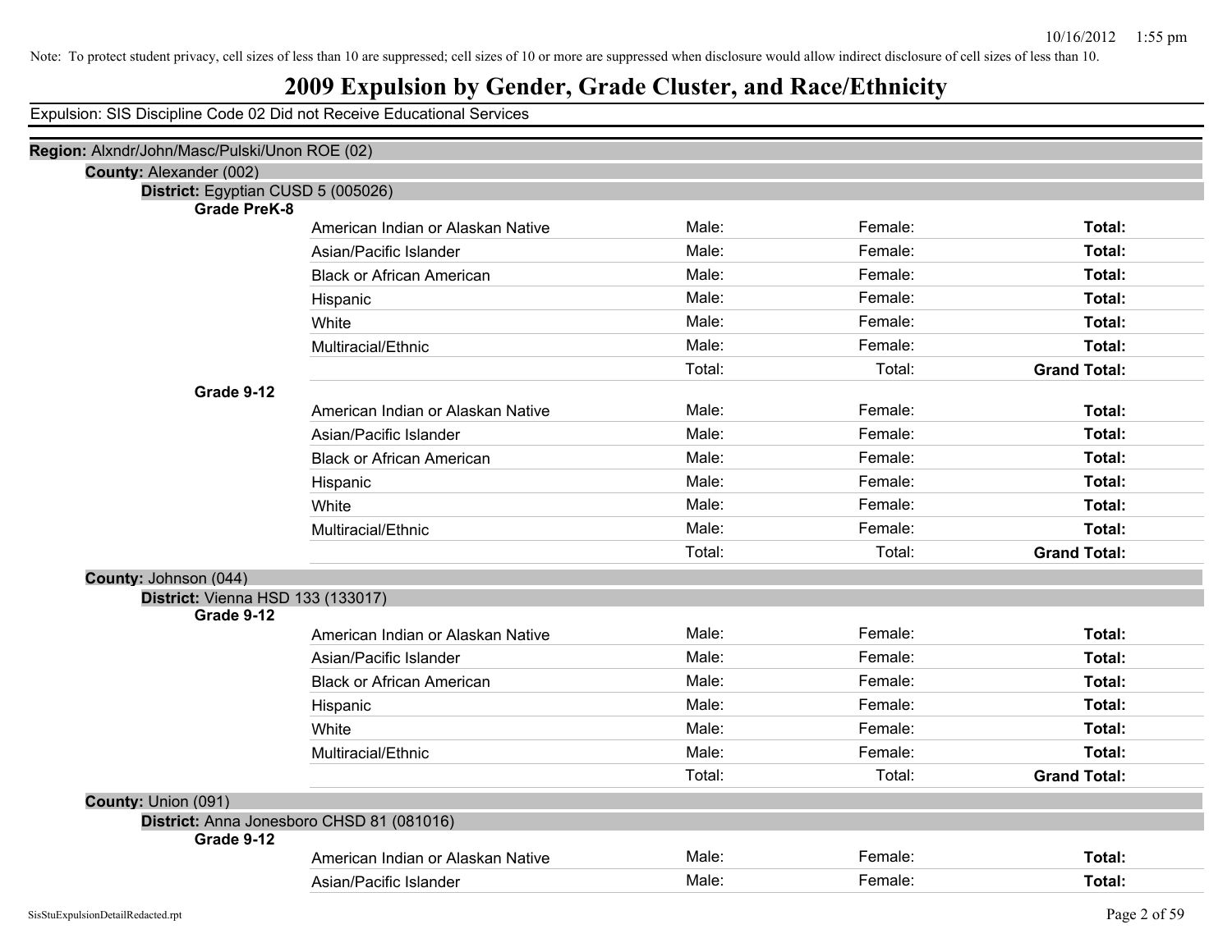Note: To protect student privacy, cell sizes of less than 10 are suppressed; cell sizes of 10 or more are suppressed when disclosure would allow indirect disclosure of cell sizes of less than 10.

# 2009 Expulsion by Gender, Grade Cluster, and Race/Ethnicity

Expulsion: SIS Discipline Code 02 Did not Receive Educational Services

**Region:** Alxndr/John/Masc/Pulski/Unon ROE (02)

**County:** Alexander (002)

**District:** Egyptian CUSD 5 (005026)

**Grade PreK-8**

| | | | |
|---|---|---|---|
| American Indian or Alaskan Native | Male: | Female: | **Total:** |
| Asian/Pacific Islander | Male: | Female: | **Total:** |
| Black or African American | Male: | Female: | **Total:** |
| Hispanic | Male: | Female: | **Total:** |
| White | Male: | Female: | **Total:** |
| Multiracial/Ethnic | Male: | Female: | **Total:** |
| | Total: | Total: | **Grand Total:** |

**Grade 9-12**

| | | | |
|---|---|---|---|
| American Indian or Alaskan Native | Male: | Female: | **Total:** |
| Asian/Pacific Islander | Male: | Female: | **Total:** |
| Black or African American | Male: | Female: | **Total:** |
| Hispanic | Male: | Female: | **Total:** |
| White | Male: | Female: | **Total:** |
| Multiracial/Ethnic | Male: | Female: | **Total:** |
| | Total: | Total: | **Grand Total:** |

**County:** Johnson (044)

**District:** Vienna HSD 133 (133017)

**Grade 9-12**

| | | | |
|---|---|---|---|
| American Indian or Alaskan Native | Male: | Female: | **Total:** |
| Asian/Pacific Islander | Male: | Female: | **Total:** |
| Black or African American | Male: | Female: | **Total:** |
| Hispanic | Male: | Female: | **Total:** |
| White | Male: | Female: | **Total:** |
| Multiracial/Ethnic | Male: | Female: | **Total:** |
| | Total: | Total: | **Grand Total:** |

**County:** Union (091)

**District:** Anna Jonesboro CHSD 81 (081016)

**Grade 9-12**

| | | | |
|---|---|---|---|
| American Indian or Alaskan Native | Male: | Female: | **Total:** |
| Asian/Pacific Islander | Male: | Female: | **Total:** |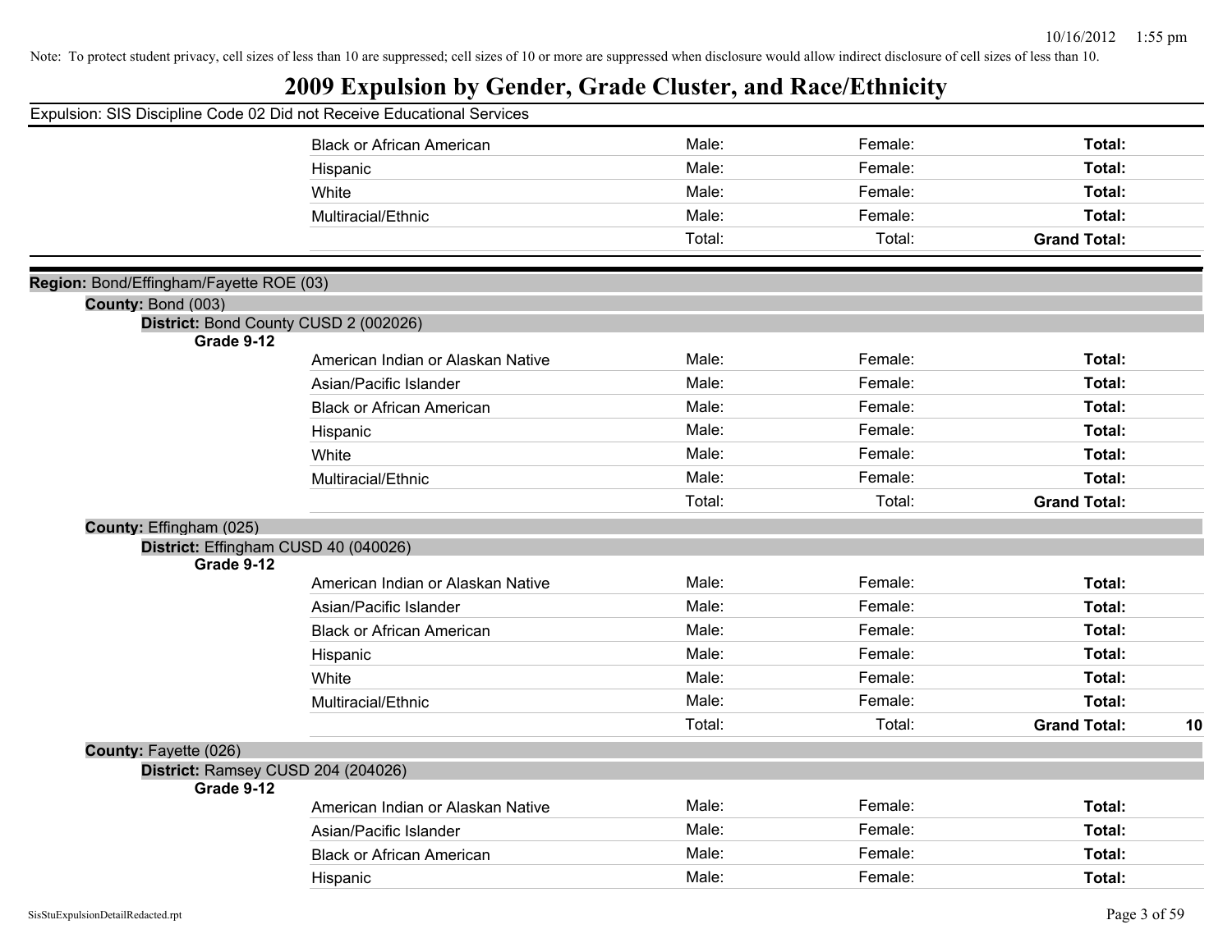Note: To protect student privacy, cell sizes of less than 10 are suppressed; cell sizes of 10 or more are suppressed when disclosure would allow indirect disclosure of cell sizes of less than 10.

# 2009 Expulsion by Gender, Grade Cluster, and Race/Ethnicity

Expulsion: SIS Discipline Code 02 Did not Receive Educational Services

| | | | |
|---|---|---|---|
| Black or African American | Male: | Female: | **Total:** |
| Hispanic | Male: | Female: | **Total:** |
| White | Male: | Female: | **Total:** |
| Multiracial/Ethnic | Male: | Female: | **Total:** |
| | Total: | Total: | **Grand Total:** |

**Region:** Bond/Effingham/Fayette ROE (03)

**County:** Bond (003)

**District:** Bond County CUSD 2 (002026)

**Grade 9-12**

| | | | |
|---|---|---|---|
| American Indian or Alaskan Native | Male: | Female: | **Total:** |
| Asian/Pacific Islander | Male: | Female: | **Total:** |
| Black or African American | Male: | Female: | **Total:** |
| Hispanic | Male: | Female: | **Total:** |
| White | Male: | Female: | **Total:** |
| Multiracial/Ethnic | Male: | Female: | **Total:** |
| | Total: | Total: | **Grand Total:** |

**County:** Effingham (025)

**District:** Effingham CUSD 40 (040026)

**Grade 9-12**

| | | | | |
|---|---|---|---|---|
| American Indian or Alaskan Native | Male: | Female: | **Total:** | |
| Asian/Pacific Islander | Male: | Female: | **Total:** | |
| Black or African American | Male: | Female: | **Total:** | |
| Hispanic | Male: | Female: | **Total:** | |
| White | Male: | Female: | **Total:** | |
| Multiracial/Ethnic | Male: | Female: | **Total:** | |
| | Total: | Total: | **Grand Total:** | **10** |

**County:** Fayette (026)

**District:** Ramsey CUSD 204 (204026)

**Grade 9-12**

| | | | |
|---|---|---|---|
| American Indian or Alaskan Native | Male: | Female: | **Total:** |
| Asian/Pacific Islander | Male: | Female: | **Total:** |
| Black or African American | Male: | Female: | **Total:** |
| Hispanic | Male: | Female: | **Total:** |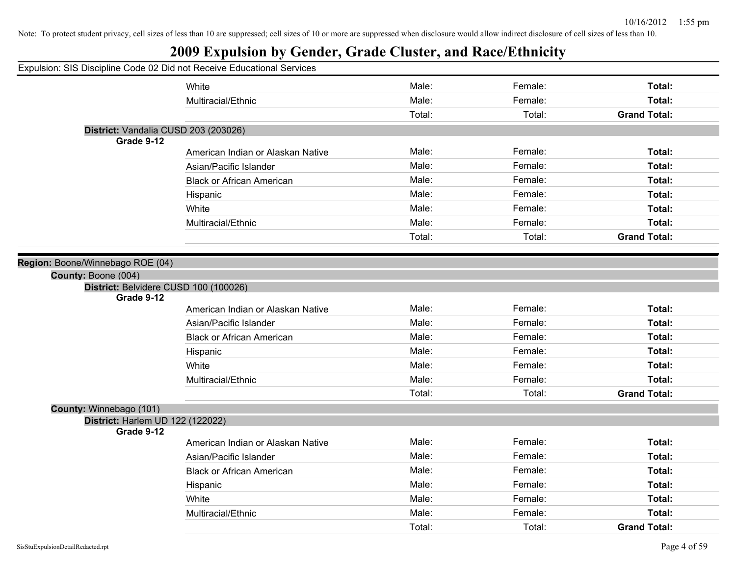Note: To protect student privacy, cell sizes of less than 10 are suppressed; cell sizes of 10 or more are suppressed when disclosure would allow indirect disclosure of cell sizes of less than 10.

# 2009 Expulsion by Gender, Grade Cluster, and Race/Ethnicity

Expulsion: SIS Discipline Code 02 Did not Receive Educational Services

| | Male | Female | Total |
|---|---|---|---|
| White | Male: | Female: | **Total:** |
| Multiracial/Ethnic | Male: | Female: | **Total:** |
| | Total: | Total: | **Grand Total:** |

**District:** Vandalia CUSD 203 (203026)

**Grade 9-12**

| | Male | Female | Total |
|---|---|---|---|
| American Indian or Alaskan Native | Male: | Female: | **Total:** |
| Asian/Pacific Islander | Male: | Female: | **Total:** |
| Black or African American | Male: | Female: | **Total:** |
| Hispanic | Male: | Female: | **Total:** |
| White | Male: | Female: | **Total:** |
| Multiracial/Ethnic | Male: | Female: | **Total:** |
| | Total: | Total: | **Grand Total:** |

**Region:** Boone/Winnebago ROE (04)

**County:** Boone (004)

**District:** Belvidere CUSD 100 (100026)

**Grade 9-12**

| | Male | Female | Total |
|---|---|---|---|
| American Indian or Alaskan Native | Male: | Female: | **Total:** |
| Asian/Pacific Islander | Male: | Female: | **Total:** |
| Black or African American | Male: | Female: | **Total:** |
| Hispanic | Male: | Female: | **Total:** |
| White | Male: | Female: | **Total:** |
| Multiracial/Ethnic | Male: | Female: | **Total:** |
| | Total: | Total: | **Grand Total:** |

**County:** Winnebago (101)

**District:** Harlem UD 122 (122022)

**Grade 9-12**

| | Male | Female | Total |
|---|---|---|---|
| American Indian or Alaskan Native | Male: | Female: | **Total:** |
| Asian/Pacific Islander | Male: | Female: | **Total:** |
| Black or African American | Male: | Female: | **Total:** |
| Hispanic | Male: | Female: | **Total:** |
| White | Male: | Female: | **Total:** |
| Multiracial/Ethnic | Male: | Female: | **Total:** |
| | Total: | Total: | **Grand Total:** |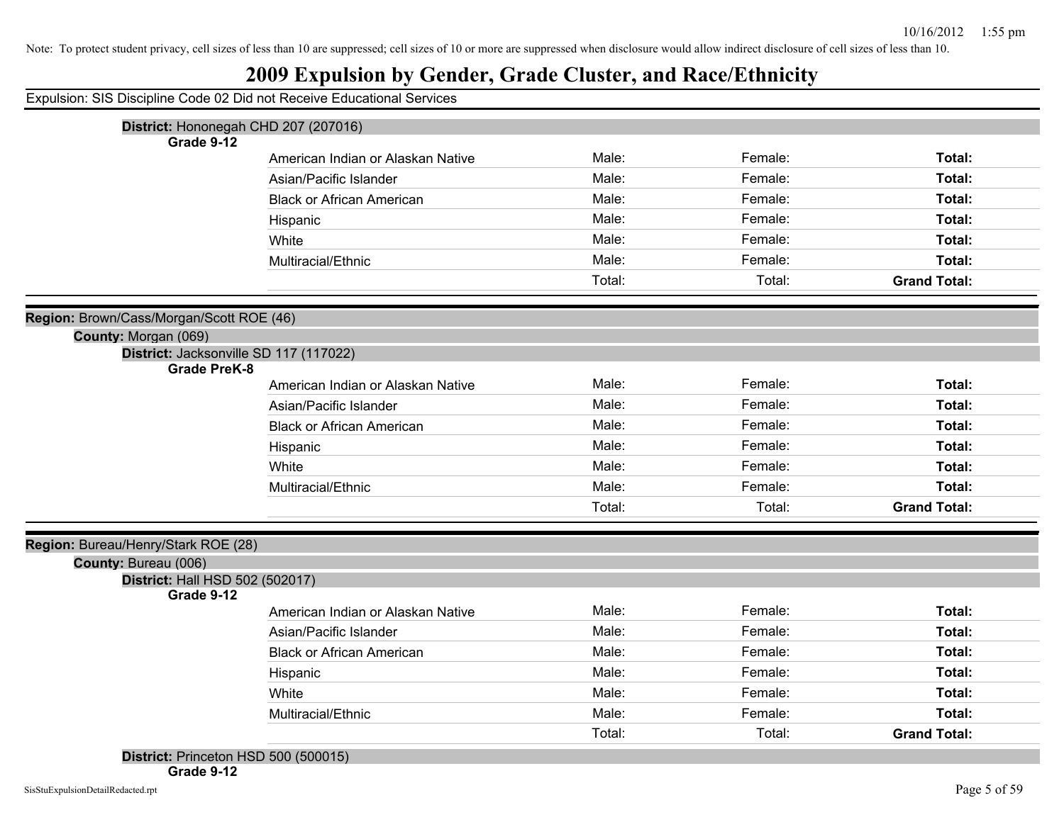Note: To protect student privacy, cell sizes of less than 10 are suppressed; cell sizes of 10 or more are suppressed when disclosure would allow indirect disclosure of cell sizes of less than 10.

# 2009 Expulsion by Gender, Grade Cluster, and Race/Ethnicity

Expulsion: SIS Discipline Code 02 Did not Receive Educational Services

**District:** Hononegah CHD 207 (207016)

**Grade 9-12**

| | | | |
|---|---|---|---|
| American Indian or Alaskan Native | Male: | Female: | **Total:** |
| Asian/Pacific Islander | Male: | Female: | **Total:** |
| Black or African American | Male: | Female: | **Total:** |
| Hispanic | Male: | Female: | **Total:** |
| White | Male: | Female: | **Total:** |
| Multiracial/Ethnic | Male: | Female: | **Total:** |
| | Total: | Total: | **Grand Total:** |

**Region:** Brown/Cass/Morgan/Scott ROE (46)

**County:** Morgan (069)

**District:** Jacksonville SD 117 (117022)

**Grade PreK-8**

| | | | |
|---|---|---|---|
| American Indian or Alaskan Native | Male: | Female: | **Total:** |
| Asian/Pacific Islander | Male: | Female: | **Total:** |
| Black or African American | Male: | Female: | **Total:** |
| Hispanic | Male: | Female: | **Total:** |
| White | Male: | Female: | **Total:** |
| Multiracial/Ethnic | Male: | Female: | **Total:** |
| | Total: | Total: | **Grand Total:** |

**Region:** Bureau/Henry/Stark ROE (28)

**County:** Bureau (006)

**District:** Hall HSD 502 (502017)

**Grade 9-12**

| | | | |
|---|---|---|---|
| American Indian or Alaskan Native | Male: | Female: | **Total:** |
| Asian/Pacific Islander | Male: | Female: | **Total:** |
| Black or African American | Male: | Female: | **Total:** |
| Hispanic | Male: | Female: | **Total:** |
| White | Male: | Female: | **Total:** |
| Multiracial/Ethnic | Male: | Female: | **Total:** |
| | Total: | Total: | **Grand Total:** |

**District:** Princeton HSD 500 (500015)

**Grade 9-12**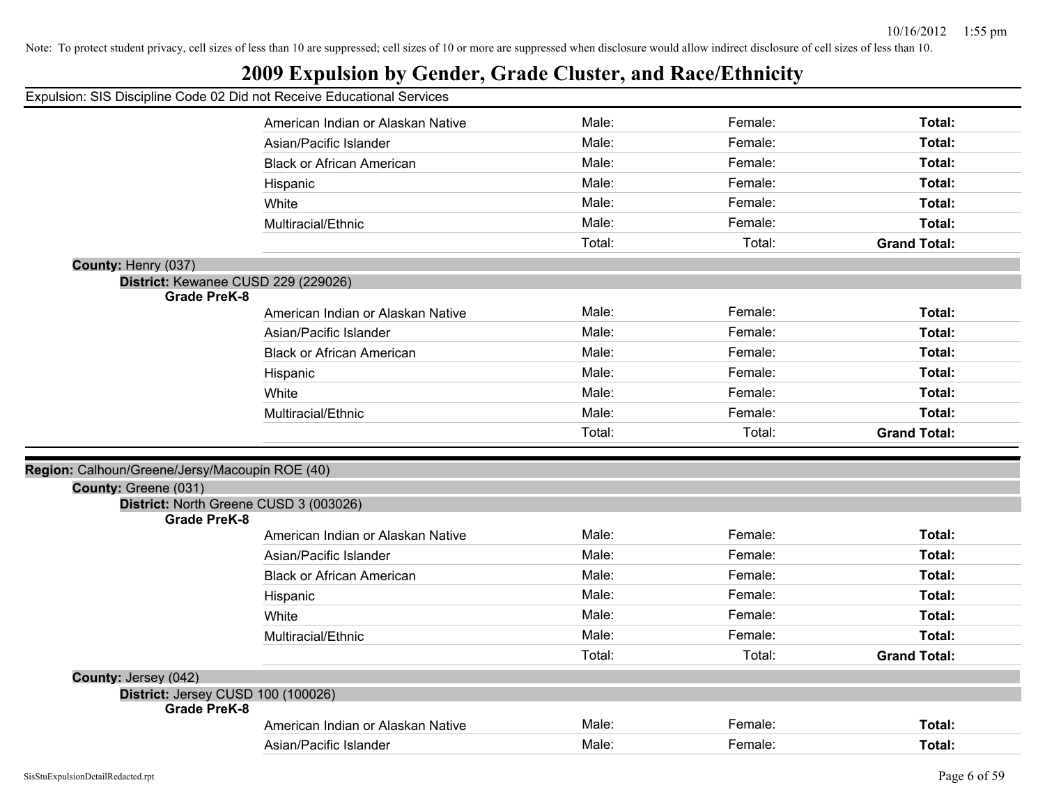Note: To protect student privacy, cell sizes of less than 10 are suppressed; cell sizes of 10 or more are suppressed when disclosure would allow indirect disclosure of cell sizes of less than 10.

# 2009 Expulsion by Gender, Grade Cluster, and Race/Ethnicity

Expulsion: SIS Discipline Code 02 Did not Receive Educational Services

| | | | |
|---|---|---|---|
| American Indian or Alaskan Native | Male: | Female: | **Total:** |
| Asian/Pacific Islander | Male: | Female: | **Total:** |
| Black or African American | Male: | Female: | **Total:** |
| Hispanic | Male: | Female: | **Total:** |
| White | Male: | Female: | **Total:** |
| Multiracial/Ethnic | Male: | Female: | **Total:** |
| | Total: | Total: | **Grand Total:** |

**County:** Henry (037)

**District:** Kewanee CUSD 229 (229026)

**Grade PreK-8**

| | | | |
|---|---|---|---|
| American Indian or Alaskan Native | Male: | Female: | **Total:** |
| Asian/Pacific Islander | Male: | Female: | **Total:** |
| Black or African American | Male: | Female: | **Total:** |
| Hispanic | Male: | Female: | **Total:** |
| White | Male: | Female: | **Total:** |
| Multiracial/Ethnic | Male: | Female: | **Total:** |
| | Total: | Total: | **Grand Total:** |

**Region:** Calhoun/Greene/Jersy/Macoupin ROE (40)

**County:** Greene (031)

**District:** North Greene CUSD 3 (003026)

**Grade PreK-8**

| | | | |
|---|---|---|---|
| American Indian or Alaskan Native | Male: | Female: | **Total:** |
| Asian/Pacific Islander | Male: | Female: | **Total:** |
| Black or African American | Male: | Female: | **Total:** |
| Hispanic | Male: | Female: | **Total:** |
| White | Male: | Female: | **Total:** |
| Multiracial/Ethnic | Male: | Female: | **Total:** |
| | Total: | Total: | **Grand Total:** |

**County:** Jersey (042)

**District:** Jersey CUSD 100 (100026)

**Grade PreK-8**

| | | | |
|---|---|---|---|
| American Indian or Alaskan Native | Male: | Female: | **Total:** |
| Asian/Pacific Islander | Male: | Female: | **Total:** |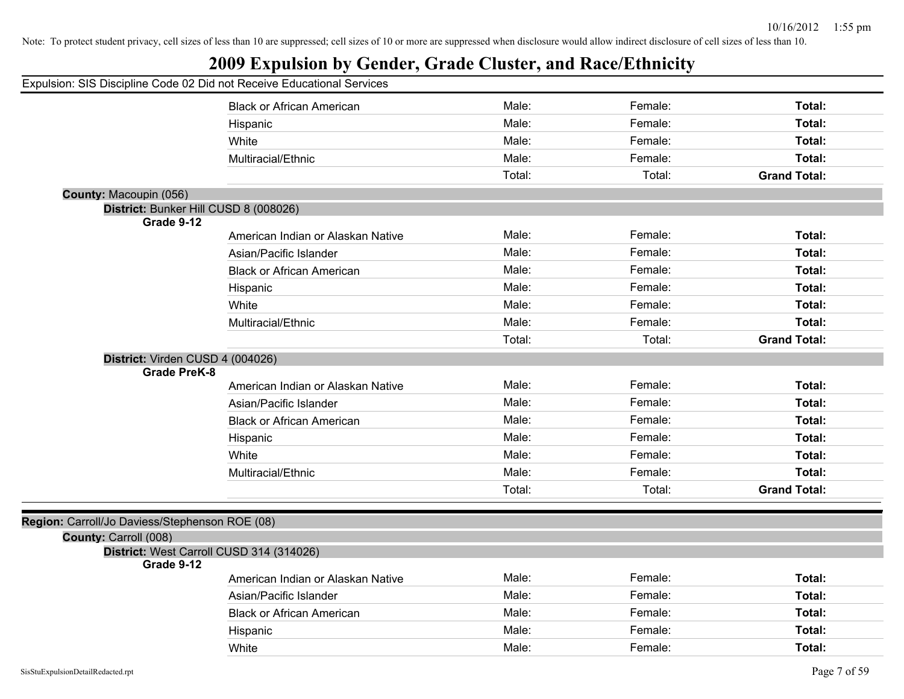Note: To protect student privacy, cell sizes of less than 10 are suppressed; cell sizes of 10 or more are suppressed when disclosure would allow indirect disclosure of cell sizes of less than 10.

# 2009 Expulsion by Gender, Grade Cluster, and Race/Ethnicity

Expulsion: SIS Discipline Code 02 Did not Receive Educational Services

| | | | |
|---|---|---|---|
| Black or African American | Male: | Female: | **Total:** |
| Hispanic | Male: | Female: | **Total:** |
| White | Male: | Female: | **Total:** |
| Multiracial/Ethnic | Male: | Female: | **Total:** |
| | Total: | Total: | **Grand Total:** |

**County:** Macoupin (056)

**District:** Bunker Hill CUSD 8 (008026)

**Grade 9-12**

| | | | |
|---|---|---|---|
| American Indian or Alaskan Native | Male: | Female: | **Total:** |
| Asian/Pacific Islander | Male: | Female: | **Total:** |
| Black or African American | Male: | Female: | **Total:** |
| Hispanic | Male: | Female: | **Total:** |
| White | Male: | Female: | **Total:** |
| Multiracial/Ethnic | Male: | Female: | **Total:** |
| | Total: | Total: | **Grand Total:** |

**District:** Virden CUSD 4 (004026)

**Grade PreK-8**

| | | | |
|---|---|---|---|
| American Indian or Alaskan Native | Male: | Female: | **Total:** |
| Asian/Pacific Islander | Male: | Female: | **Total:** |
| Black or African American | Male: | Female: | **Total:** |
| Hispanic | Male: | Female: | **Total:** |
| White | Male: | Female: | **Total:** |
| Multiracial/Ethnic | Male: | Female: | **Total:** |
| | Total: | Total: | **Grand Total:** |

**Region:** Carroll/Jo Daviess/Stephenson ROE (08)

**County:** Carroll (008)

**District:** West Carroll CUSD 314 (314026)

**Grade 9-12**

| | | | |
|---|---|---|---|
| American Indian or Alaskan Native | Male: | Female: | **Total:** |
| Asian/Pacific Islander | Male: | Female: | **Total:** |
| Black or African American | Male: | Female: | **Total:** |
| Hispanic | Male: | Female: | **Total:** |
| White | Male: | Female: | **Total:** |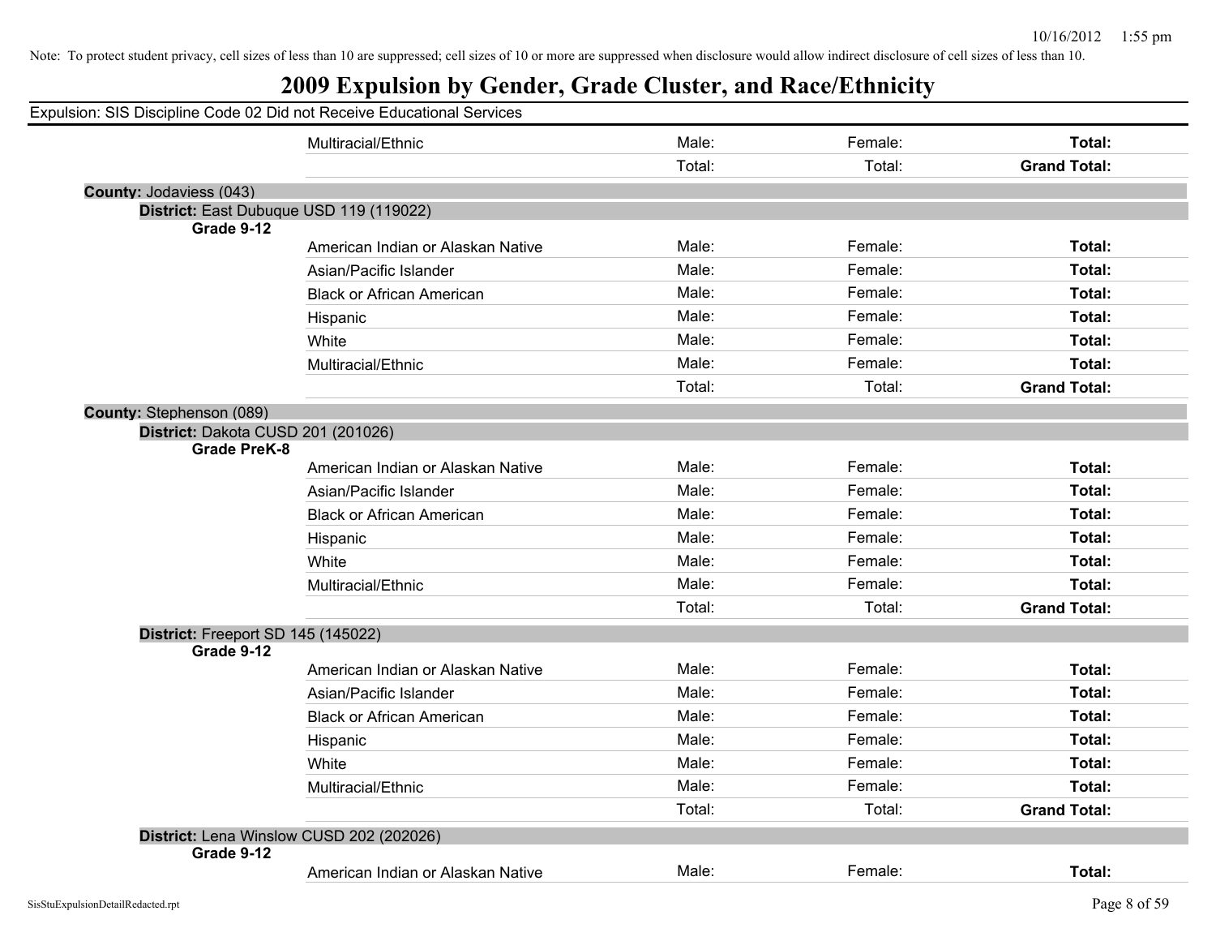Note: To protect student privacy, cell sizes of less than 10 are suppressed; cell sizes of 10 or more are suppressed when disclosure would allow indirect disclosure of cell sizes of less than 10.

# 2009 Expulsion by Gender, Grade Cluster, and Race/Ethnicity

Expulsion: SIS Discipline Code 02 Did not Receive Educational Services

| | | | |
|---|---|---|---|
| Multiracial/Ethnic | Male: | Female: | **Total:** |
| | Total: | Total: | **Grand Total:** |

**County:** Jodaviess (043)

**District:** East Dubuque USD 119 (119022)

**Grade 9-12**

| | | | |
|---|---|---|---|
| American Indian or Alaskan Native | Male: | Female: | **Total:** |
| Asian/Pacific Islander | Male: | Female: | **Total:** |
| Black or African American | Male: | Female: | **Total:** |
| Hispanic | Male: | Female: | **Total:** |
| White | Male: | Female: | **Total:** |
| Multiracial/Ethnic | Male: | Female: | **Total:** |
| | Total: | Total: | **Grand Total:** |

**County:** Stephenson (089)

**District:** Dakota CUSD 201 (201026)

**Grade PreK-8**

| | | | |
|---|---|---|---|
| American Indian or Alaskan Native | Male: | Female: | **Total:** |
| Asian/Pacific Islander | Male: | Female: | **Total:** |
| Black or African American | Male: | Female: | **Total:** |
| Hispanic | Male: | Female: | **Total:** |
| White | Male: | Female: | **Total:** |
| Multiracial/Ethnic | Male: | Female: | **Total:** |
| | Total: | Total: | **Grand Total:** |

**District:** Freeport SD 145 (145022)

**Grade 9-12**

| | | | |
|---|---|---|---|
| American Indian or Alaskan Native | Male: | Female: | **Total:** |
| Asian/Pacific Islander | Male: | Female: | **Total:** |
| Black or African American | Male: | Female: | **Total:** |
| Hispanic | Male: | Female: | **Total:** |
| White | Male: | Female: | **Total:** |
| Multiracial/Ethnic | Male: | Female: | **Total:** |
| | Total: | Total: | **Grand Total:** |

**District:** Lena Winslow CUSD 202 (202026)

**Grade 9-12**

| | | | |
|---|---|---|---|
| American Indian or Alaskan Native | Male: | Female: | **Total:** |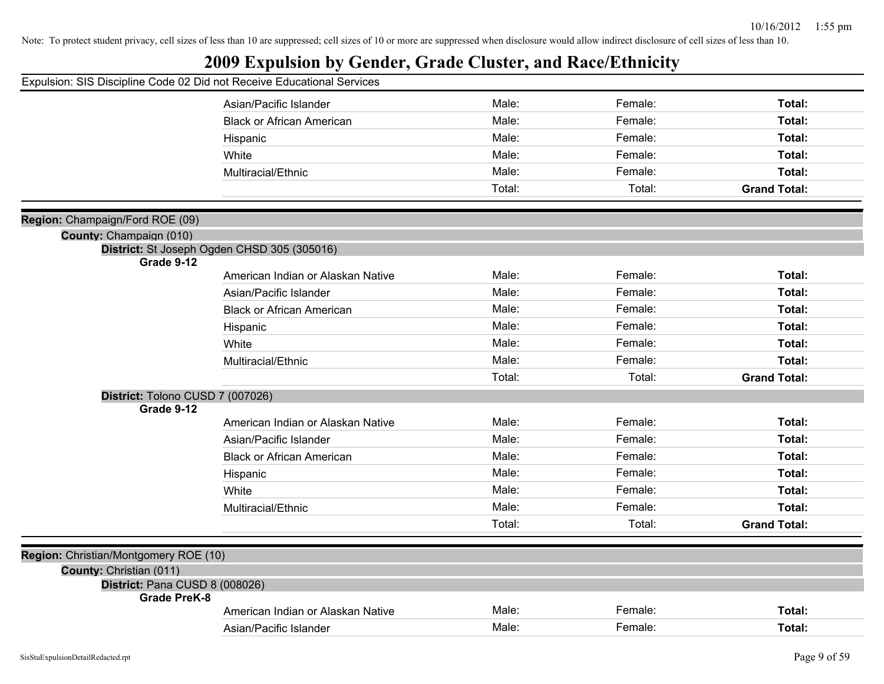Note: To protect student privacy, cell sizes of less than 10 are suppressed; cell sizes of 10 or more are suppressed when disclosure would allow indirect disclosure of cell sizes of less than 10.

# 2009 Expulsion by Gender, Grade Cluster, and Race/Ethnicity

Expulsion: SIS Discipline Code 02 Did not Receive Educational Services

| | | | |
|---|---|---|---|
| Asian/Pacific Islander | Male: | Female: | **Total:** |
| Black or African American | Male: | Female: | **Total:** |
| Hispanic | Male: | Female: | **Total:** |
| White | Male: | Female: | **Total:** |
| Multiracial/Ethnic | Male: | Female: | **Total:** |
| | Total: | Total: | **Grand Total:** |

**Region:** Champaign/Ford ROE (09)

**County:** Champaign (010)

**District:** St Joseph Ogden CHSD 305 (305016)

**Grade 9-12**

| | | | |
|---|---|---|---|
| American Indian or Alaskan Native | Male: | Female: | **Total:** |
| Asian/Pacific Islander | Male: | Female: | **Total:** |
| Black or African American | Male: | Female: | **Total:** |
| Hispanic | Male: | Female: | **Total:** |
| White | Male: | Female: | **Total:** |
| Multiracial/Ethnic | Male: | Female: | **Total:** |
| | Total: | Total: | **Grand Total:** |

**District:** Tolono CUSD 7 (007026)

**Grade 9-12**

| | | | |
|---|---|---|---|
| American Indian or Alaskan Native | Male: | Female: | **Total:** |
| Asian/Pacific Islander | Male: | Female: | **Total:** |
| Black or African American | Male: | Female: | **Total:** |
| Hispanic | Male: | Female: | **Total:** |
| White | Male: | Female: | **Total:** |
| Multiracial/Ethnic | Male: | Female: | **Total:** |
| | Total: | Total: | **Grand Total:** |

**Region:** Christian/Montgomery ROE (10)

**County:** Christian (011)

**District:** Pana CUSD 8 (008026)

**Grade PreK-8**

| | | | |
|---|---|---|---|
| American Indian or Alaskan Native | Male: | Female: | **Total:** |
| Asian/Pacific Islander | Male: | Female: | **Total:** |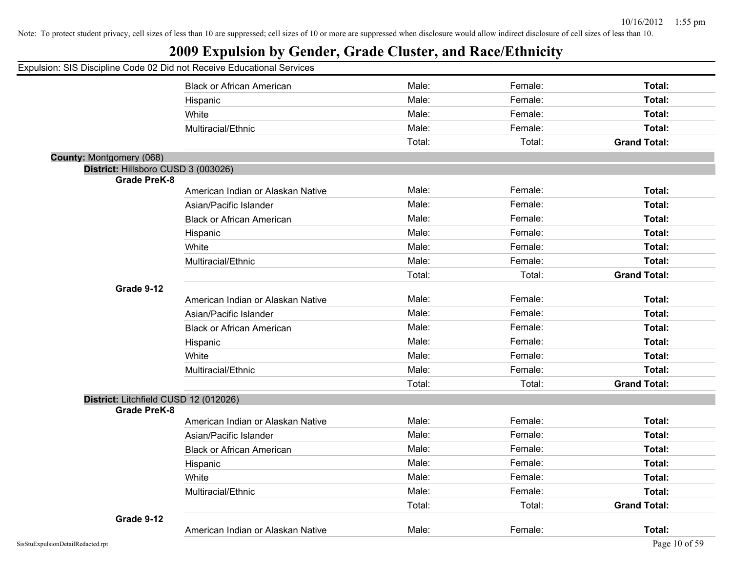Note: To protect student privacy, cell sizes of less than 10 are suppressed; cell sizes of 10 or more are suppressed when disclosure would allow indirect disclosure of cell sizes of less than 10.

# 2009 Expulsion by Gender, Grade Cluster, and Race/Ethnicity

Expulsion: SIS Discipline Code 02 Did not Receive Educational Services

| | | | | |
|---|---|---|---|---|
| | Black or African American | Male: | Female: | **Total:** |
| | Hispanic | Male: | Female: | **Total:** |
| | White | Male: | Female: | **Total:** |
| | Multiracial/Ethnic | Male: | Female: | **Total:** |
| | | Total: | Total: | **Grand Total:** |

**County:** Montgomery (068)

**District:** Hillsboro CUSD 3 (003026)

| | | | | |
|---|---|---|---|---|
| **Grade PreK-8** | | | | |
| | American Indian or Alaskan Native | Male: | Female: | **Total:** |
| | Asian/Pacific Islander | Male: | Female: | **Total:** |
| | Black or African American | Male: | Female: | **Total:** |
| | Hispanic | Male: | Female: | **Total:** |
| | White | Male: | Female: | **Total:** |
| | Multiracial/Ethnic | Male: | Female: | **Total:** |
| | | Total: | Total: | **Grand Total:** |
| **Grade 9-12** | | | | |
| | American Indian or Alaskan Native | Male: | Female: | **Total:** |
| | Asian/Pacific Islander | Male: | Female: | **Total:** |
| | Black or African American | Male: | Female: | **Total:** |
| | Hispanic | Male: | Female: | **Total:** |
| | White | Male: | Female: | **Total:** |
| | Multiracial/Ethnic | Male: | Female: | **Total:** |
| | | Total: | Total: | **Grand Total:** |

**District:** Litchfield CUSD 12 (012026)

| | | | | |
|---|---|---|---|---|
| **Grade PreK-8** | | | | |
| | American Indian or Alaskan Native | Male: | Female: | **Total:** |
| | Asian/Pacific Islander | Male: | Female: | **Total:** |
| | Black or African American | Male: | Female: | **Total:** |
| | Hispanic | Male: | Female: | **Total:** |
| | White | Male: | Female: | **Total:** |
| | Multiracial/Ethnic | Male: | Female: | **Total:** |
| | | Total: | Total: | **Grand Total:** |
| **Grade 9-12** | | | | |
| | American Indian or Alaskan Native | Male: | Female: | **Total:** |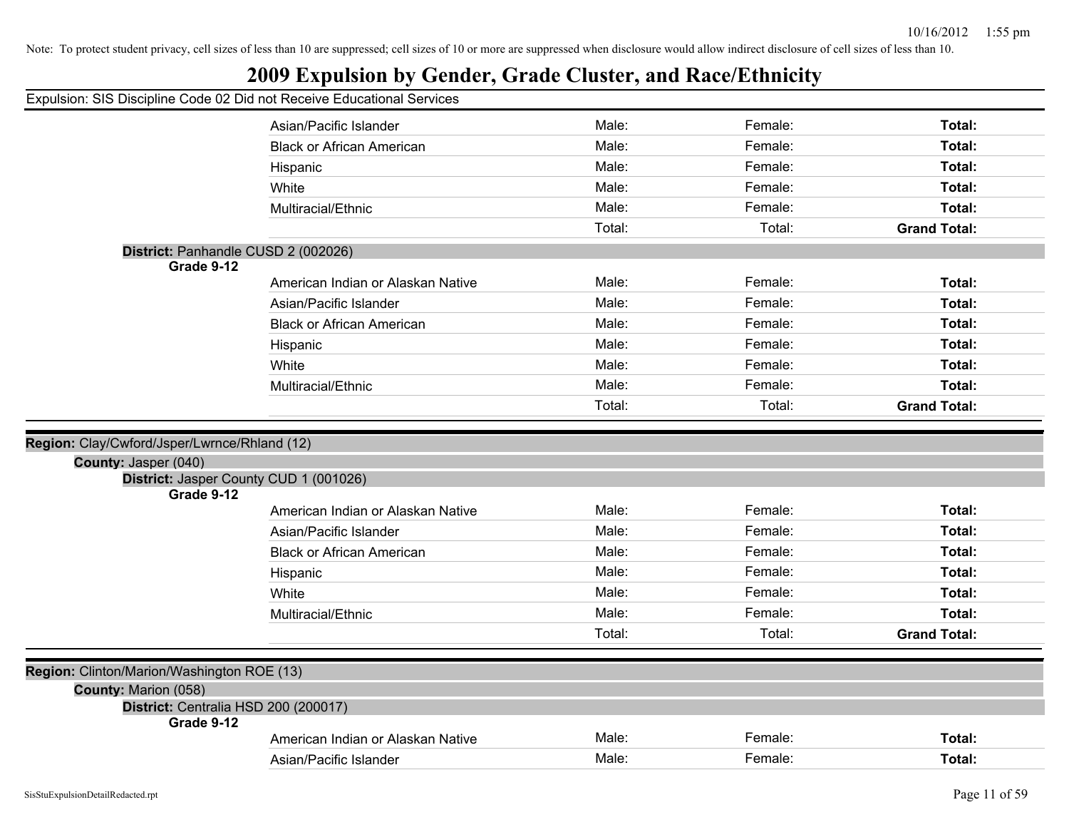Note: To protect student privacy, cell sizes of less than 10 are suppressed; cell sizes of 10 or more are suppressed when disclosure would allow indirect disclosure of cell sizes of less than 10.

# 2009 Expulsion by Gender, Grade Cluster, and Race/Ethnicity

Expulsion: SIS Discipline Code 02 Did not Receive Educational Services

| | | | | |
|---|---|---|---|---|
| | Asian/Pacific Islander | Male: | Female: | **Total:** |
| | Black or African American | Male: | Female: | **Total:** |
| | Hispanic | Male: | Female: | **Total:** |
| | White | Male: | Female: | **Total:** |
| | Multiracial/Ethnic | Male: | Female: | **Total:** |
| | | Total: | Total: | **Grand Total:** |

**District:** Panhandle CUSD 2 (002026)

| Grade 9-12 | | | | |
|---|---|---|---|---|
| | American Indian or Alaskan Native | Male: | Female: | **Total:** |
| | Asian/Pacific Islander | Male: | Female: | **Total:** |
| | Black or African American | Male: | Female: | **Total:** |
| | Hispanic | Male: | Female: | **Total:** |
| | White | Male: | Female: | **Total:** |
| | Multiracial/Ethnic | Male: | Female: | **Total:** |
| | | Total: | Total: | **Grand Total:** |

**Region:** Clay/Cwford/Jsper/Lwrnce/Rhland (12)

**County:** Jasper (040)

**District:** Jasper County CUD 1 (001026)

| Grade 9-12 | | | | |
|---|---|---|---|---|
| | American Indian or Alaskan Native | Male: | Female: | **Total:** |
| | Asian/Pacific Islander | Male: | Female: | **Total:** |
| | Black or African American | Male: | Female: | **Total:** |
| | Hispanic | Male: | Female: | **Total:** |
| | White | Male: | Female: | **Total:** |
| | Multiracial/Ethnic | Male: | Female: | **Total:** |
| | | Total: | Total: | **Grand Total:** |

**Region:** Clinton/Marion/Washington ROE (13)

**County:** Marion (058)

**District:** Centralia HSD 200 (200017)

| Grade 9-12 | | | | |
|---|---|---|---|---|
| | American Indian or Alaskan Native | Male: | Female: | **Total:** |
| | Asian/Pacific Islander | Male: | Female: | **Total:** |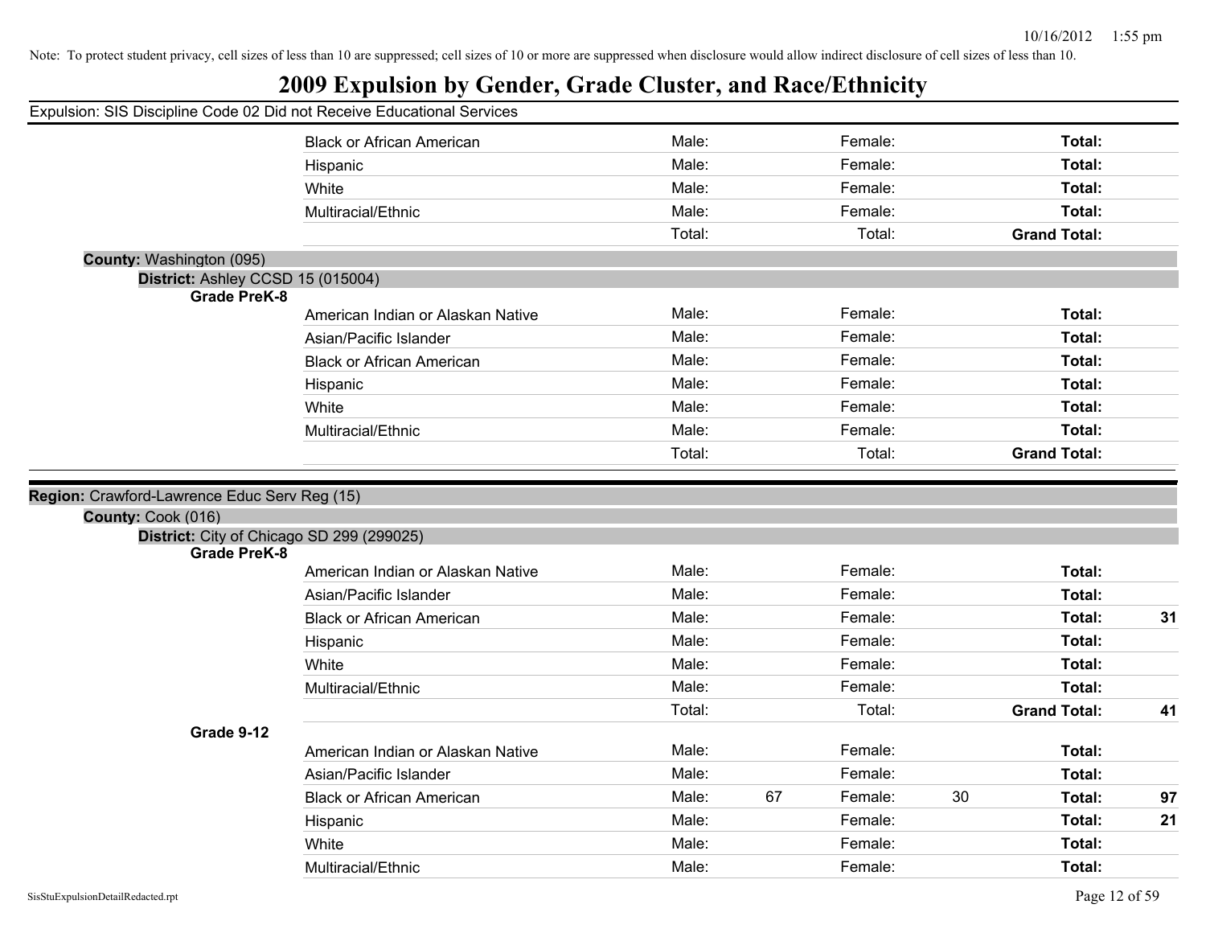Note: To protect student privacy, cell sizes of less than 10 are suppressed; cell sizes of 10 or more are suppressed when disclosure would allow indirect disclosure of cell sizes of less than 10.

# 2009 Expulsion by Gender, Grade Cluster, and Race/Ethnicity

Expulsion: SIS Discipline Code 02 Did not Receive Educational Services

| | | | | | | | |
|---|---|---|---|---|---|---|---|
| Black or African American | Male: | | Female: | | Total: | |
| Hispanic | Male: | | Female: | | Total: | |
| White | Male: | | Female: | | Total: | |
| Multiracial/Ethnic | Male: | | Female: | | Total: | |
| | Total: | | Total: | | **Grand Total:** | |

**County:** Washington (095)

**District:** Ashley CCSD 15 (015004)

**Grade PreK-8**

| | | | | | | |
|---|---|---|---|---|---|---|
| American Indian or Alaskan Native | Male: | | Female: | | **Total:** | |
| Asian/Pacific Islander | Male: | | Female: | | **Total:** | |
| Black or African American | Male: | | Female: | | **Total:** | |
| Hispanic | Male: | | Female: | | **Total:** | |
| White | Male: | | Female: | | **Total:** | |
| Multiracial/Ethnic | Male: | | Female: | | **Total:** | |
| | Total: | | Total: | | **Grand Total:** | |

**Region:** Crawford-Lawrence Educ Serv Reg (15)

**County:** Cook (016)

**District:** City of Chicago SD 299 (299025)

**Grade PreK-8**

| | | | | | | |
|---|---|---|---|---|---|---|
| American Indian or Alaskan Native | Male: | | Female: | | **Total:** | |
| Asian/Pacific Islander | Male: | | Female: | | **Total:** | |
| Black or African American | Male: | | Female: | | **Total:** | **31** |
| Hispanic | Male: | | Female: | | **Total:** | |
| White | Male: | | Female: | | **Total:** | |
| Multiracial/Ethnic | Male: | | Female: | | **Total:** | |
| | Total: | | Total: | | **Grand Total:** | **41** |

**Grade 9-12**

| | | | | | | |
|---|---|---|---|---|---|---|
| American Indian or Alaskan Native | Male: | | Female: | | **Total:** | |
| Asian/Pacific Islander | Male: | | Female: | | **Total:** | |
| Black or African American | Male: | 67 | Female: | 30 | **Total:** | **97** |
| Hispanic | Male: | | Female: | | **Total:** | **21** |
| White | Male: | | Female: | | **Total:** | |
| Multiracial/Ethnic | Male: | | Female: | | **Total:** | |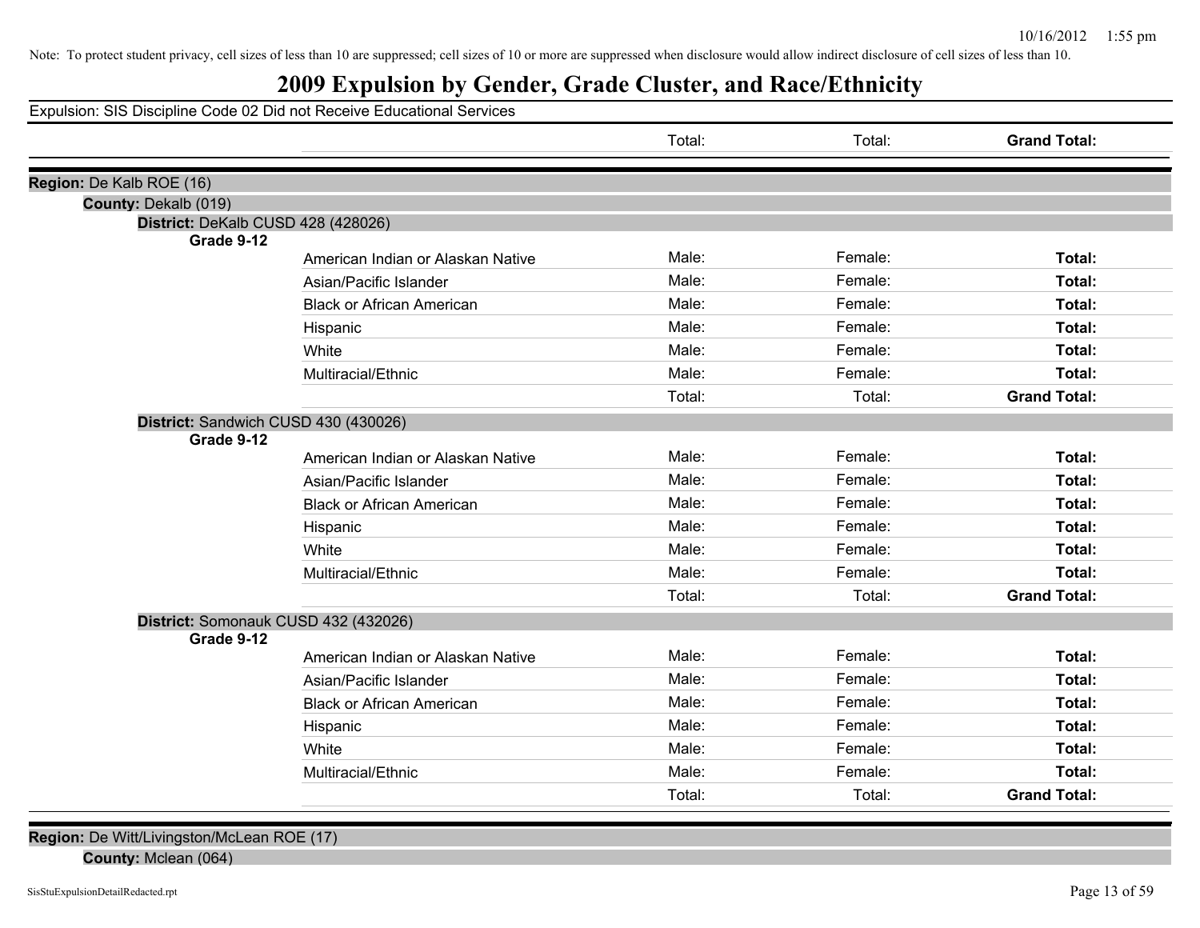Note: To protect student privacy, cell sizes of less than 10 are suppressed; cell sizes of 10 or more are suppressed when disclosure would allow indirect disclosure of cell sizes of less than 10.

# 2009 Expulsion by Gender, Grade Cluster, and Race/Ethnicity

Expulsion: SIS Discipline Code 02 Did not Receive Educational Services

| | | | | |
|---|---|---|---|---|
| | | Total: | Total: | **Grand Total:** |

**Region:** De Kalb ROE (16)

**County:** Dekalb (019)

**District:** DeKalb CUSD 428 (428026)

| Grade | Race/Ethnicity | | | |
|---|---|---|---|---|
| **Grade 9-12** | | | | |
| | American Indian or Alaskan Native | Male: | Female: | **Total:** |
| | Asian/Pacific Islander | Male: | Female: | **Total:** |
| | Black or African American | Male: | Female: | **Total:** |
| | Hispanic | Male: | Female: | **Total:** |
| | White | Male: | Female: | **Total:** |
| | Multiracial/Ethnic | Male: | Female: | **Total:** |
| | | Total: | Total: | **Grand Total:** |

**District:** Sandwich CUSD 430 (430026)

| Grade | Race/Ethnicity | | | |
|---|---|---|---|---|
| **Grade 9-12** | | | | |
| | American Indian or Alaskan Native | Male: | Female: | **Total:** |
| | Asian/Pacific Islander | Male: | Female: | **Total:** |
| | Black or African American | Male: | Female: | **Total:** |
| | Hispanic | Male: | Female: | **Total:** |
| | White | Male: | Female: | **Total:** |
| | Multiracial/Ethnic | Male: | Female: | **Total:** |
| | | Total: | Total: | **Grand Total:** |

**District:** Somonauk CUSD 432 (432026)

| Grade | Race/Ethnicity | | | |
|---|---|---|---|---|
| **Grade 9-12** | | | | |
| | American Indian or Alaskan Native | Male: | Female: | **Total:** |
| | Asian/Pacific Islander | Male: | Female: | **Total:** |
| | Black or African American | Male: | Female: | **Total:** |
| | Hispanic | Male: | Female: | **Total:** |
| | White | Male: | Female: | **Total:** |
| | Multiracial/Ethnic | Male: | Female: | **Total:** |
| | | Total: | Total: | **Grand Total:** |

**Region:** De Witt/Livingston/McLean ROE (17)

**County:** Mclean (064)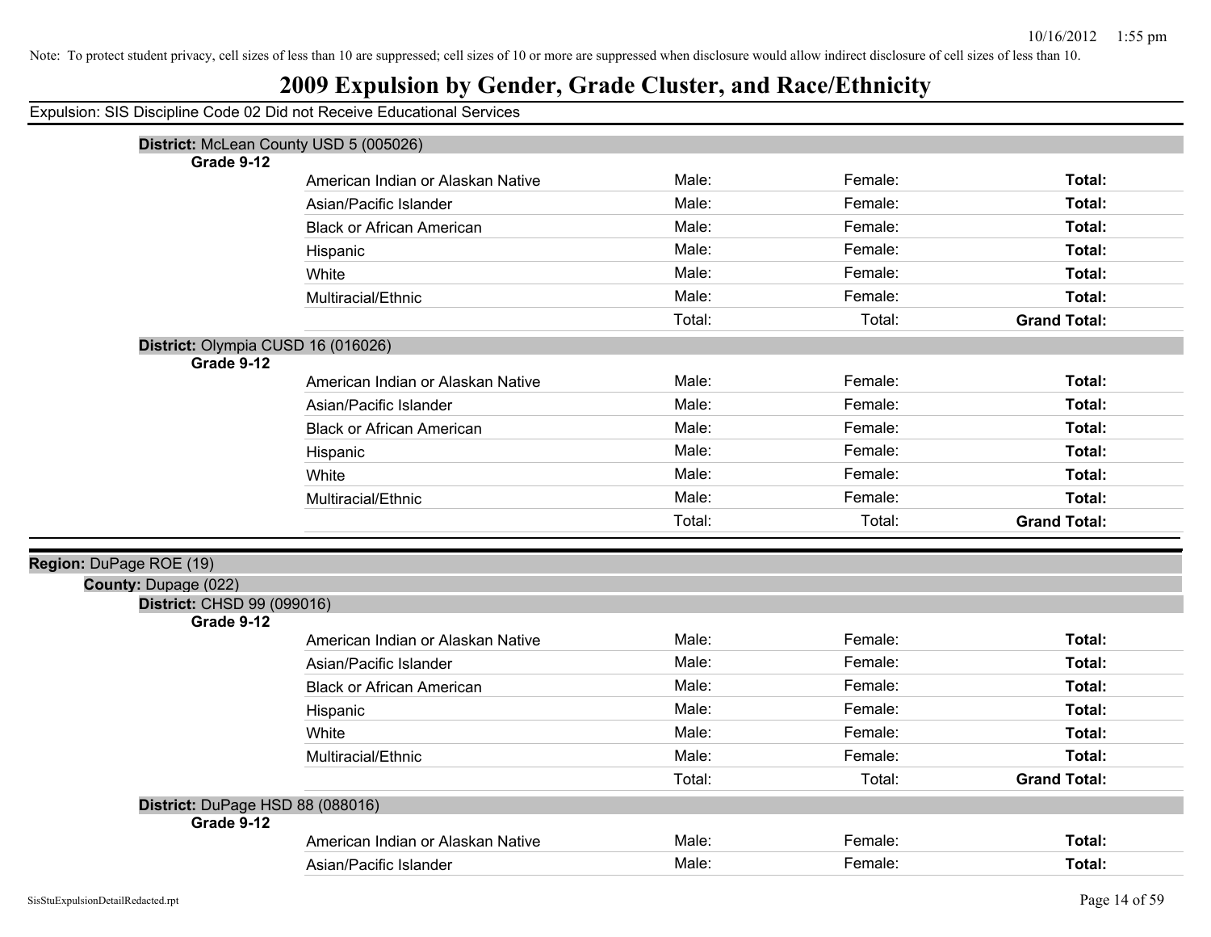Note: To protect student privacy, cell sizes of less than 10 are suppressed; cell sizes of 10 or more are suppressed when disclosure would allow indirect disclosure of cell sizes of less than 10.

# 2009 Expulsion by Gender, Grade Cluster, and Race/Ethnicity

Expulsion: SIS Discipline Code 02 Did not Receive Educational Services

**District:** McLean County USD 5 (005026)

**Grade 9-12**

| | | | |
|---|---|---|---|
| American Indian or Alaskan Native | Male: | Female: | **Total:** |
| Asian/Pacific Islander | Male: | Female: | **Total:** |
| Black or African American | Male: | Female: | **Total:** |
| Hispanic | Male: | Female: | **Total:** |
| White | Male: | Female: | **Total:** |
| Multiracial/Ethnic | Male: | Female: | **Total:** |
| | Total: | Total: | **Grand Total:** |

**District:** Olympia CUSD 16 (016026)

**Grade 9-12**

| | | | |
|---|---|---|---|
| American Indian or Alaskan Native | Male: | Female: | **Total:** |
| Asian/Pacific Islander | Male: | Female: | **Total:** |
| Black or African American | Male: | Female: | **Total:** |
| Hispanic | Male: | Female: | **Total:** |
| White | Male: | Female: | **Total:** |
| Multiracial/Ethnic | Male: | Female: | **Total:** |
| | Total: | Total: | **Grand Total:** |

**Region:** DuPage ROE (19)

**County:** Dupage (022)

**District:** CHSD 99 (099016)

**Grade 9-12**

| | | | |
|---|---|---|---|
| American Indian or Alaskan Native | Male: | Female: | **Total:** |
| Asian/Pacific Islander | Male: | Female: | **Total:** |
| Black or African American | Male: | Female: | **Total:** |
| Hispanic | Male: | Female: | **Total:** |
| White | Male: | Female: | **Total:** |
| Multiracial/Ethnic | Male: | Female: | **Total:** |
| | Total: | Total: | **Grand Total:** |

**District:** DuPage HSD 88 (088016)

**Grade 9-12**

| | | | |
|---|---|---|---|
| American Indian or Alaskan Native | Male: | Female: | **Total:** |
| Asian/Pacific Islander | Male: | Female: | **Total:** |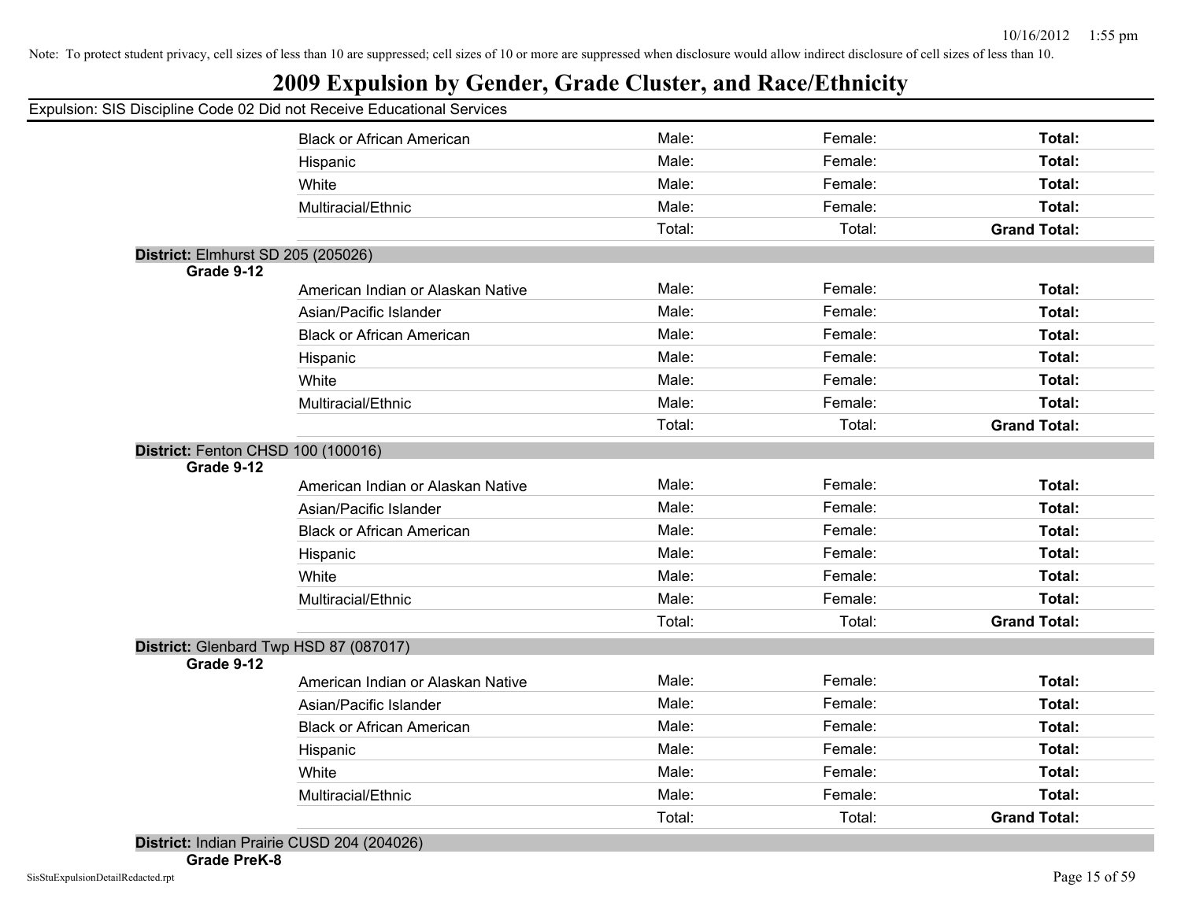Note: To protect student privacy, cell sizes of less than 10 are suppressed; cell sizes of 10 or more are suppressed when disclosure would allow indirect disclosure of cell sizes of less than 10.

# 2009 Expulsion by Gender, Grade Cluster, and Race/Ethnicity

Expulsion: SIS Discipline Code 02 Did not Receive Educational Services

| | | | | |
|---|---|---|---|---|
| | Black or African American | Male: | Female: | **Total:** |
| | Hispanic | Male: | Female: | **Total:** |
| | White | Male: | Female: | **Total:** |
| | Multiracial/Ethnic | Male: | Female: | **Total:** |
| | | Total: | Total: | **Grand Total:** |

**District:** Elmhurst SD 205 (205026)

| | | | | |
|---|---|---|---|---|
| **Grade 9-12** | | | | |
| | American Indian or Alaskan Native | Male: | Female: | **Total:** |
| | Asian/Pacific Islander | Male: | Female: | **Total:** |
| | Black or African American | Male: | Female: | **Total:** |
| | Hispanic | Male: | Female: | **Total:** |
| | White | Male: | Female: | **Total:** |
| | Multiracial/Ethnic | Male: | Female: | **Total:** |
| | | Total: | Total: | **Grand Total:** |

**District:** Fenton CHSD 100 (100016)

| | | | | |
|---|---|---|---|---|
| **Grade 9-12** | | | | |
| | American Indian or Alaskan Native | Male: | Female: | **Total:** |
| | Asian/Pacific Islander | Male: | Female: | **Total:** |
| | Black or African American | Male: | Female: | **Total:** |
| | Hispanic | Male: | Female: | **Total:** |
| | White | Male: | Female: | **Total:** |
| | Multiracial/Ethnic | Male: | Female: | **Total:** |
| | | Total: | Total: | **Grand Total:** |

**District:** Glenbard Twp HSD 87 (087017)

| | | | | |
|---|---|---|---|---|
| **Grade 9-12** | | | | |
| | American Indian or Alaskan Native | Male: | Female: | **Total:** |
| | Asian/Pacific Islander | Male: | Female: | **Total:** |
| | Black or African American | Male: | Female: | **Total:** |
| | Hispanic | Male: | Female: | **Total:** |
| | White | Male: | Female: | **Total:** |
| | Multiracial/Ethnic | Male: | Female: | **Total:** |
| | | Total: | Total: | **Grand Total:** |

**District:** Indian Prairie CUSD 204 (204026)

**Grade PreK-8**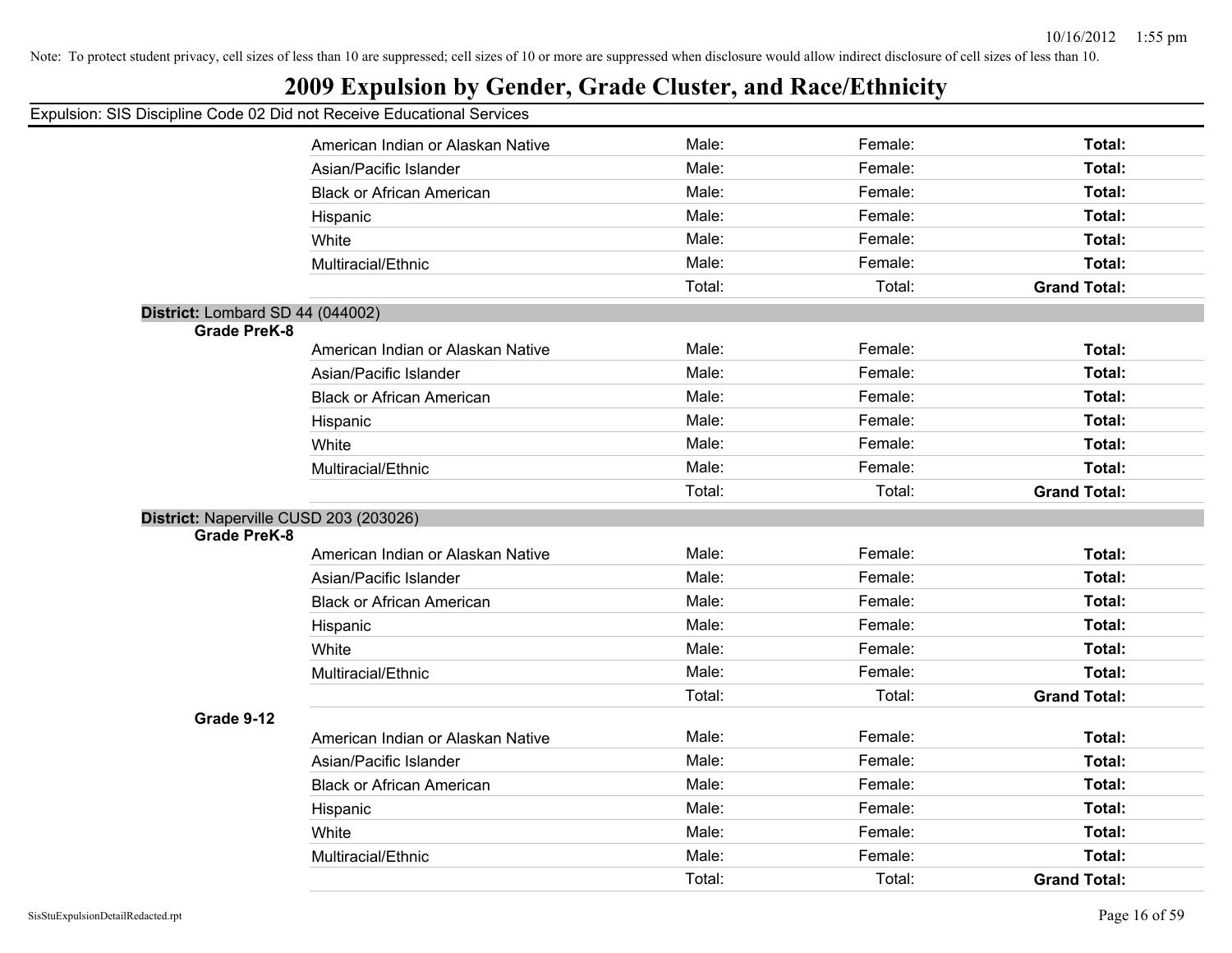Note: To protect student privacy, cell sizes of less than 10 are suppressed; cell sizes of 10 or more are suppressed when disclosure would allow indirect disclosure of cell sizes of less than 10.

# 2009 Expulsion by Gender, Grade Cluster, and Race/Ethnicity

Expulsion: SIS Discipline Code 02 Did not Receive Educational Services

| | | | | |
|---|---|---|---|---|
| | American Indian or Alaskan Native | Male: | Female: | **Total:** |
| | Asian/Pacific Islander | Male: | Female: | **Total:** |
| | Black or African American | Male: | Female: | **Total:** |
| | Hispanic | Male: | Female: | **Total:** |
| | White | Male: | Female: | **Total:** |
| | Multiracial/Ethnic | Male: | Female: | **Total:** |
| | | Total: | Total: | **Grand Total:** |

**District:** Lombard SD 44 (044002)

| | | | | |
|---|---|---|---|---|
| **Grade PreK-8** | | | | |
| | American Indian or Alaskan Native | Male: | Female: | **Total:** |
| | Asian/Pacific Islander | Male: | Female: | **Total:** |
| | Black or African American | Male: | Female: | **Total:** |
| | Hispanic | Male: | Female: | **Total:** |
| | White | Male: | Female: | **Total:** |
| | Multiracial/Ethnic | Male: | Female: | **Total:** |
| | | Total: | Total: | **Grand Total:** |

**District:** Naperville CUSD 203 (203026)

| | | | | |
|---|---|---|---|---|
| **Grade PreK-8** | | | | |
| | American Indian or Alaskan Native | Male: | Female: | **Total:** |
| | Asian/Pacific Islander | Male: | Female: | **Total:** |
| | Black or African American | Male: | Female: | **Total:** |
| | Hispanic | Male: | Female: | **Total:** |
| | White | Male: | Female: | **Total:** |
| | Multiracial/Ethnic | Male: | Female: | **Total:** |
| | | Total: | Total: | **Grand Total:** |
| **Grade 9-12** | | | | |
| | American Indian or Alaskan Native | Male: | Female: | **Total:** |
| | Asian/Pacific Islander | Male: | Female: | **Total:** |
| | Black or African American | Male: | Female: | **Total:** |
| | Hispanic | Male: | Female: | **Total:** |
| | White | Male: | Female: | **Total:** |
| | Multiracial/Ethnic | Male: | Female: | **Total:** |
| | | Total: | Total: | **Grand Total:** |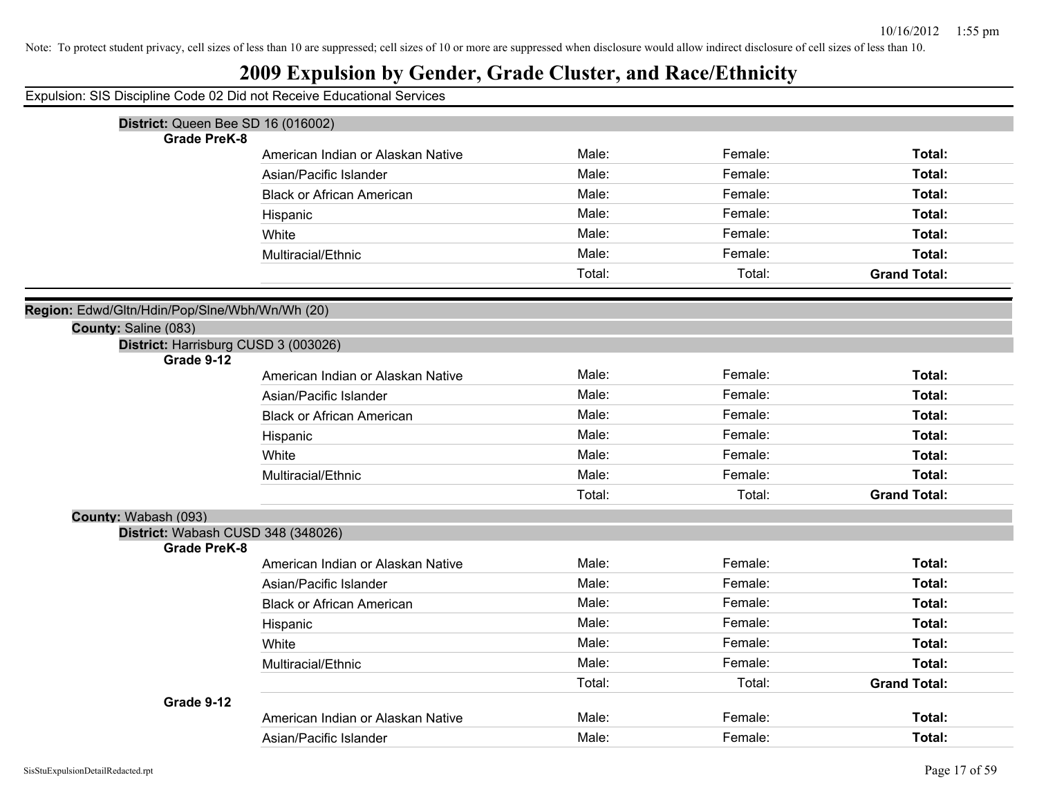Note: To protect student privacy, cell sizes of less than 10 are suppressed; cell sizes of 10 or more are suppressed when disclosure would allow indirect disclosure of cell sizes of less than 10.

# 2009 Expulsion by Gender, Grade Cluster, and Race/Ethnicity

Expulsion: SIS Discipline Code 02 Did not Receive Educational Services

**District:** Queen Bee SD 16 (016002)

**Grade PreK-8**

| | | | |
|---|---|---|---|
| American Indian or Alaskan Native | Male: | Female: | **Total:** |
| Asian/Pacific Islander | Male: | Female: | **Total:** |
| Black or African American | Male: | Female: | **Total:** |
| Hispanic | Male: | Female: | **Total:** |
| White | Male: | Female: | **Total:** |
| Multiracial/Ethnic | Male: | Female: | **Total:** |
| | Total: | Total: | **Grand Total:** |

**Region:** Edwd/Gltn/Hdin/Pop/Slne/Wbh/Wn/Wh (20)

**County:** Saline (083)

**District:** Harrisburg CUSD 3 (003026)

**Grade 9-12**

| | | | |
|---|---|---|---|
| American Indian or Alaskan Native | Male: | Female: | **Total:** |
| Asian/Pacific Islander | Male: | Female: | **Total:** |
| Black or African American | Male: | Female: | **Total:** |
| Hispanic | Male: | Female: | **Total:** |
| White | Male: | Female: | **Total:** |
| Multiracial/Ethnic | Male: | Female: | **Total:** |
| | Total: | Total: | **Grand Total:** |

**County:** Wabash (093)

**District:** Wabash CUSD 348 (348026)

**Grade PreK-8**

| | | | |
|---|---|---|---|
| American Indian or Alaskan Native | Male: | Female: | **Total:** |
| Asian/Pacific Islander | Male: | Female: | **Total:** |
| Black or African American | Male: | Female: | **Total:** |
| Hispanic | Male: | Female: | **Total:** |
| White | Male: | Female: | **Total:** |
| Multiracial/Ethnic | Male: | Female: | **Total:** |
| | Total: | Total: | **Grand Total:** |

**Grade 9-12**

| | | | |
|---|---|---|---|
| American Indian or Alaskan Native | Male: | Female: | **Total:** |
| Asian/Pacific Islander | Male: | Female: | **Total:** |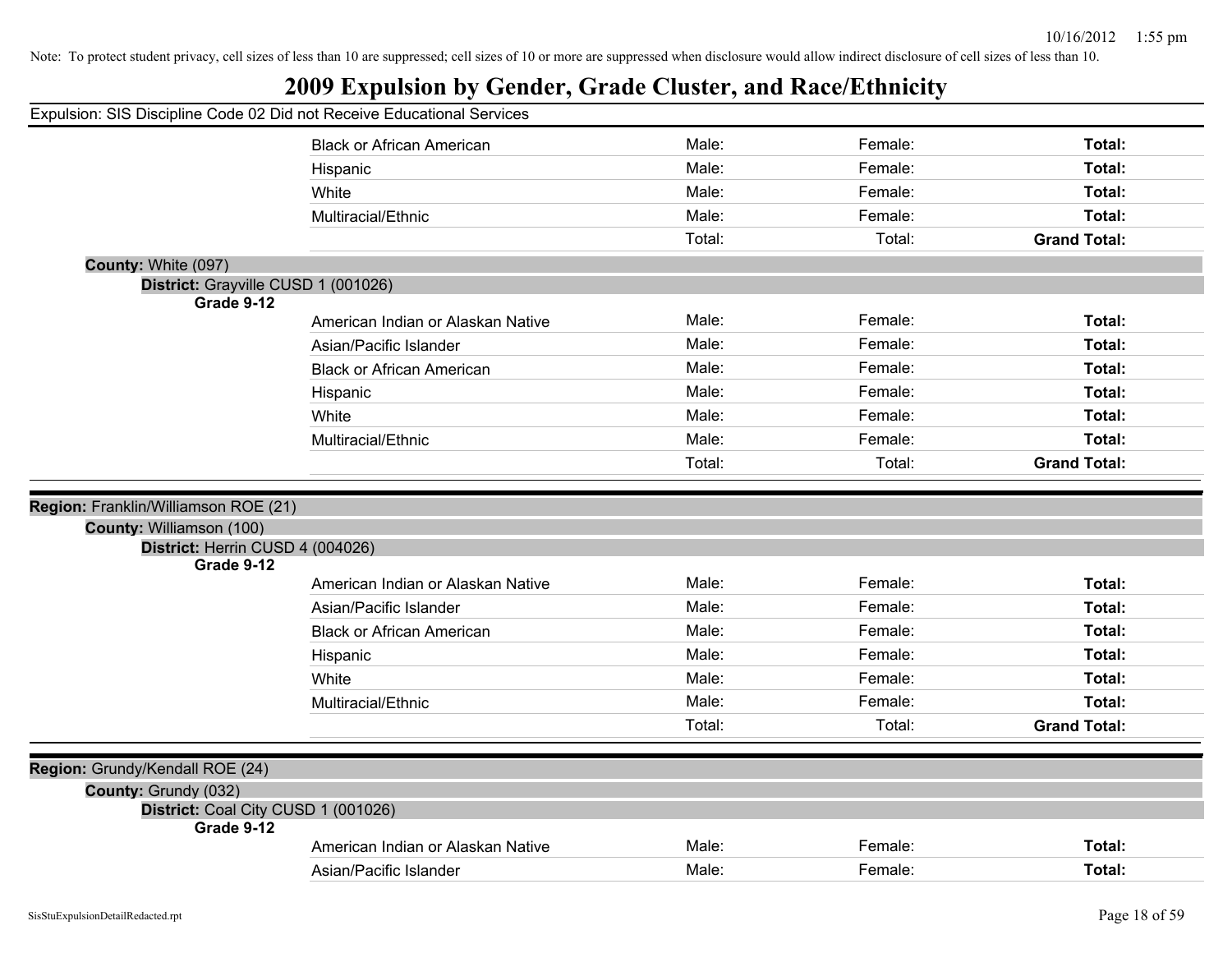Note: To protect student privacy, cell sizes of less than 10 are suppressed; cell sizes of 10 or more are suppressed when disclosure would allow indirect disclosure of cell sizes of less than 10.

# 2009 Expulsion by Gender, Grade Cluster, and Race/Ethnicity

Expulsion: SIS Discipline Code 02 Did not Receive Educational Services

| | | | | |
|---|---|---|---|---|
| | Black or African American | Male: | Female: | **Total:** |
| | Hispanic | Male: | Female: | **Total:** |
| | White | Male: | Female: | **Total:** |
| | Multiracial/Ethnic | Male: | Female: | **Total:** |
| | | Total: | Total: | **Grand Total:** |

**County:** White (097)

**District:** Grayville CUSD 1 (001026)

| **Grade 9-12** | | | | |
|---|---|---|---|---|
| | American Indian or Alaskan Native | Male: | Female: | **Total:** |
| | Asian/Pacific Islander | Male: | Female: | **Total:** |
| | Black or African American | Male: | Female: | **Total:** |
| | Hispanic | Male: | Female: | **Total:** |
| | White | Male: | Female: | **Total:** |
| | Multiracial/Ethnic | Male: | Female: | **Total:** |
| | | Total: | Total: | **Grand Total:** |

**Region:** Franklin/Williamson ROE (21)

**County:** Williamson (100)

**District:** Herrin CUSD 4 (004026)

| **Grade 9-12** | | | | |
|---|---|---|---|---|
| | American Indian or Alaskan Native | Male: | Female: | **Total:** |
| | Asian/Pacific Islander | Male: | Female: | **Total:** |
| | Black or African American | Male: | Female: | **Total:** |
| | Hispanic | Male: | Female: | **Total:** |
| | White | Male: | Female: | **Total:** |
| | Multiracial/Ethnic | Male: | Female: | **Total:** |
| | | Total: | Total: | **Grand Total:** |

**Region:** Grundy/Kendall ROE (24)

**County:** Grundy (032)

**District:** Coal City CUSD 1 (001026)

| **Grade 9-12** | | | | |
|---|---|---|---|---|
| | American Indian or Alaskan Native | Male: | Female: | **Total:** |
| | Asian/Pacific Islander | Male: | Female: | **Total:** |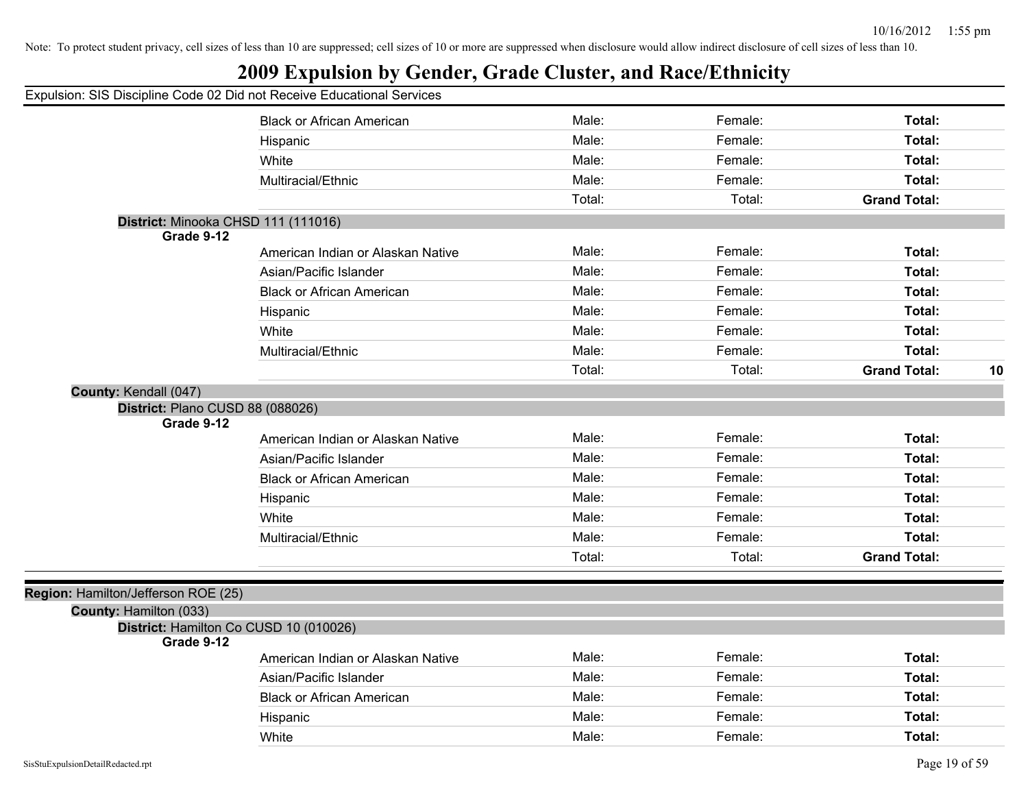Note: To protect student privacy, cell sizes of less than 10 are suppressed; cell sizes of 10 or more are suppressed when disclosure would allow indirect disclosure of cell sizes of less than 10.

# 2009 Expulsion by Gender, Grade Cluster, and Race/Ethnicity

Expulsion: SIS Discipline Code 02 Did not Receive Educational Services

| | | | | |
|---|---|---|---|---|
| Black or African American | Male: | Female: | **Total:** | |
| Hispanic | Male: | Female: | **Total:** | |
| White | Male: | Female: | **Total:** | |
| Multiracial/Ethnic | Male: | Female: | **Total:** | |
| | Total: | Total: | **Grand Total:** | |

**District:** Minooka CHSD 111 (111016)

**Grade 9-12**

| | | | | |
|---|---|---|---|---|
| American Indian or Alaskan Native | Male: | Female: | **Total:** | |
| Asian/Pacific Islander | Male: | Female: | **Total:** | |
| Black or African American | Male: | Female: | **Total:** | |
| Hispanic | Male: | Female: | **Total:** | |
| White | Male: | Female: | **Total:** | |
| Multiracial/Ethnic | Male: | Female: | **Total:** | |
| | Total: | Total: | **Grand Total:** | **10** |

**County:** Kendall (047)

**District:** Plano CUSD 88 (088026)

**Grade 9-12**

| | | | | |
|---|---|---|---|---|
| American Indian or Alaskan Native | Male: | Female: | **Total:** | |
| Asian/Pacific Islander | Male: | Female: | **Total:** | |
| Black or African American | Male: | Female: | **Total:** | |
| Hispanic | Male: | Female: | **Total:** | |
| White | Male: | Female: | **Total:** | |
| Multiracial/Ethnic | Male: | Female: | **Total:** | |
| | Total: | Total: | **Grand Total:** | |

**Region:** Hamilton/Jefferson ROE (25)

**County:** Hamilton (033)

**District:** Hamilton Co CUSD 10 (010026)

**Grade 9-12**

| | | | | |
|---|---|---|---|---|
| American Indian or Alaskan Native | Male: | Female: | **Total:** | |
| Asian/Pacific Islander | Male: | Female: | **Total:** | |
| Black or African American | Male: | Female: | **Total:** | |
| Hispanic | Male: | Female: | **Total:** | |
| White | Male: | Female: | **Total:** | |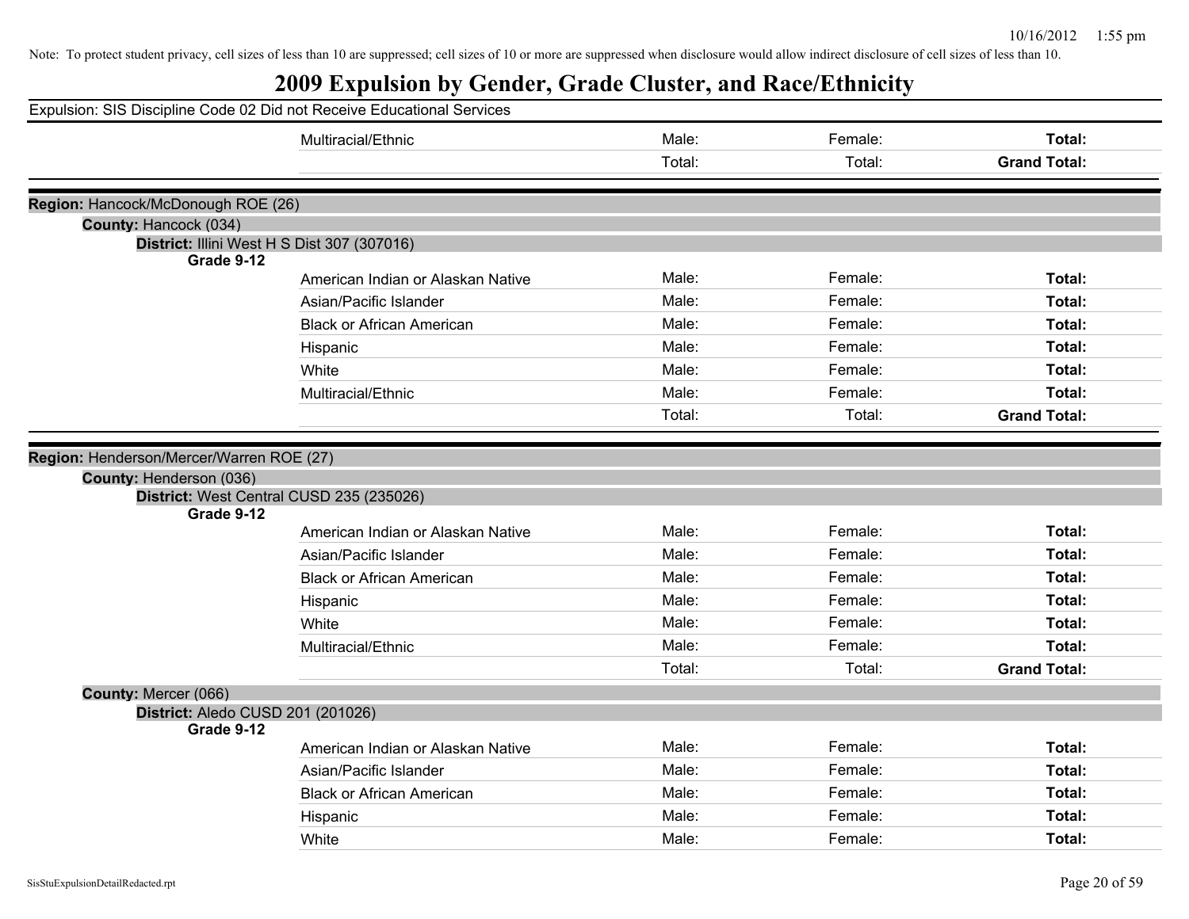Note: To protect student privacy, cell sizes of less than 10 are suppressed; cell sizes of 10 or more are suppressed when disclosure would allow indirect disclosure of cell sizes of less than 10.

# 2009 Expulsion by Gender, Grade Cluster, and Race/Ethnicity

Expulsion: SIS Discipline Code 02 Did not Receive Educational Services

| | | | | |
|---|---|---|---|---|
| | Multiracial/Ethnic | Male: | Female: | **Total:** |
| | | Total: | Total: | **Grand Total:** |

**Region:** Hancock/McDonough ROE (26)

**County:** Hancock (034)

**District:** Illini West H S Dist 307 (307016)

| Grade 9-12 | | | | |
|---|---|---|---|---|
| | American Indian or Alaskan Native | Male: | Female: | **Total:** |
| | Asian/Pacific Islander | Male: | Female: | **Total:** |
| | Black or African American | Male: | Female: | **Total:** |
| | Hispanic | Male: | Female: | **Total:** |
| | White | Male: | Female: | **Total:** |
| | Multiracial/Ethnic | Male: | Female: | **Total:** |
| | | Total: | Total: | **Grand Total:** |

**Region:** Henderson/Mercer/Warren ROE (27)

**County:** Henderson (036)

**District:** West Central CUSD 235 (235026)

| Grade 9-12 | | | | |
|---|---|---|---|---|
| | American Indian or Alaskan Native | Male: | Female: | **Total:** |
| | Asian/Pacific Islander | Male: | Female: | **Total:** |
| | Black or African American | Male: | Female: | **Total:** |
| | Hispanic | Male: | Female: | **Total:** |
| | White | Male: | Female: | **Total:** |
| | Multiracial/Ethnic | Male: | Female: | **Total:** |
| | | Total: | Total: | **Grand Total:** |

**County:** Mercer (066)

**District:** Aledo CUSD 201 (201026)

| Grade 9-12 | | | | |
|---|---|---|---|---|
| | American Indian or Alaskan Native | Male: | Female: | **Total:** |
| | Asian/Pacific Islander | Male: | Female: | **Total:** |
| | Black or African American | Male: | Female: | **Total:** |
| | Hispanic | Male: | Female: | **Total:** |
| | White | Male: | Female: | **Total:** |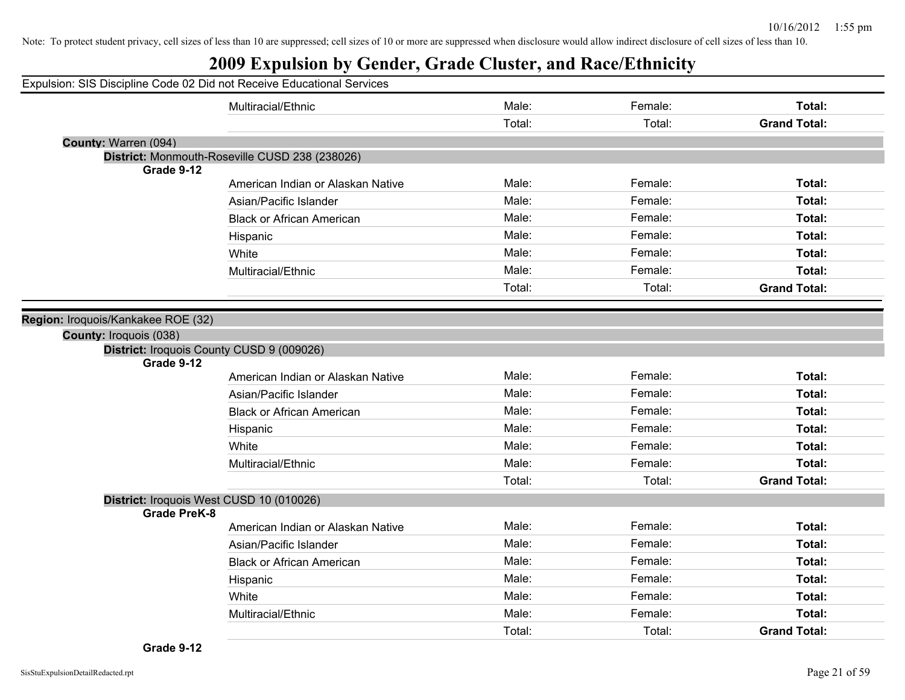Note: To protect student privacy, cell sizes of less than 10 are suppressed; cell sizes of 10 or more are suppressed when disclosure would allow indirect disclosure of cell sizes of less than 10.

# 2009 Expulsion by Gender, Grade Cluster, and Race/Ethnicity

Expulsion: SIS Discipline Code 02 Did not Receive Educational Services

| | | | | |
|---|---|---|---|---|
| | Multiracial/Ethnic | Male: | Female: | **Total:** |
| | | Total: | Total: | **Grand Total:** |

**County:** Warren (094)

**District:** Monmouth-Roseville CUSD 238 (238026)

| **Grade 9-12** | | | | |
|---|---|---|---|---|
| | American Indian or Alaskan Native | Male: | Female: | **Total:** |
| | Asian/Pacific Islander | Male: | Female: | **Total:** |
| | Black or African American | Male: | Female: | **Total:** |
| | Hispanic | Male: | Female: | **Total:** |
| | White | Male: | Female: | **Total:** |
| | Multiracial/Ethnic | Male: | Female: | **Total:** |
| | | Total: | Total: | **Grand Total:** |

**Region:** Iroquois/Kankakee ROE (32)

**County:** Iroquois (038)

**District:** Iroquois County CUSD 9 (009026)

| **Grade 9-12** | | | | |
|---|---|---|---|---|
| | American Indian or Alaskan Native | Male: | Female: | **Total:** |
| | Asian/Pacific Islander | Male: | Female: | **Total:** |
| | Black or African American | Male: | Female: | **Total:** |
| | Hispanic | Male: | Female: | **Total:** |
| | White | Male: | Female: | **Total:** |
| | Multiracial/Ethnic | Male: | Female: | **Total:** |
| | | Total: | Total: | **Grand Total:** |

**District:** Iroquois West CUSD 10 (010026)

| **Grade PreK-8** | | | | |
|---|---|---|---|---|
| | American Indian or Alaskan Native | Male: | Female: | **Total:** |
| | Asian/Pacific Islander | Male: | Female: | **Total:** |
| | Black or African American | Male: | Female: | **Total:** |
| | Hispanic | Male: | Female: | **Total:** |
| | White | Male: | Female: | **Total:** |
| | Multiracial/Ethnic | Male: | Female: | **Total:** |
| | | Total: | Total: | **Grand Total:** |

**Grade 9-12**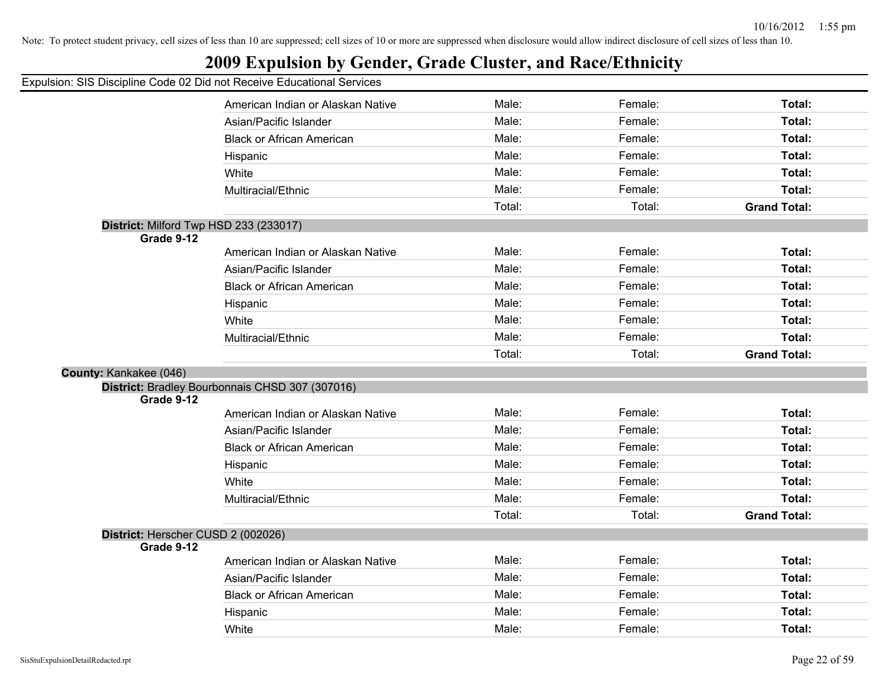Note: To protect student privacy, cell sizes of less than 10 are suppressed; cell sizes of 10 or more are suppressed when disclosure would allow indirect disclosure of cell sizes of less than 10.

# 2009 Expulsion by Gender, Grade Cluster, and Race/Ethnicity

Expulsion: SIS Discipline Code 02 Did not Receive Educational Services

| | | | |
|---|---|---|---|
| American Indian or Alaskan Native | Male: | Female: | **Total:** |
| Asian/Pacific Islander | Male: | Female: | **Total:** |
| Black or African American | Male: | Female: | **Total:** |
| Hispanic | Male: | Female: | **Total:** |
| White | Male: | Female: | **Total:** |
| Multiracial/Ethnic | Male: | Female: | **Total:** |
| | Total: | Total: | **Grand Total:** |

**District:** Milford Twp HSD 233 (233017)

**Grade 9-12**

| | | | |
|---|---|---|---|
| American Indian or Alaskan Native | Male: | Female: | **Total:** |
| Asian/Pacific Islander | Male: | Female: | **Total:** |
| Black or African American | Male: | Female: | **Total:** |
| Hispanic | Male: | Female: | **Total:** |
| White | Male: | Female: | **Total:** |
| Multiracial/Ethnic | Male: | Female: | **Total:** |
| | Total: | Total: | **Grand Total:** |

**County:** Kankakee (046)

**District:** Bradley Bourbonnais CHSD 307 (307016)

**Grade 9-12**

| | | | |
|---|---|---|---|
| American Indian or Alaskan Native | Male: | Female: | **Total:** |
| Asian/Pacific Islander | Male: | Female: | **Total:** |
| Black or African American | Male: | Female: | **Total:** |
| Hispanic | Male: | Female: | **Total:** |
| White | Male: | Female: | **Total:** |
| Multiracial/Ethnic | Male: | Female: | **Total:** |
| | Total: | Total: | **Grand Total:** |

**District:** Herscher CUSD 2 (002026)

**Grade 9-12**

| | | | |
|---|---|---|---|
| American Indian or Alaskan Native | Male: | Female: | **Total:** |
| Asian/Pacific Islander | Male: | Female: | **Total:** |
| Black or African American | Male: | Female: | **Total:** |
| Hispanic | Male: | Female: | **Total:** |
| White | Male: | Female: | **Total:** |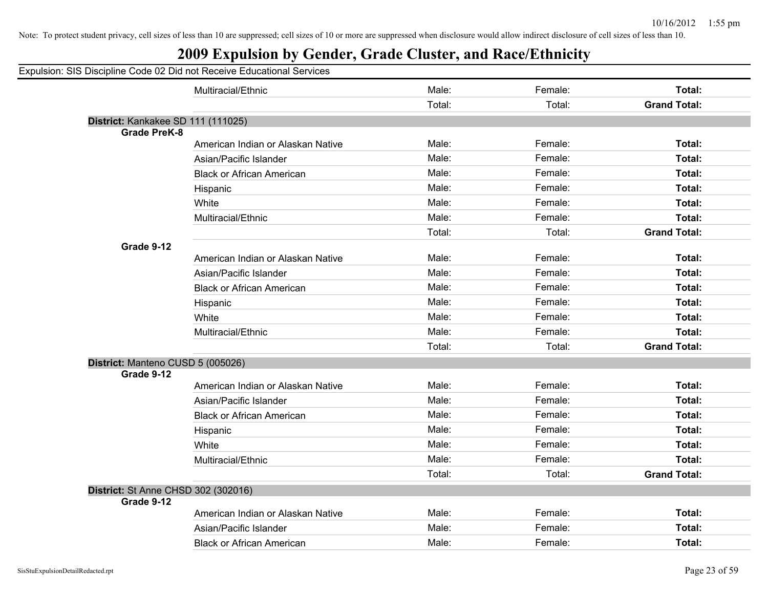Note: To protect student privacy, cell sizes of less than 10 are suppressed; cell sizes of 10 or more are suppressed when disclosure would allow indirect disclosure of cell sizes of less than 10.

# 2009 Expulsion by Gender, Grade Cluster, and Race/Ethnicity

Expulsion: SIS Discipline Code 02 Did not Receive Educational Services

| | | | | |
|---|---|---|---|---|
| | Multiracial/Ethnic | Male: | Female: | **Total:** |
| | | Total: | Total: | **Grand Total:** |

**District:** Kankakee SD 111 (111025)

| | | | | |
|---|---|---|---|---|
| **Grade PreK-8** | | | | |
| | American Indian or Alaskan Native | Male: | Female: | **Total:** |
| | Asian/Pacific Islander | Male: | Female: | **Total:** |
| | Black or African American | Male: | Female: | **Total:** |
| | Hispanic | Male: | Female: | **Total:** |
| | White | Male: | Female: | **Total:** |
| | Multiracial/Ethnic | Male: | Female: | **Total:** |
| | | Total: | Total: | **Grand Total:** |
| **Grade 9-12** | | | | |
| | American Indian or Alaskan Native | Male: | Female: | **Total:** |
| | Asian/Pacific Islander | Male: | Female: | **Total:** |
| | Black or African American | Male: | Female: | **Total:** |
| | Hispanic | Male: | Female: | **Total:** |
| | White | Male: | Female: | **Total:** |
| | Multiracial/Ethnic | Male: | Female: | **Total:** |
| | | Total: | Total: | **Grand Total:** |

**District:** Manteno CUSD 5 (005026)

| | | | | |
|---|---|---|---|---|
| **Grade 9-12** | | | | |
| | American Indian or Alaskan Native | Male: | Female: | **Total:** |
| | Asian/Pacific Islander | Male: | Female: | **Total:** |
| | Black or African American | Male: | Female: | **Total:** |
| | Hispanic | Male: | Female: | **Total:** |
| | White | Male: | Female: | **Total:** |
| | Multiracial/Ethnic | Male: | Female: | **Total:** |
| | | Total: | Total: | **Grand Total:** |

**District:** St Anne CHSD 302 (302016)

| | | | | |
|---|---|---|---|---|
| **Grade 9-12** | | | | |
| | American Indian or Alaskan Native | Male: | Female: | **Total:** |
| | Asian/Pacific Islander | Male: | Female: | **Total:** |
| | Black or African American | Male: | Female: | **Total:** |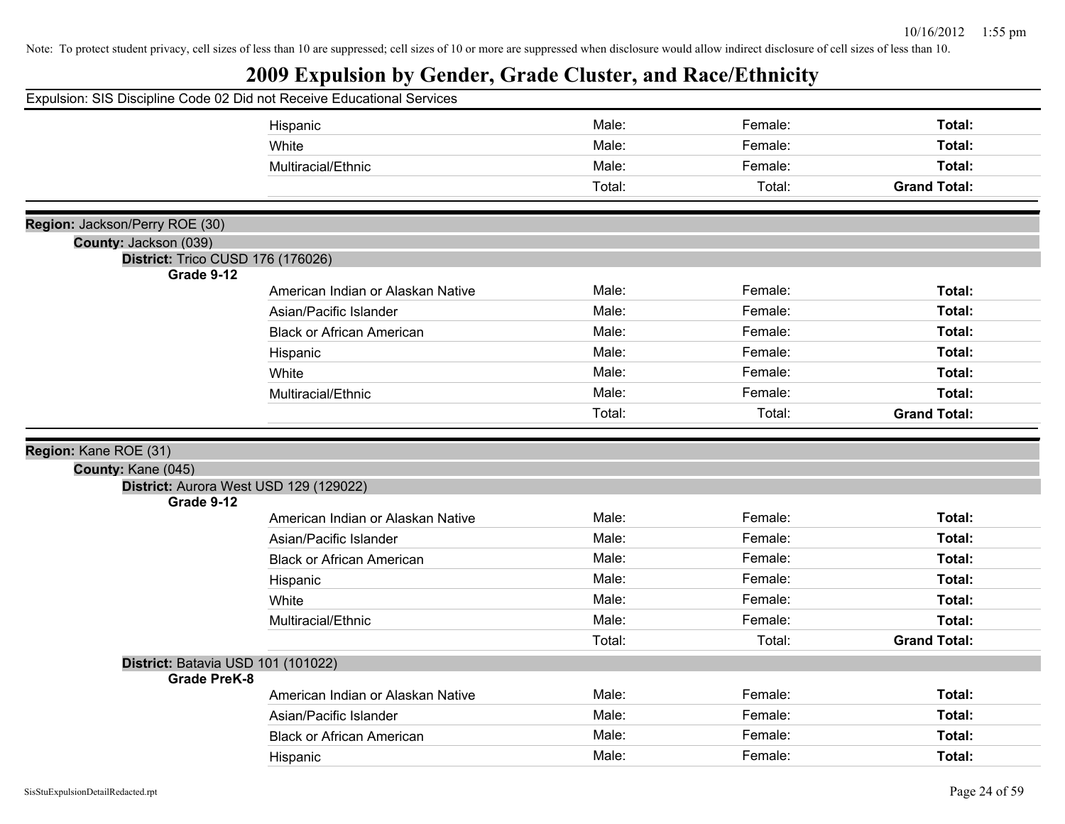Note: To protect student privacy, cell sizes of less than 10 are suppressed; cell sizes of 10 or more are suppressed when disclosure would allow indirect disclosure of cell sizes of less than 10.

# 2009 Expulsion by Gender, Grade Cluster, and Race/Ethnicity

Expulsion: SIS Discipline Code 02 Did not Receive Educational Services

| | | | |
|---|---|---|---|
| Hispanic | Male: | Female: | **Total:** |
| White | Male: | Female: | **Total:** |
| Multiracial/Ethnic | Male: | Female: | **Total:** |
| | Total: | Total: | **Grand Total:** |

**Region:** Jackson/Perry ROE (30)

**County:** Jackson (039)

**District:** Trico CUSD 176 (176026)

**Grade 9-12**

| | | | |
|---|---|---|---|
| American Indian or Alaskan Native | Male: | Female: | **Total:** |
| Asian/Pacific Islander | Male: | Female: | **Total:** |
| Black or African American | Male: | Female: | **Total:** |
| Hispanic | Male: | Female: | **Total:** |
| White | Male: | Female: | **Total:** |
| Multiracial/Ethnic | Male: | Female: | **Total:** |
| | Total: | Total: | **Grand Total:** |

**Region:** Kane ROE (31)

**County:** Kane (045)

**District:** Aurora West USD 129 (129022)

**Grade 9-12**

| | | | |
|---|---|---|---|
| American Indian or Alaskan Native | Male: | Female: | **Total:** |
| Asian/Pacific Islander | Male: | Female: | **Total:** |
| Black or African American | Male: | Female: | **Total:** |
| Hispanic | Male: | Female: | **Total:** |
| White | Male: | Female: | **Total:** |
| Multiracial/Ethnic | Male: | Female: | **Total:** |
| | Total: | Total: | **Grand Total:** |

**District:** Batavia USD 101 (101022)

**Grade PreK-8**

| | | | |
|---|---|---|---|
| American Indian or Alaskan Native | Male: | Female: | **Total:** |
| Asian/Pacific Islander | Male: | Female: | **Total:** |
| Black or African American | Male: | Female: | **Total:** |
| Hispanic | Male: | Female: | **Total:** |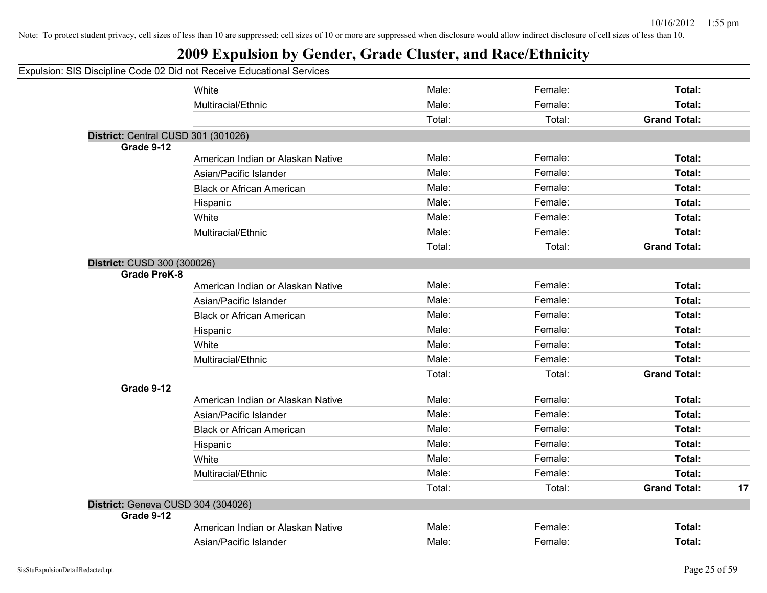Note: To protect student privacy, cell sizes of less than 10 are suppressed; cell sizes of 10 or more are suppressed when disclosure would allow indirect disclosure of cell sizes of less than 10.

# 2009 Expulsion by Gender, Grade Cluster, and Race/Ethnicity

Expulsion: SIS Discipline Code 02 Did not Receive Educational Services

| | | | | | |
|---|---|---|---|---|---|
| | White | Male: | Female: | **Total:** | |
| | Multiracial/Ethnic | Male: | Female: | **Total:** | |
| | | Total: | Total: | **Grand Total:** | |

**District:** Central CUSD 301 (301026)

| | | | | | |
|---|---|---|---|---|---|
| **Grade 9-12** | | | | | |
| | American Indian or Alaskan Native | Male: | Female: | **Total:** | |
| | Asian/Pacific Islander | Male: | Female: | **Total:** | |
| | Black or African American | Male: | Female: | **Total:** | |
| | Hispanic | Male: | Female: | **Total:** | |
| | White | Male: | Female: | **Total:** | |
| | Multiracial/Ethnic | Male: | Female: | **Total:** | |
| | | Total: | Total: | **Grand Total:** | |

**District:** CUSD 300 (300026)

| | | | | | |
|---|---|---|---|---|---|
| **Grade PreK-8** | | | | | |
| | American Indian or Alaskan Native | Male: | Female: | **Total:** | |
| | Asian/Pacific Islander | Male: | Female: | **Total:** | |
| | Black or African American | Male: | Female: | **Total:** | |
| | Hispanic | Male: | Female: | **Total:** | |
| | White | Male: | Female: | **Total:** | |
| | Multiracial/Ethnic | Male: | Female: | **Total:** | |
| | | Total: | Total: | **Grand Total:** | |
| **Grade 9-12** | | | | | |
| | American Indian or Alaskan Native | Male: | Female: | **Total:** | |
| | Asian/Pacific Islander | Male: | Female: | **Total:** | |
| | Black or African American | Male: | Female: | **Total:** | |
| | Hispanic | Male: | Female: | **Total:** | |
| | White | Male: | Female: | **Total:** | |
| | Multiracial/Ethnic | Male: | Female: | **Total:** | |
| | | Total: | Total: | **Grand Total:** | 17 |

**District:** Geneva CUSD 304 (304026)

| | | | | | |
|---|---|---|---|---|---|
| **Grade 9-12** | | | | | |
| | American Indian or Alaskan Native | Male: | Female: | **Total:** | |
| | Asian/Pacific Islander | Male: | Female: | **Total:** | |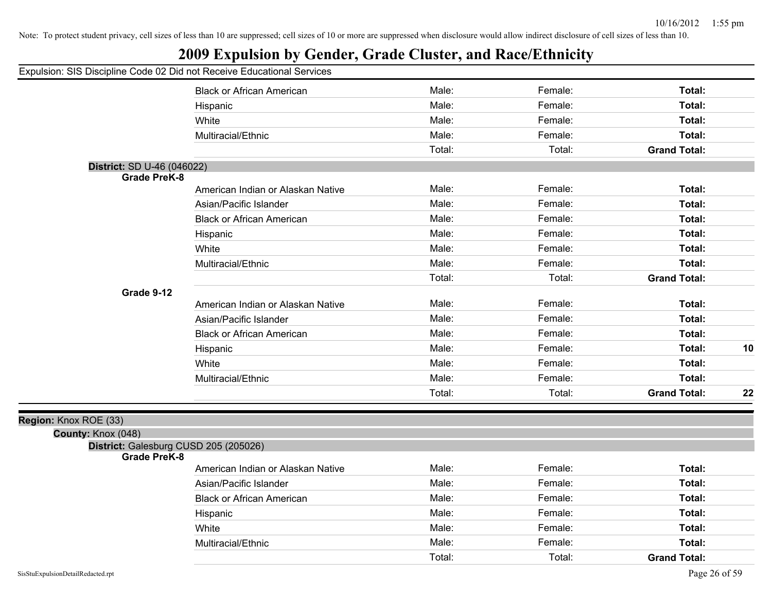Note: To protect student privacy, cell sizes of less than 10 are suppressed; cell sizes of 10 or more are suppressed when disclosure would allow indirect disclosure of cell sizes of less than 10.

# 2009 Expulsion by Gender, Grade Cluster, and Race/Ethnicity

Expulsion: SIS Discipline Code 02 Did not Receive Educational Services

| | | | | |
|---|---|---|---|---|
| Black or African American | Male: | Female: | **Total:** | |
| Hispanic | Male: | Female: | **Total:** | |
| White | Male: | Female: | **Total:** | |
| Multiracial/Ethnic | Male: | Female: | **Total:** | |
| | Total: | Total: | **Grand Total:** | |

**District:** SD U-46 (046022)

**Grade PreK-8**

| | | | | |
|---|---|---|---|---|
| American Indian or Alaskan Native | Male: | Female: | **Total:** | |
| Asian/Pacific Islander | Male: | Female: | **Total:** | |
| Black or African American | Male: | Female: | **Total:** | |
| Hispanic | Male: | Female: | **Total:** | |
| White | Male: | Female: | **Total:** | |
| Multiracial/Ethnic | Male: | Female: | **Total:** | |
| | Total: | Total: | **Grand Total:** | |

**Grade 9-12**

| | | | | |
|---|---|---|---|---|
| American Indian or Alaskan Native | Male: | Female: | **Total:** | |
| Asian/Pacific Islander | Male: | Female: | **Total:** | |
| Black or African American | Male: | Female: | **Total:** | |
| Hispanic | Male: | Female: | **Total:** | **10** |
| White | Male: | Female: | **Total:** | |
| Multiracial/Ethnic | Male: | Female: | **Total:** | |
| | Total: | Total: | **Grand Total:** | **22** |

**Region:** Knox ROE (33)

**County:** Knox (048)

**District:** Galesburg CUSD 205 (205026)

**Grade PreK-8**

| | | | | |
|---|---|---|---|---|
| American Indian or Alaskan Native | Male: | Female: | **Total:** | |
| Asian/Pacific Islander | Male: | Female: | **Total:** | |
| Black or African American | Male: | Female: | **Total:** | |
| Hispanic | Male: | Female: | **Total:** | |
| White | Male: | Female: | **Total:** | |
| Multiracial/Ethnic | Male: | Female: | **Total:** | |
| | Total: | Total: | **Grand Total:** | |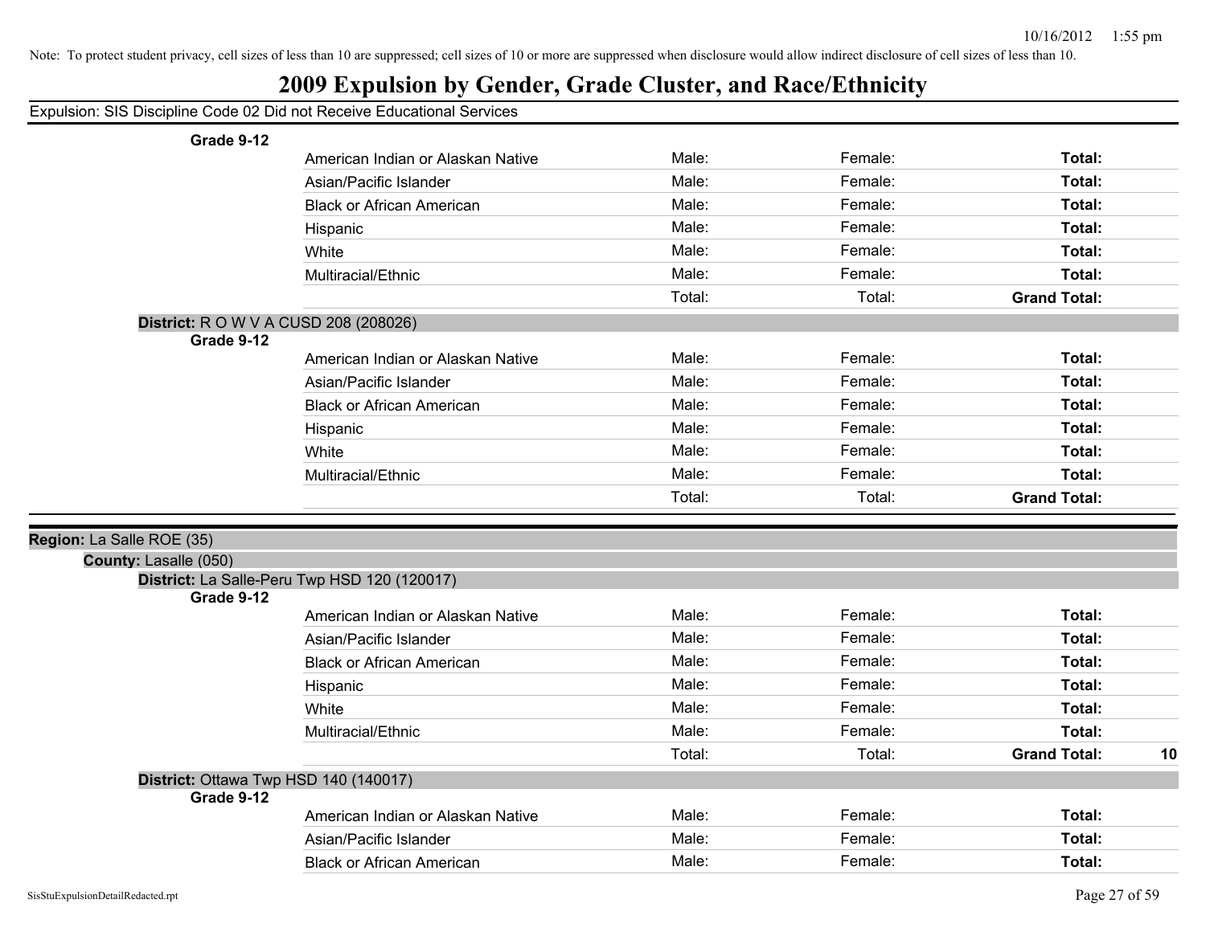Note: To protect student privacy, cell sizes of less than 10 are suppressed; cell sizes of 10 or more are suppressed when disclosure would allow indirect disclosure of cell sizes of less than 10.

# 2009 Expulsion by Gender, Grade Cluster, and Race/Ethnicity

Expulsion: SIS Discipline Code 02 Did not Receive Educational Services

**Grade 9-12**

| | | | | |
|---|---|---|---|---|
| American Indian or Alaskan Native | Male: | Female: | **Total:** | |
| Asian/Pacific Islander | Male: | Female: | **Total:** | |
| Black or African American | Male: | Female: | **Total:** | |
| Hispanic | Male: | Female: | **Total:** | |
| White | Male: | Female: | **Total:** | |
| Multiracial/Ethnic | Male: | Female: | **Total:** | |
| | Total: | Total: | **Grand Total:** | |

**District:** R O W V A CUSD 208 (208026)

**Grade 9-12**

| | | | | |
|---|---|---|---|---|
| American Indian or Alaskan Native | Male: | Female: | **Total:** | |
| Asian/Pacific Islander | Male: | Female: | **Total:** | |
| Black or African American | Male: | Female: | **Total:** | |
| Hispanic | Male: | Female: | **Total:** | |
| White | Male: | Female: | **Total:** | |
| Multiracial/Ethnic | Male: | Female: | **Total:** | |
| | Total: | Total: | **Grand Total:** | |

**Region:** La Salle ROE (35)

**County:** Lasalle (050)

**District:** La Salle-Peru Twp HSD 120 (120017)

**Grade 9-12**

| | | | | |
|---|---|---|---|---|
| American Indian or Alaskan Native | Male: | Female: | **Total:** | |
| Asian/Pacific Islander | Male: | Female: | **Total:** | |
| Black or African American | Male: | Female: | **Total:** | |
| Hispanic | Male: | Female: | **Total:** | |
| White | Male: | Female: | **Total:** | |
| Multiracial/Ethnic | Male: | Female: | **Total:** | |
| | Total: | Total: | **Grand Total:** | **10** |

**District:** Ottawa Twp HSD 140 (140017)

**Grade 9-12**

| | | | | |
|---|---|---|---|---|
| American Indian or Alaskan Native | Male: | Female: | **Total:** | |
| Asian/Pacific Islander | Male: | Female: | **Total:** | |
| Black or African American | Male: | Female: | **Total:** | |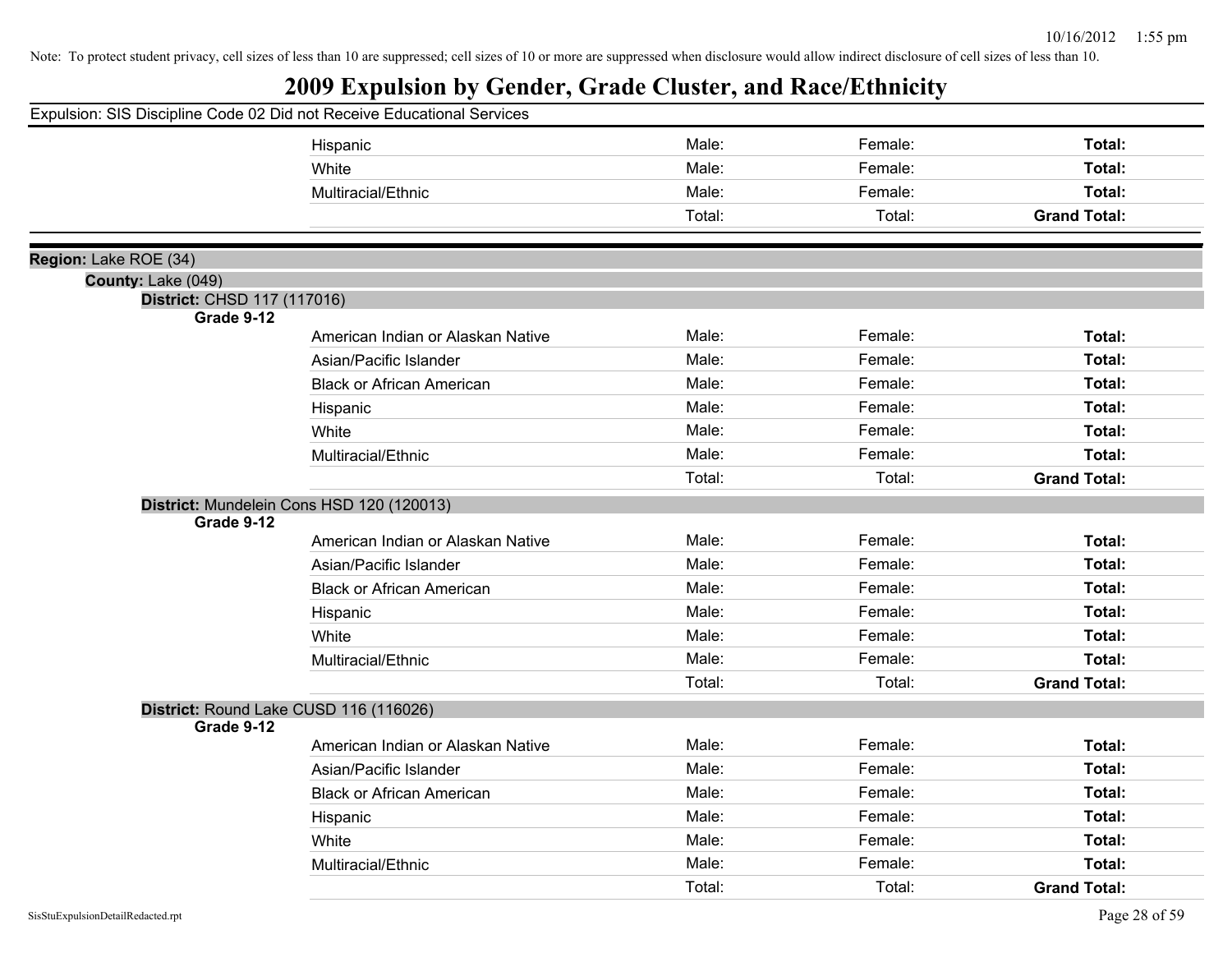Note: To protect student privacy, cell sizes of less than 10 are suppressed; cell sizes of 10 or more are suppressed when disclosure would allow indirect disclosure of cell sizes of less than 10.

# 2009 Expulsion by Gender, Grade Cluster, and Race/Ethnicity

Expulsion: SIS Discipline Code 02 Did not Receive Educational Services

| | | | |
|---|---|---|---|
| Hispanic | Male: | Female: | **Total:** |
| White | Male: | Female: | **Total:** |
| Multiracial/Ethnic | Male: | Female: | **Total:** |
| | Total: | Total: | **Grand Total:** |

**Region:** Lake ROE (34)

**County:** Lake (049)

**District:** CHSD 117 (117016)

**Grade 9-12**

| | | | |
|---|---|---|---|
| American Indian or Alaskan Native | Male: | Female: | **Total:** |
| Asian/Pacific Islander | Male: | Female: | **Total:** |
| Black or African American | Male: | Female: | **Total:** |
| Hispanic | Male: | Female: | **Total:** |
| White | Male: | Female: | **Total:** |
| Multiracial/Ethnic | Male: | Female: | **Total:** |
| | Total: | Total: | **Grand Total:** |

**District:** Mundelein Cons HSD 120 (120013)

**Grade 9-12**

| | | | |
|---|---|---|---|
| American Indian or Alaskan Native | Male: | Female: | **Total:** |
| Asian/Pacific Islander | Male: | Female: | **Total:** |
| Black or African American | Male: | Female: | **Total:** |
| Hispanic | Male: | Female: | **Total:** |
| White | Male: | Female: | **Total:** |
| Multiracial/Ethnic | Male: | Female: | **Total:** |
| | Total: | Total: | **Grand Total:** |

**District:** Round Lake CUSD 116 (116026)

**Grade 9-12**

| | | | |
|---|---|---|---|
| American Indian or Alaskan Native | Male: | Female: | **Total:** |
| Asian/Pacific Islander | Male: | Female: | **Total:** |
| Black or African American | Male: | Female: | **Total:** |
| Hispanic | Male: | Female: | **Total:** |
| White | Male: | Female: | **Total:** |
| Multiracial/Ethnic | Male: | Female: | **Total:** |
| | Total: | Total: | **Grand Total:** |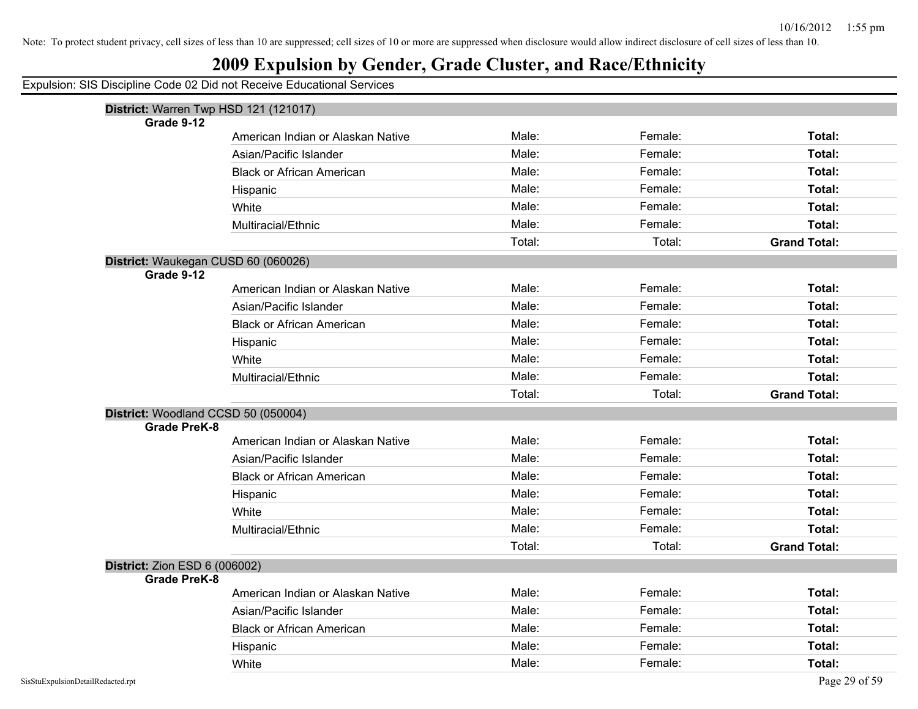Note: To protect student privacy, cell sizes of less than 10 are suppressed; cell sizes of 10 or more are suppressed when disclosure would allow indirect disclosure of cell sizes of less than 10.

# 2009 Expulsion by Gender, Grade Cluster, and Race/Ethnicity

Expulsion: SIS Discipline Code 02 Did not Receive Educational Services

**District:** Warren Twp HSD 121 (121017)

**Grade 9-12**

| | | | |
|---|---|---|---|
| American Indian or Alaskan Native | Male: | Female: | **Total:** |
| Asian/Pacific Islander | Male: | Female: | **Total:** |
| Black or African American | Male: | Female: | **Total:** |
| Hispanic | Male: | Female: | **Total:** |
| White | Male: | Female: | **Total:** |
| Multiracial/Ethnic | Male: | Female: | **Total:** |
| | Total: | Total: | **Grand Total:** |

**District:** Waukegan CUSD 60 (060026)

**Grade 9-12**

| | | | |
|---|---|---|---|
| American Indian or Alaskan Native | Male: | Female: | **Total:** |
| Asian/Pacific Islander | Male: | Female: | **Total:** |
| Black or African American | Male: | Female: | **Total:** |
| Hispanic | Male: | Female: | **Total:** |
| White | Male: | Female: | **Total:** |
| Multiracial/Ethnic | Male: | Female: | **Total:** |
| | Total: | Total: | **Grand Total:** |

**District:** Woodland CCSD 50 (050004)

**Grade PreK-8**

| | | | |
|---|---|---|---|
| American Indian or Alaskan Native | Male: | Female: | **Total:** |
| Asian/Pacific Islander | Male: | Female: | **Total:** |
| Black or African American | Male: | Female: | **Total:** |
| Hispanic | Male: | Female: | **Total:** |
| White | Male: | Female: | **Total:** |
| Multiracial/Ethnic | Male: | Female: | **Total:** |
| | Total: | Total: | **Grand Total:** |

**District:** Zion ESD 6 (006002)

**Grade PreK-8**

| | | | |
|---|---|---|---|
| American Indian or Alaskan Native | Male: | Female: | **Total:** |
| Asian/Pacific Islander | Male: | Female: | **Total:** |
| Black or African American | Male: | Female: | **Total:** |
| Hispanic | Male: | Female: | **Total:** |
| White | Male: | Female: | **Total:** |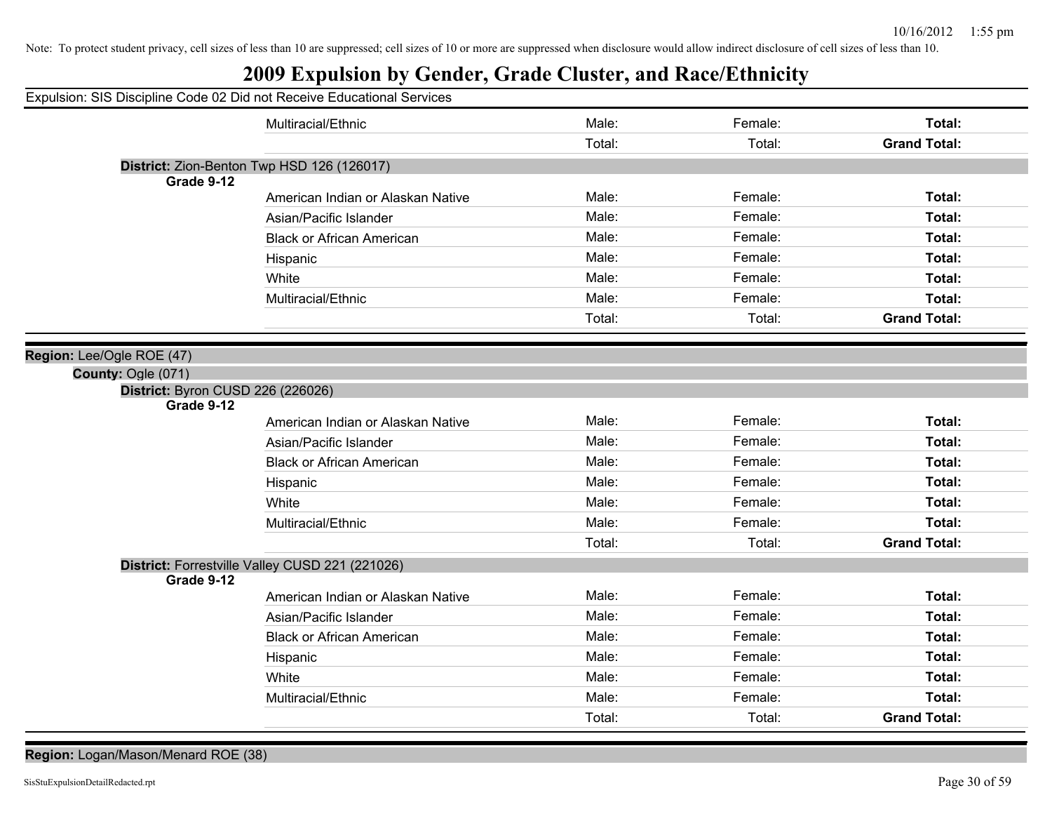Note: To protect student privacy, cell sizes of less than 10 are suppressed; cell sizes of 10 or more are suppressed when disclosure would allow indirect disclosure of cell sizes of less than 10.

# 2009 Expulsion by Gender, Grade Cluster, and Race/Ethnicity

Expulsion: SIS Discipline Code 02 Did not Receive Educational Services

| | | | | |
|---|---|---|---|---|
| | Multiracial/Ethnic | Male: | Female: | **Total:** |
| | | Total: | Total: | **Grand Total:** |

**District:** Zion-Benton Twp HSD 126 (126017)

| **Grade 9-12** | | | | |
|---|---|---|---|---|
| | American Indian or Alaskan Native | Male: | Female: | **Total:** |
| | Asian/Pacific Islander | Male: | Female: | **Total:** |
| | Black or African American | Male: | Female: | **Total:** |
| | Hispanic | Male: | Female: | **Total:** |
| | White | Male: | Female: | **Total:** |
| | Multiracial/Ethnic | Male: | Female: | **Total:** |
| | | Total: | Total: | **Grand Total:** |

**Region:** Lee/Ogle ROE (47)

**County:** Ogle (071)

**District:** Byron CUSD 226 (226026)

| **Grade 9-12** | | | | |
|---|---|---|---|---|
| | American Indian or Alaskan Native | Male: | Female: | **Total:** |
| | Asian/Pacific Islander | Male: | Female: | **Total:** |
| | Black or African American | Male: | Female: | **Total:** |
| | Hispanic | Male: | Female: | **Total:** |
| | White | Male: | Female: | **Total:** |
| | Multiracial/Ethnic | Male: | Female: | **Total:** |
| | | Total: | Total: | **Grand Total:** |

**District:** Forrestville Valley CUSD 221 (221026)

| **Grade 9-12** | | | | |
|---|---|---|---|---|
| | American Indian or Alaskan Native | Male: | Female: | **Total:** |
| | Asian/Pacific Islander | Male: | Female: | **Total:** |
| | Black or African American | Male: | Female: | **Total:** |
| | Hispanic | Male: | Female: | **Total:** |
| | White | Male: | Female: | **Total:** |
| | Multiracial/Ethnic | Male: | Female: | **Total:** |
| | | Total: | Total: | **Grand Total:** |

**Region:** Logan/Mason/Menard ROE (38)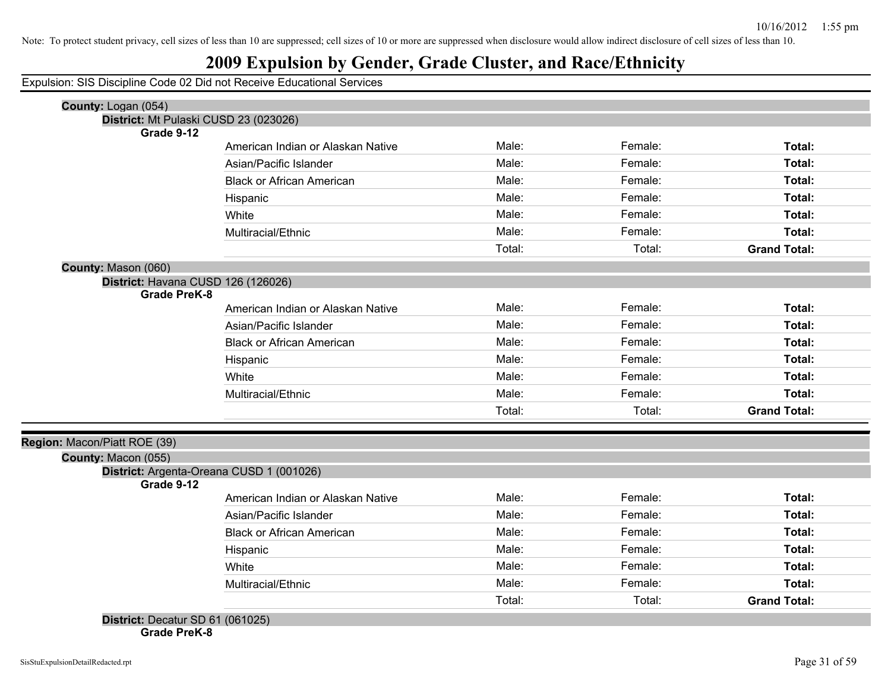Note: To protect student privacy, cell sizes of less than 10 are suppressed; cell sizes of 10 or more are suppressed when disclosure would allow indirect disclosure of cell sizes of less than 10.

# 2009 Expulsion by Gender, Grade Cluster, and Race/Ethnicity

Expulsion: SIS Discipline Code 02 Did not Receive Educational Services

**County:** Logan (054)

**District:** Mt Pulaski CUSD 23 (023026)

**Grade 9-12**

| | | | |
|---|---|---|---|
| American Indian or Alaskan Native | Male: | Female: | **Total:** |
| Asian/Pacific Islander | Male: | Female: | **Total:** |
| Black or African American | Male: | Female: | **Total:** |
| Hispanic | Male: | Female: | **Total:** |
| White | Male: | Female: | **Total:** |
| Multiracial/Ethnic | Male: | Female: | **Total:** |
| | Total: | Total: | **Grand Total:** |

**County:** Mason (060)

**District:** Havana CUSD 126 (126026)

**Grade PreK-8**

| | | | |
|---|---|---|---|
| American Indian or Alaskan Native | Male: | Female: | **Total:** |
| Asian/Pacific Islander | Male: | Female: | **Total:** |
| Black or African American | Male: | Female: | **Total:** |
| Hispanic | Male: | Female: | **Total:** |
| White | Male: | Female: | **Total:** |
| Multiracial/Ethnic | Male: | Female: | **Total:** |
| | Total: | Total: | **Grand Total:** |

**Region:** Macon/Piatt ROE (39)

**County:** Macon (055)

**District:** Argenta-Oreana CUSD 1 (001026)

**Grade 9-12**

| | | | |
|---|---|---|---|
| American Indian or Alaskan Native | Male: | Female: | **Total:** |
| Asian/Pacific Islander | Male: | Female: | **Total:** |
| Black or African American | Male: | Female: | **Total:** |
| Hispanic | Male: | Female: | **Total:** |
| White | Male: | Female: | **Total:** |
| Multiracial/Ethnic | Male: | Female: | **Total:** |
| | Total: | Total: | **Grand Total:** |

**District:** Decatur SD 61 (061025)

**Grade PreK-8**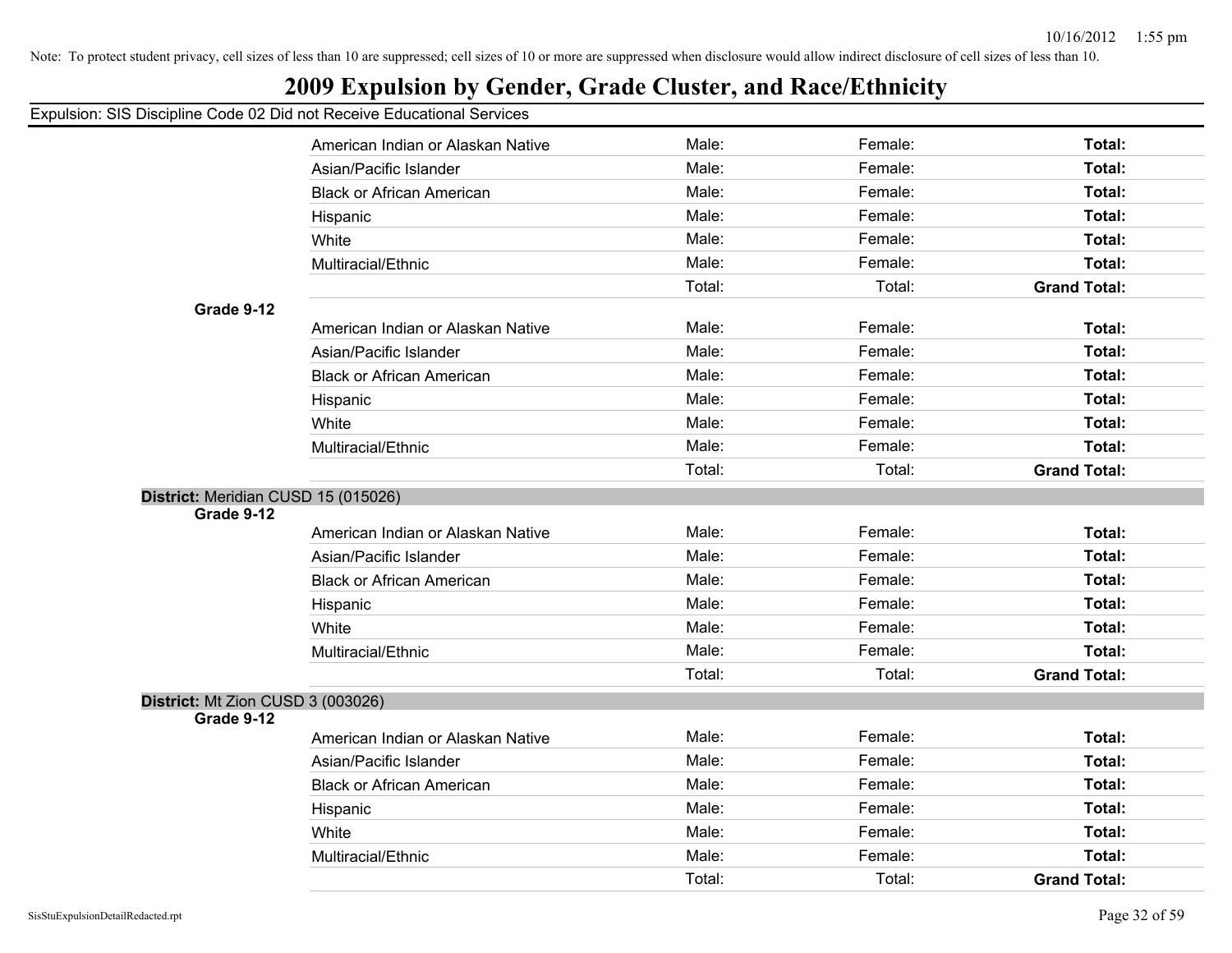Note: To protect student privacy, cell sizes of less than 10 are suppressed; cell sizes of 10 or more are suppressed when disclosure would allow indirect disclosure of cell sizes of less than 10.

# 2009 Expulsion by Gender, Grade Cluster, and Race/Ethnicity

Expulsion: SIS Discipline Code 02 Did not Receive Educational Services

| | | | | |
|---|---|---|---|---|
| | American Indian or Alaskan Native | Male: | Female: | **Total:** |
| | Asian/Pacific Islander | Male: | Female: | **Total:** |
| | Black or African American | Male: | Female: | **Total:** |
| | Hispanic | Male: | Female: | **Total:** |
| | White | Male: | Female: | **Total:** |
| | Multiracial/Ethnic | Male: | Female: | **Total:** |
| | | Total: | Total: | **Grand Total:** |
| **Grade 9-12** | | | | |
| | American Indian or Alaskan Native | Male: | Female: | **Total:** |
| | Asian/Pacific Islander | Male: | Female: | **Total:** |
| | Black or African American | Male: | Female: | **Total:** |
| | Hispanic | Male: | Female: | **Total:** |
| | White | Male: | Female: | **Total:** |
| | Multiracial/Ethnic | Male: | Female: | **Total:** |
| | | Total: | Total: | **Grand Total:** |

**District:** Meridian CUSD 15 (015026)

| | | | | |
|---|---|---|---|---|
| **Grade 9-12** | | | | |
| | American Indian or Alaskan Native | Male: | Female: | **Total:** |
| | Asian/Pacific Islander | Male: | Female: | **Total:** |
| | Black or African American | Male: | Female: | **Total:** |
| | Hispanic | Male: | Female: | **Total:** |
| | White | Male: | Female: | **Total:** |
| | Multiracial/Ethnic | Male: | Female: | **Total:** |
| | | Total: | Total: | **Grand Total:** |

**District:** Mt Zion CUSD 3 (003026)

| | | | | |
|---|---|---|---|---|
| **Grade 9-12** | | | | |
| | American Indian or Alaskan Native | Male: | Female: | **Total:** |
| | Asian/Pacific Islander | Male: | Female: | **Total:** |
| | Black or African American | Male: | Female: | **Total:** |
| | Hispanic | Male: | Female: | **Total:** |
| | White | Male: | Female: | **Total:** |
| | Multiracial/Ethnic | Male: | Female: | **Total:** |
| | | Total: | Total: | **Grand Total:** |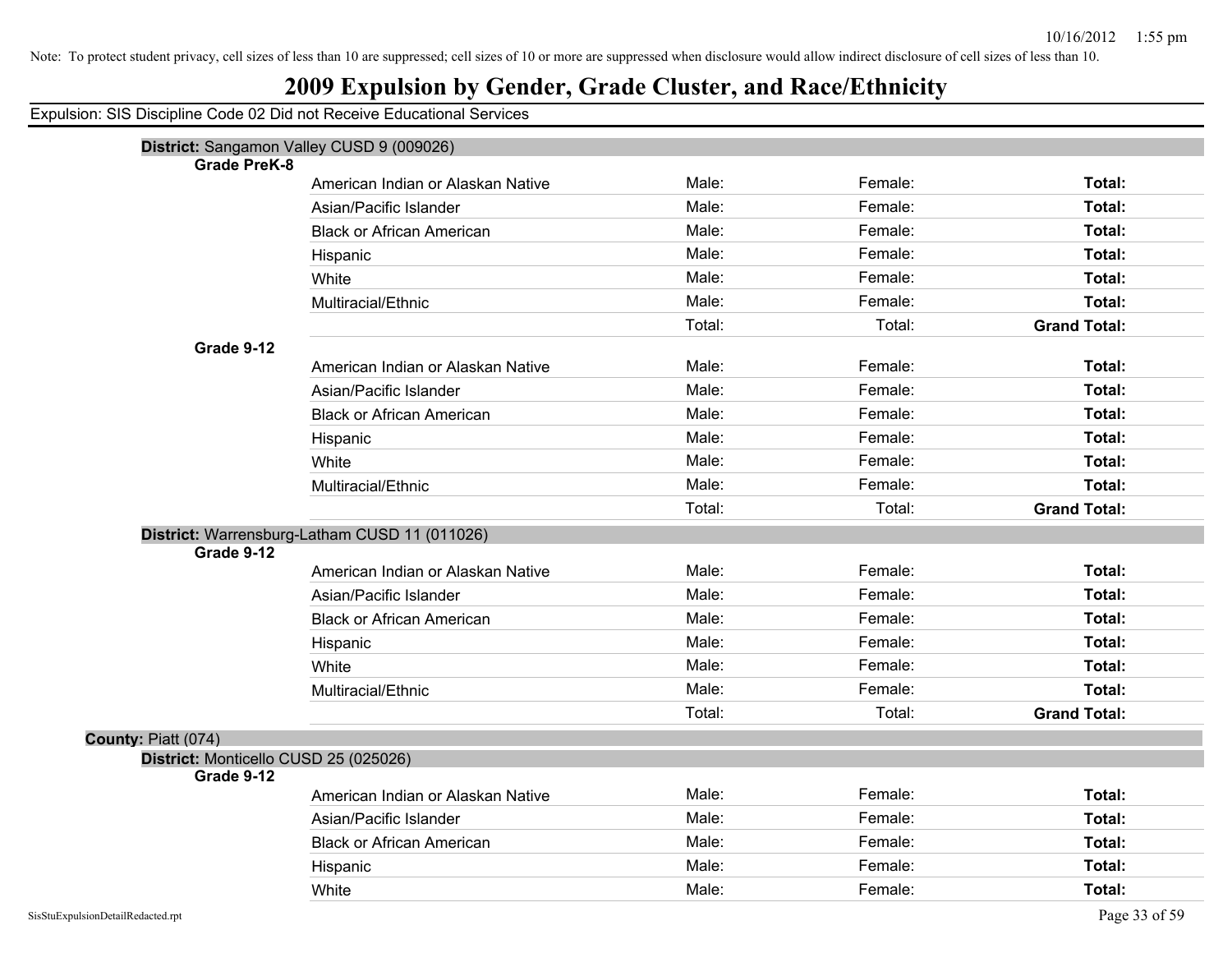Note: To protect student privacy, cell sizes of less than 10 are suppressed; cell sizes of 10 or more are suppressed when disclosure would allow indirect disclosure of cell sizes of less than 10.

# 2009 Expulsion by Gender, Grade Cluster, and Race/Ethnicity

Expulsion: SIS Discipline Code 02 Did not Receive Educational Services

**District:** Sangamon Valley CUSD 9 (009026)

**Grade PreK-8**

| | | | |
|---|---|---|---|
| American Indian or Alaskan Native | Male: | Female: | **Total:** |
| Asian/Pacific Islander | Male: | Female: | **Total:** |
| Black or African American | Male: | Female: | **Total:** |
| Hispanic | Male: | Female: | **Total:** |
| White | Male: | Female: | **Total:** |
| Multiracial/Ethnic | Male: | Female: | **Total:** |
| | Total: | Total: | **Grand Total:** |

**Grade 9-12**

| | | | |
|---|---|---|---|
| American Indian or Alaskan Native | Male: | Female: | **Total:** |
| Asian/Pacific Islander | Male: | Female: | **Total:** |
| Black or African American | Male: | Female: | **Total:** |
| Hispanic | Male: | Female: | **Total:** |
| White | Male: | Female: | **Total:** |
| Multiracial/Ethnic | Male: | Female: | **Total:** |
| | Total: | Total: | **Grand Total:** |

**District:** Warrensburg-Latham CUSD 11 (011026)

**Grade 9-12**

| | | | |
|---|---|---|---|
| American Indian or Alaskan Native | Male: | Female: | **Total:** |
| Asian/Pacific Islander | Male: | Female: | **Total:** |
| Black or African American | Male: | Female: | **Total:** |
| Hispanic | Male: | Female: | **Total:** |
| White | Male: | Female: | **Total:** |
| Multiracial/Ethnic | Male: | Female: | **Total:** |
| | Total: | Total: | **Grand Total:** |

**County:** Piatt (074)

**District:** Monticello CUSD 25 (025026)

**Grade 9-12**

| | | | |
|---|---|---|---|
| American Indian or Alaskan Native | Male: | Female: | **Total:** |
| Asian/Pacific Islander | Male: | Female: | **Total:** |
| Black or African American | Male: | Female: | **Total:** |
| Hispanic | Male: | Female: | **Total:** |
| White | Male: | Female: | **Total:** |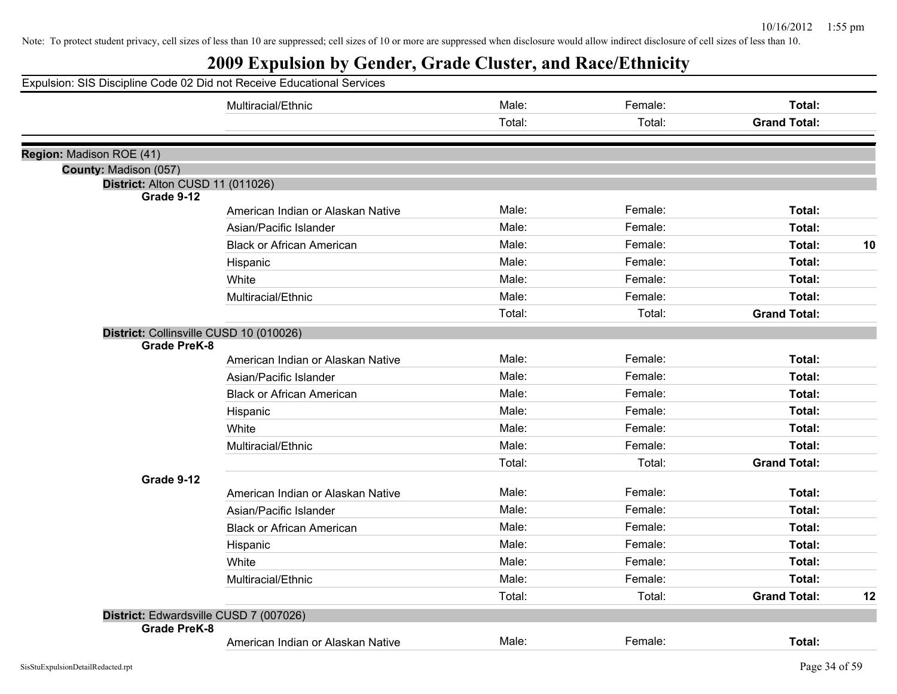Note: To protect student privacy, cell sizes of less than 10 are suppressed; cell sizes of 10 or more are suppressed when disclosure would allow indirect disclosure of cell sizes of less than 10.

# 2009 Expulsion by Gender, Grade Cluster, and Race/Ethnicity

Expulsion: SIS Discipline Code 02 Did not Receive Educational Services

| | | | | | | |
|---|---|---|---|---|---|---|
| | Multiracial/Ethnic | Male: | Female: | | **Total:** | |
| | | Total: | Total: | | **Grand Total:** | |

**Region:** Madison ROE (41)

**County:** Madison (057)

**District:** Alton CUSD 11 (011026)

| Grade | Race/Ethnicity | Male | Female | | | |
|---|---|---|---|---|---|---|
| **Grade 9-12** | | | | | | |
| | American Indian or Alaskan Native | Male: | Female: | | **Total:** | |
| | Asian/Pacific Islander | Male: | Female: | | **Total:** | |
| | Black or African American | Male: | Female: | | **Total:** | **10** |
| | Hispanic | Male: | Female: | | **Total:** | |
| | White | Male: | Female: | | **Total:** | |
| | Multiracial/Ethnic | Male: | Female: | | **Total:** | |
| | | Total: | Total: | | **Grand Total:** | |

**District:** Collinsville CUSD 10 (010026)

| Grade | Race/Ethnicity | Male | Female | | | |
|---|---|---|---|---|---|---|
| **Grade PreK-8** | | | | | | |
| | American Indian or Alaskan Native | Male: | Female: | | **Total:** | |
| | Asian/Pacific Islander | Male: | Female: | | **Total:** | |
| | Black or African American | Male: | Female: | | **Total:** | |
| | Hispanic | Male: | Female: | | **Total:** | |
| | White | Male: | Female: | | **Total:** | |
| | Multiracial/Ethnic | Male: | Female: | | **Total:** | |
| | | Total: | Total: | | **Grand Total:** | |
| **Grade 9-12** | | | | | | |
| | American Indian or Alaskan Native | Male: | Female: | | **Total:** | |
| | Asian/Pacific Islander | Male: | Female: | | **Total:** | |
| | Black or African American | Male: | Female: | | **Total:** | |
| | Hispanic | Male: | Female: | | **Total:** | |
| | White | Male: | Female: | | **Total:** | |
| | Multiracial/Ethnic | Male: | Female: | | **Total:** | |
| | | Total: | Total: | | **Grand Total:** | **12** |

**District:** Edwardsville CUSD 7 (007026)

| Grade | Race/Ethnicity | Male | Female | | | |
|---|---|---|---|---|---|---|
| **Grade PreK-8** | | | | | | |
| | American Indian or Alaskan Native | Male: | Female: | | **Total:** | |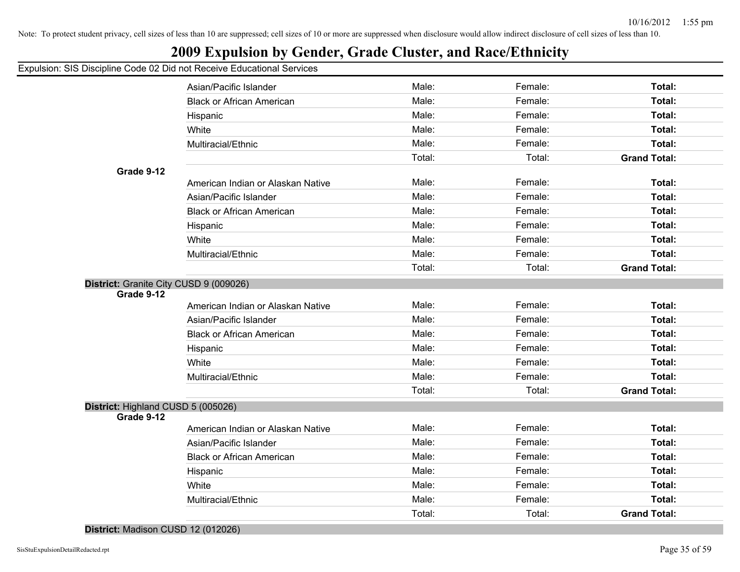Note: To protect student privacy, cell sizes of less than 10 are suppressed; cell sizes of 10 or more are suppressed when disclosure would allow indirect disclosure of cell sizes of less than 10.

# 2009 Expulsion by Gender, Grade Cluster, and Race/Ethnicity

Expulsion: SIS Discipline Code 02 Did not Receive Educational Services

| | | | | |
|---|---|---|---|---|
| | Asian/Pacific Islander | Male: | Female: | **Total:** |
| | Black or African American | Male: | Female: | **Total:** |
| | Hispanic | Male: | Female: | **Total:** |
| | White | Male: | Female: | **Total:** |
| | Multiracial/Ethnic | Male: | Female: | **Total:** |
| | | Total: | Total: | **Grand Total:** |
| **Grade 9-12** | | | | |
| | American Indian or Alaskan Native | Male: | Female: | **Total:** |
| | Asian/Pacific Islander | Male: | Female: | **Total:** |
| | Black or African American | Male: | Female: | **Total:** |
| | Hispanic | Male: | Female: | **Total:** |
| | White | Male: | Female: | **Total:** |
| | Multiracial/Ethnic | Male: | Female: | **Total:** |
| | | Total: | Total: | **Grand Total:** |

**District:** Granite City CUSD 9 (009026)

| | | | | |
|---|---|---|---|---|
| **Grade 9-12** | | | | |
| | American Indian or Alaskan Native | Male: | Female: | **Total:** |
| | Asian/Pacific Islander | Male: | Female: | **Total:** |
| | Black or African American | Male: | Female: | **Total:** |
| | Hispanic | Male: | Female: | **Total:** |
| | White | Male: | Female: | **Total:** |
| | Multiracial/Ethnic | Male: | Female: | **Total:** |
| | | Total: | Total: | **Grand Total:** |

**District:** Highland CUSD 5 (005026)

| | | | | |
|---|---|---|---|---|
| **Grade 9-12** | | | | |
| | American Indian or Alaskan Native | Male: | Female: | **Total:** |
| | Asian/Pacific Islander | Male: | Female: | **Total:** |
| | Black or African American | Male: | Female: | **Total:** |
| | Hispanic | Male: | Female: | **Total:** |
| | White | Male: | Female: | **Total:** |
| | Multiracial/Ethnic | Male: | Female: | **Total:** |
| | | Total: | Total: | **Grand Total:** |

**District:** Madison CUSD 12 (012026)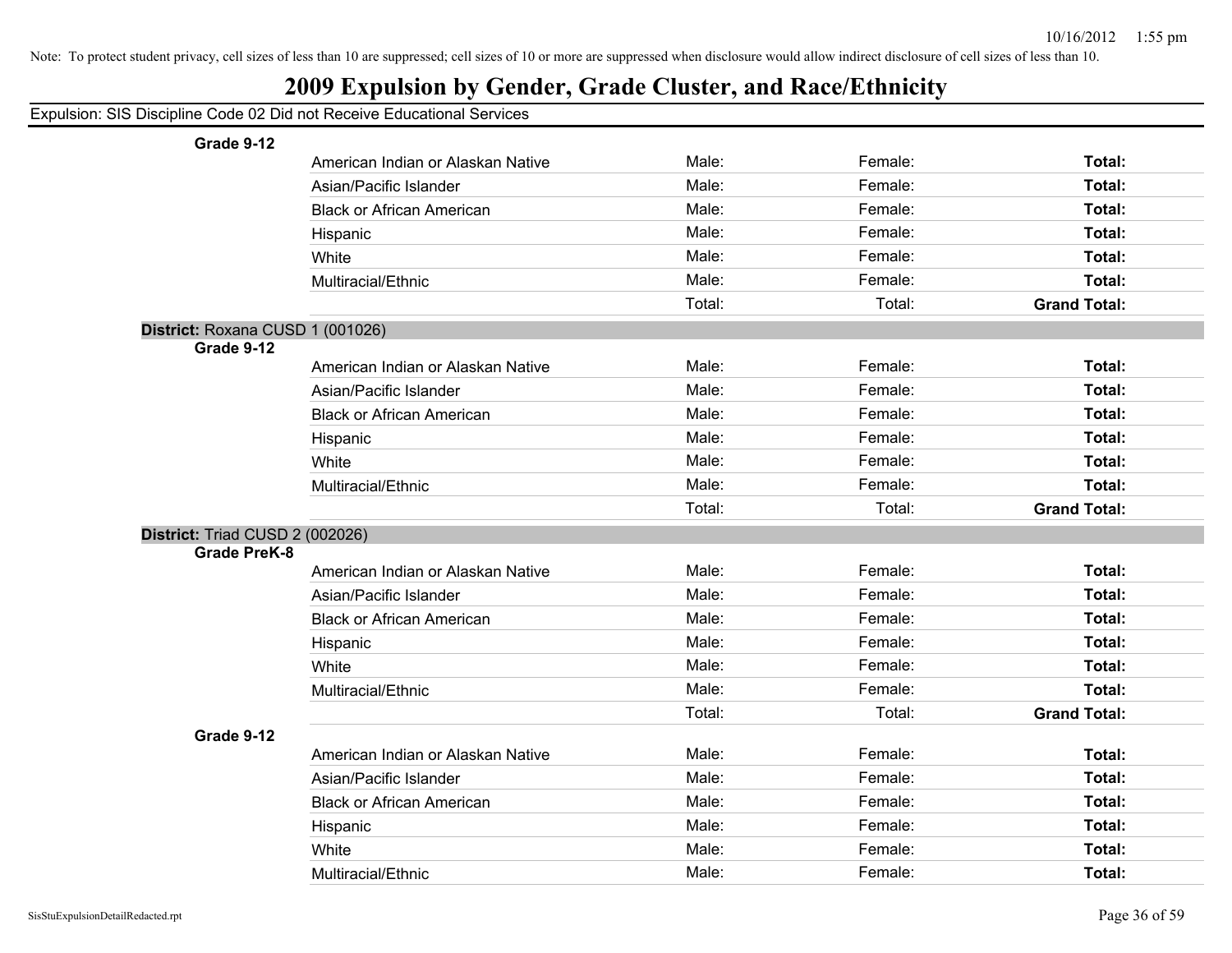Note: To protect student privacy, cell sizes of less than 10 are suppressed; cell sizes of 10 or more are suppressed when disclosure would allow indirect disclosure of cell sizes of less than 10.

# 2009 Expulsion by Gender, Grade Cluster, and Race/Ethnicity

Expulsion: SIS Discipline Code 02 Did not Receive Educational Services

**Grade 9-12**

| | | | |
|---|---|---|---|
| American Indian or Alaskan Native | Male: | Female: | **Total:** |
| Asian/Pacific Islander | Male: | Female: | **Total:** |
| Black or African American | Male: | Female: | **Total:** |
| Hispanic | Male: | Female: | **Total:** |
| White | Male: | Female: | **Total:** |
| Multiracial/Ethnic | Male: | Female: | **Total:** |
| | Total: | Total: | **Grand Total:** |

**District:** Roxana CUSD 1 (001026)

**Grade 9-12**

| | | | |
|---|---|---|---|
| American Indian or Alaskan Native | Male: | Female: | **Total:** |
| Asian/Pacific Islander | Male: | Female: | **Total:** |
| Black or African American | Male: | Female: | **Total:** |
| Hispanic | Male: | Female: | **Total:** |
| White | Male: | Female: | **Total:** |
| Multiracial/Ethnic | Male: | Female: | **Total:** |
| | Total: | Total: | **Grand Total:** |

**District:** Triad CUSD 2 (002026)

**Grade PreK-8**

| | | | |
|---|---|---|---|
| American Indian or Alaskan Native | Male: | Female: | **Total:** |
| Asian/Pacific Islander | Male: | Female: | **Total:** |
| Black or African American | Male: | Female: | **Total:** |
| Hispanic | Male: | Female: | **Total:** |
| White | Male: | Female: | **Total:** |
| Multiracial/Ethnic | Male: | Female: | **Total:** |
| | Total: | Total: | **Grand Total:** |

**Grade 9-12**

| | | | |
|---|---|---|---|
| American Indian or Alaskan Native | Male: | Female: | **Total:** |
| Asian/Pacific Islander | Male: | Female: | **Total:** |
| Black or African American | Male: | Female: | **Total:** |
| Hispanic | Male: | Female: | **Total:** |
| White | Male: | Female: | **Total:** |
| Multiracial/Ethnic | Male: | Female: | **Total:** |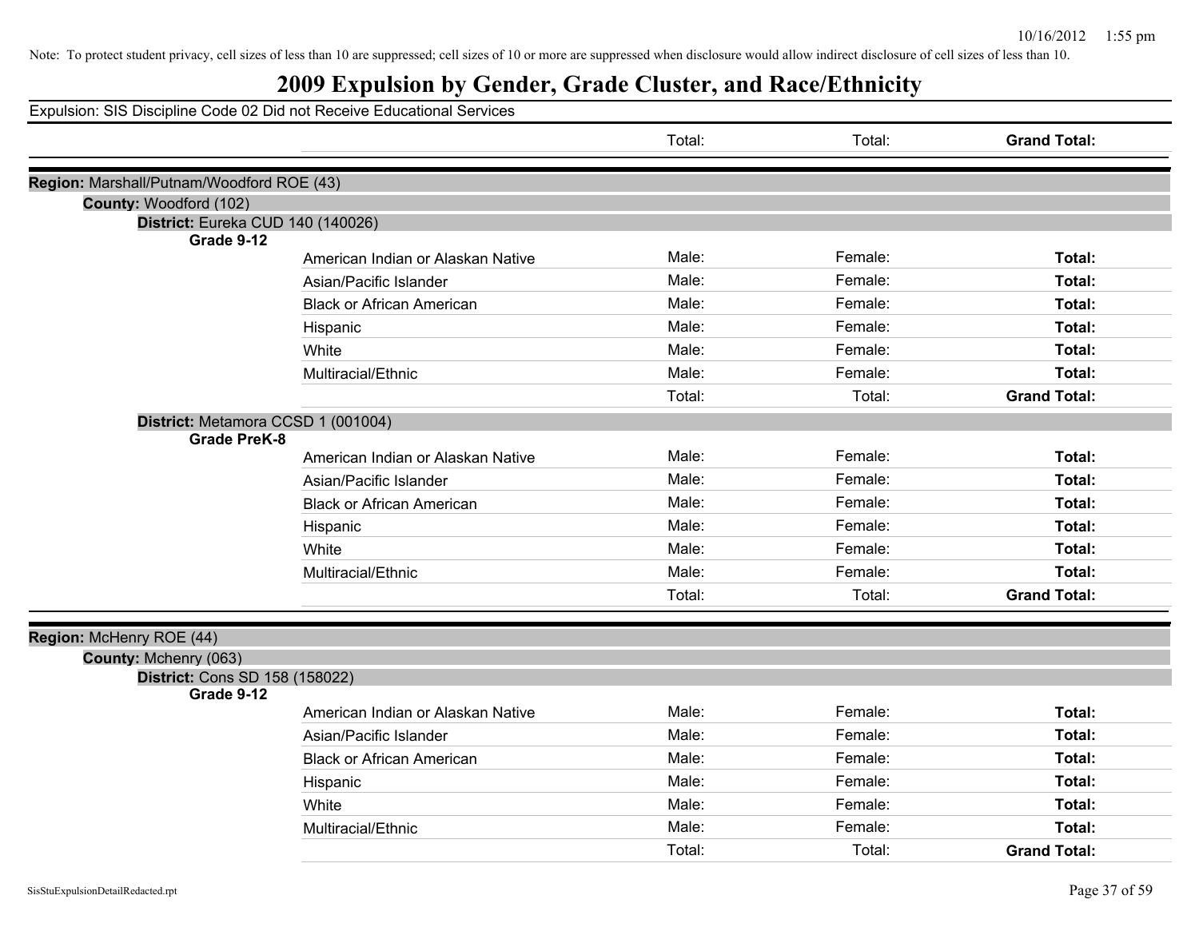Note: To protect student privacy, cell sizes of less than 10 are suppressed; cell sizes of 10 or more are suppressed when disclosure would allow indirect disclosure of cell sizes of less than 10.

# 2009 Expulsion by Gender, Grade Cluster, and Race/Ethnicity

Expulsion: SIS Discipline Code 02 Did not Receive Educational Services

| | | Total: | Total: | **Grand Total:** |
|---|---|---|---|---|
| **Region:** Marshall/Putnam/Woodford ROE (43) | | | | |
| **County:** Woodford (102) | | | | |
| **District:** Eureka CUD 140 (140026) | | | | |
| **Grade 9-12** | | | | |
| | American Indian or Alaskan Native | Male: | Female: | **Total:** |
| | Asian/Pacific Islander | Male: | Female: | **Total:** |
| | Black or African American | Male: | Female: | **Total:** |
| | Hispanic | Male: | Female: | **Total:** |
| | White | Male: | Female: | **Total:** |
| | Multiracial/Ethnic | Male: | Female: | **Total:** |
| | | Total: | Total: | **Grand Total:** |
| **District:** Metamora CCSD 1 (001004) | | | | |
| **Grade PreK-8** | | | | |
| | American Indian or Alaskan Native | Male: | Female: | **Total:** |
| | Asian/Pacific Islander | Male: | Female: | **Total:** |
| | Black or African American | Male: | Female: | **Total:** |
| | Hispanic | Male: | Female: | **Total:** |
| | White | Male: | Female: | **Total:** |
| | Multiracial/Ethnic | Male: | Female: | **Total:** |
| | | Total: | Total: | **Grand Total:** |
| **Region:** McHenry ROE (44) | | | | |
| **County:** Mchenry (063) | | | | |
| **District:** Cons SD 158 (158022) | | | | |
| **Grade 9-12** | | | | |
| | American Indian or Alaskan Native | Male: | Female: | **Total:** |
| | Asian/Pacific Islander | Male: | Female: | **Total:** |
| | Black or African American | Male: | Female: | **Total:** |
| | Hispanic | Male: | Female: | **Total:** |
| | White | Male: | Female: | **Total:** |
| | Multiracial/Ethnic | Male: | Female: | **Total:** |
| | | Total: | Total: | **Grand Total:** |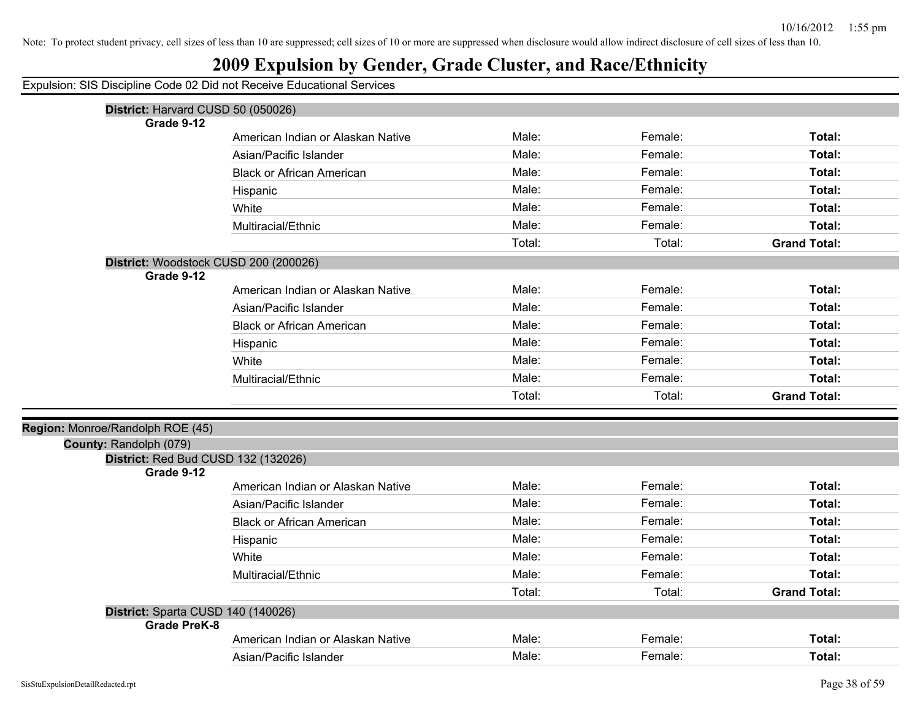Note: To protect student privacy, cell sizes of less than 10 are suppressed; cell sizes of 10 or more are suppressed when disclosure would allow indirect disclosure of cell sizes of less than 10.

# 2009 Expulsion by Gender, Grade Cluster, and Race/Ethnicity

Expulsion: SIS Discipline Code 02 Did not Receive Educational Services

**District:** Harvard CUSD 50 (050026)

**Grade 9-12**

| Race/Ethnicity | Male | Female | Total |
|---|---|---|---|
| American Indian or Alaskan Native | Male: | Female: | **Total:** |
| Asian/Pacific Islander | Male: | Female: | **Total:** |
| Black or African American | Male: | Female: | **Total:** |
| Hispanic | Male: | Female: | **Total:** |
| White | Male: | Female: | **Total:** |
| Multiracial/Ethnic | Male: | Female: | **Total:** |
| | Total: | Total: | **Grand Total:** |

**District:** Woodstock CUSD 200 (200026)

**Grade 9-12**

| Race/Ethnicity | Male | Female | Total |
|---|---|---|---|
| American Indian or Alaskan Native | Male: | Female: | **Total:** |
| Asian/Pacific Islander | Male: | Female: | **Total:** |
| Black or African American | Male: | Female: | **Total:** |
| Hispanic | Male: | Female: | **Total:** |
| White | Male: | Female: | **Total:** |
| Multiracial/Ethnic | Male: | Female: | **Total:** |
| | Total: | Total: | **Grand Total:** |

**Region:** Monroe/Randolph ROE (45)

**County:** Randolph (079)

**District:** Red Bud CUSD 132 (132026)

**Grade 9-12**

| Race/Ethnicity | Male | Female | Total |
|---|---|---|---|
| American Indian or Alaskan Native | Male: | Female: | **Total:** |
| Asian/Pacific Islander | Male: | Female: | **Total:** |
| Black or African American | Male: | Female: | **Total:** |
| Hispanic | Male: | Female: | **Total:** |
| White | Male: | Female: | **Total:** |
| Multiracial/Ethnic | Male: | Female: | **Total:** |
| | Total: | Total: | **Grand Total:** |

**District:** Sparta CUSD 140 (140026)

**Grade PreK-8**

| Race/Ethnicity | Male | Female | Total |
|---|---|---|---|
| American Indian or Alaskan Native | Male: | Female: | **Total:** |
| Asian/Pacific Islander | Male: | Female: | **Total:** |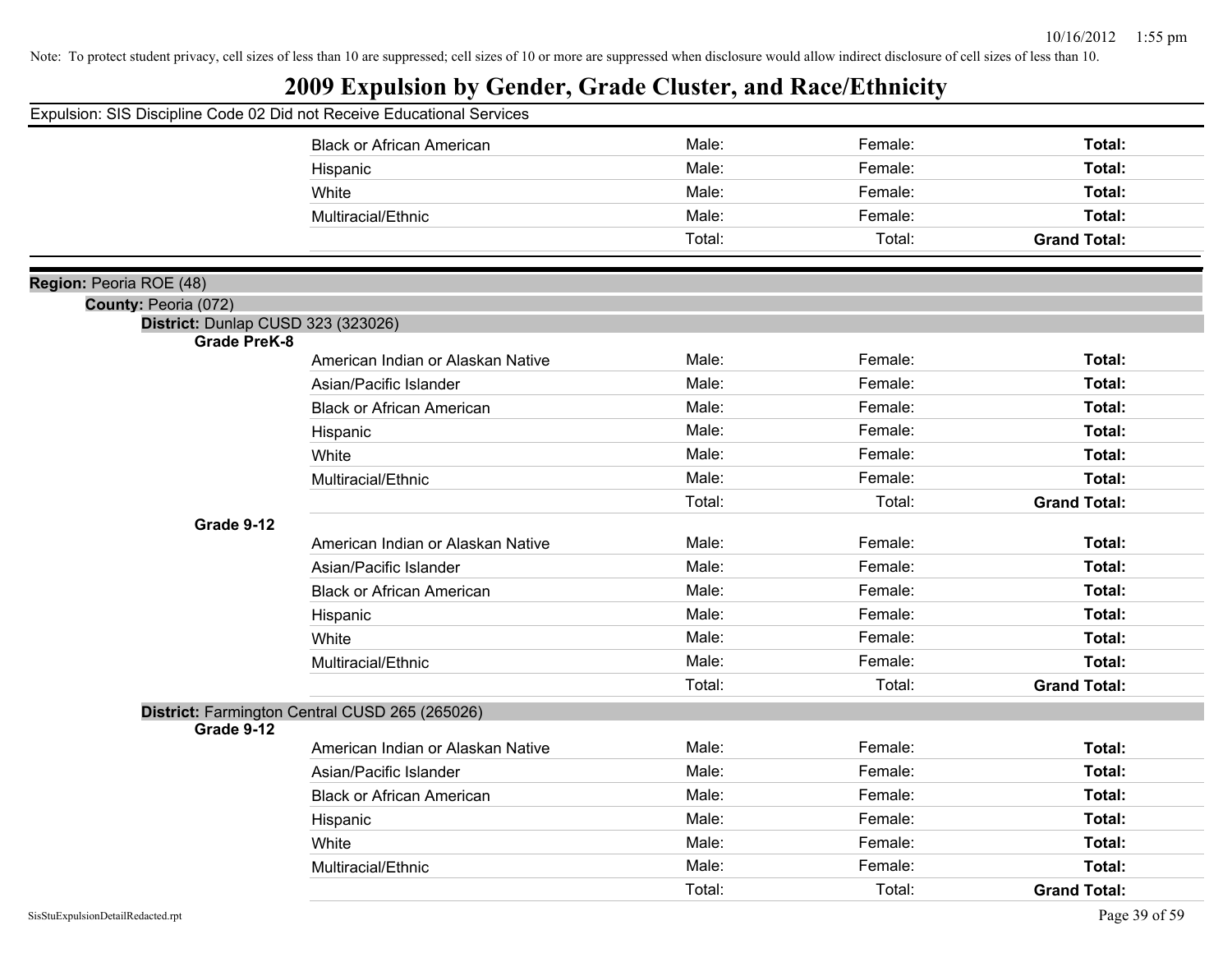Note: To protect student privacy, cell sizes of less than 10 are suppressed; cell sizes of 10 or more are suppressed when disclosure would allow indirect disclosure of cell sizes of less than 10.

# 2009 Expulsion by Gender, Grade Cluster, and Race/Ethnicity

Expulsion: SIS Discipline Code 02 Did not Receive Educational Services

| | | | | |
|---|---|---|---|---|
| | Black or African American | Male: | Female: | **Total:** |
| | Hispanic | Male: | Female: | **Total:** |
| | White | Male: | Female: | **Total:** |
| | Multiracial/Ethnic | Male: | Female: | **Total:** |
| | | Total: | Total: | **Grand Total:** |

**Region:** Peoria ROE (48)

**County:** Peoria (072)

**District:** Dunlap CUSD 323 (323026)

| | | | | |
|---|---|---|---|---|
| **Grade PreK-8** | | | | |
| | American Indian or Alaskan Native | Male: | Female: | **Total:** |
| | Asian/Pacific Islander | Male: | Female: | **Total:** |
| | Black or African American | Male: | Female: | **Total:** |
| | Hispanic | Male: | Female: | **Total:** |
| | White | Male: | Female: | **Total:** |
| | Multiracial/Ethnic | Male: | Female: | **Total:** |
| | | Total: | Total: | **Grand Total:** |
| **Grade 9-12** | | | | |
| | American Indian or Alaskan Native | Male: | Female: | **Total:** |
| | Asian/Pacific Islander | Male: | Female: | **Total:** |
| | Black or African American | Male: | Female: | **Total:** |
| | Hispanic | Male: | Female: | **Total:** |
| | White | Male: | Female: | **Total:** |
| | Multiracial/Ethnic | Male: | Female: | **Total:** |
| | | Total: | Total: | **Grand Total:** |

**District:** Farmington Central CUSD 265 (265026)

| | | | | |
|---|---|---|---|---|
| **Grade 9-12** | | | | |
| | American Indian or Alaskan Native | Male: | Female: | **Total:** |
| | Asian/Pacific Islander | Male: | Female: | **Total:** |
| | Black or African American | Male: | Female: | **Total:** |
| | Hispanic | Male: | Female: | **Total:** |
| | White | Male: | Female: | **Total:** |
| | Multiracial/Ethnic | Male: | Female: | **Total:** |
| | | Total: | Total: | **Grand Total:** |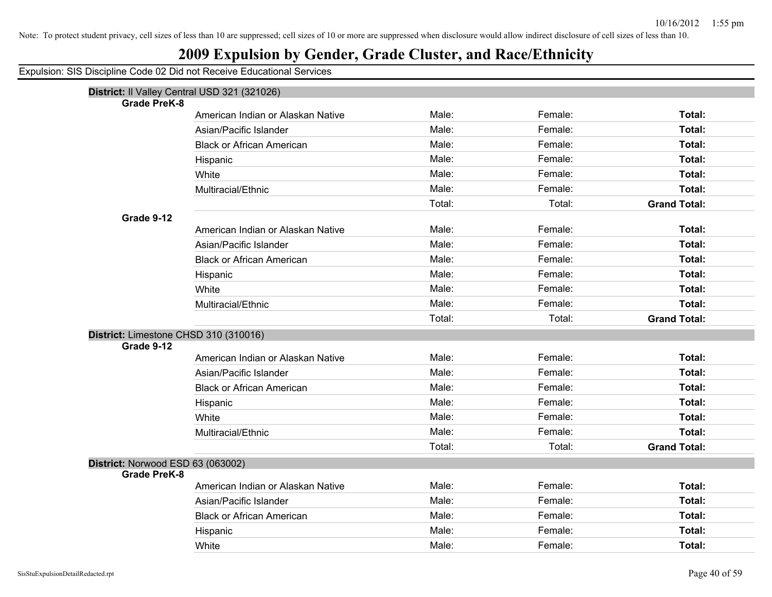Note: To protect student privacy, cell sizes of less than 10 are suppressed; cell sizes of 10 or more are suppressed when disclosure would allow indirect disclosure of cell sizes of less than 10.

# 2009 Expulsion by Gender, Grade Cluster, and Race/Ethnicity

Expulsion: SIS Discipline Code 02 Did not Receive Educational Services

**District:** Il Valley Central USD 321 (321026)

**Grade PreK-8**

| | | | |
|---|---|---|---|
| American Indian or Alaskan Native | Male: | Female: | **Total:** |
| Asian/Pacific Islander | Male: | Female: | **Total:** |
| Black or African American | Male: | Female: | **Total:** |
| Hispanic | Male: | Female: | **Total:** |
| White | Male: | Female: | **Total:** |
| Multiracial/Ethnic | Male: | Female: | **Total:** |
| | Total: | Total: | **Grand Total:** |

**Grade 9-12**

| | | | |
|---|---|---|---|
| American Indian or Alaskan Native | Male: | Female: | **Total:** |
| Asian/Pacific Islander | Male: | Female: | **Total:** |
| Black or African American | Male: | Female: | **Total:** |
| Hispanic | Male: | Female: | **Total:** |
| White | Male: | Female: | **Total:** |
| Multiracial/Ethnic | Male: | Female: | **Total:** |
| | Total: | Total: | **Grand Total:** |

**District:** Limestone CHSD 310 (310016)

**Grade 9-12**

| | | | |
|---|---|---|---|
| American Indian or Alaskan Native | Male: | Female: | **Total:** |
| Asian/Pacific Islander | Male: | Female: | **Total:** |
| Black or African American | Male: | Female: | **Total:** |
| Hispanic | Male: | Female: | **Total:** |
| White | Male: | Female: | **Total:** |
| Multiracial/Ethnic | Male: | Female: | **Total:** |
| | Total: | Total: | **Grand Total:** |

**District:** Norwood ESD 63 (063002)

**Grade PreK-8**

| | | | |
|---|---|---|---|
| American Indian or Alaskan Native | Male: | Female: | **Total:** |
| Asian/Pacific Islander | Male: | Female: | **Total:** |
| Black or African American | Male: | Female: | **Total:** |
| Hispanic | Male: | Female: | **Total:** |
| White | Male: | Female: | **Total:** |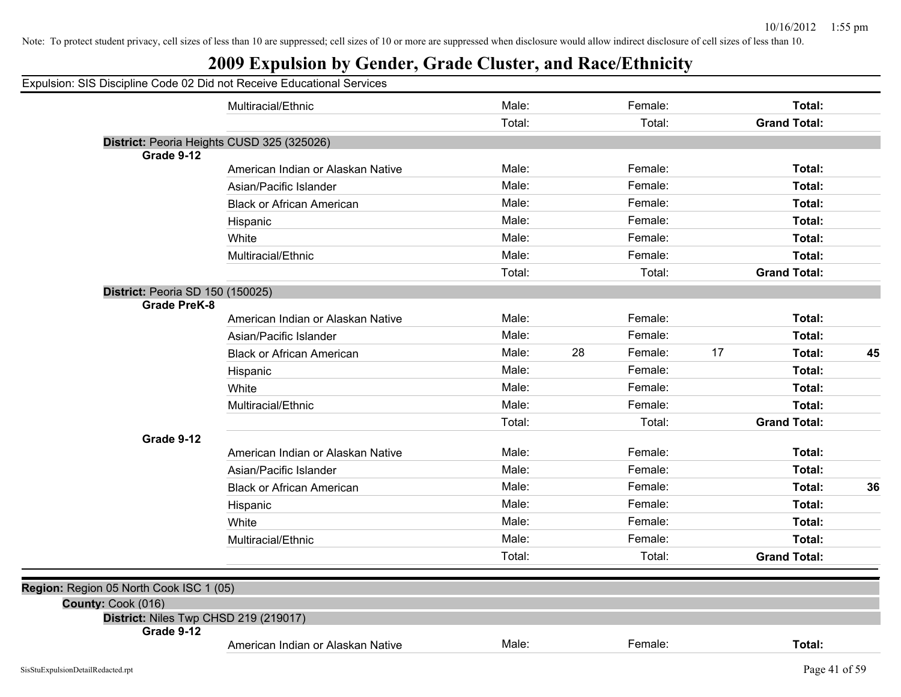Note: To protect student privacy, cell sizes of less than 10 are suppressed; cell sizes of 10 or more are suppressed when disclosure would allow indirect disclosure of cell sizes of less than 10.

# 2009 Expulsion by Gender, Grade Cluster, and Race/Ethnicity

Expulsion: SIS Discipline Code 02 Did not Receive Educational Services

| | | | | | | | |
|---|---|---|---|---|---|---|---|
| | Multiracial/Ethnic | Male: | | Female: | | **Total:** | |
| | | Total: | | Total: | | **Grand Total:** | |

**District:** Peoria Heights CUSD 325 (325026)

**Grade 9-12**

| | | | | | | |
|---|---|---|---|---|---|---|
| American Indian or Alaskan Native | Male: | | Female: | | **Total:** | |
| Asian/Pacific Islander | Male: | | Female: | | **Total:** | |
| Black or African American | Male: | | Female: | | **Total:** | |
| Hispanic | Male: | | Female: | | **Total:** | |
| White | Male: | | Female: | | **Total:** | |
| Multiracial/Ethnic | Male: | | Female: | | **Total:** | |
| | Total: | | Total: | | **Grand Total:** | |

**District:** Peoria SD 150 (150025)

**Grade PreK-8**

| | | | | | | |
|---|---|---|---|---|---|---|
| American Indian or Alaskan Native | Male: | | Female: | | **Total:** | |
| Asian/Pacific Islander | Male: | | Female: | | **Total:** | |
| Black or African American | Male: | 28 | Female: | 17 | **Total:** | **45** |
| Hispanic | Male: | | Female: | | **Total:** | |
| White | Male: | | Female: | | **Total:** | |
| Multiracial/Ethnic | Male: | | Female: | | **Total:** | |
| | Total: | | Total: | | **Grand Total:** | |

**Grade 9-12**

| | | | | | | |
|---|---|---|---|---|---|---|
| American Indian or Alaskan Native | Male: | | Female: | | **Total:** | |
| Asian/Pacific Islander | Male: | | Female: | | **Total:** | |
| Black or African American | Male: | | Female: | | **Total:** | **36** |
| Hispanic | Male: | | Female: | | **Total:** | |
| White | Male: | | Female: | | **Total:** | |
| Multiracial/Ethnic | Male: | | Female: | | **Total:** | |
| | Total: | | Total: | | **Grand Total:** | |

**Region:** Region 05 North Cook ISC 1 (05)

**County:** Cook (016)

**District:** Niles Twp CHSD 219 (219017)

**Grade 9-12**

| | | | | | | |
|---|---|---|---|---|---|---|
| American Indian or Alaskan Native | Male: | | Female: | | **Total:** | |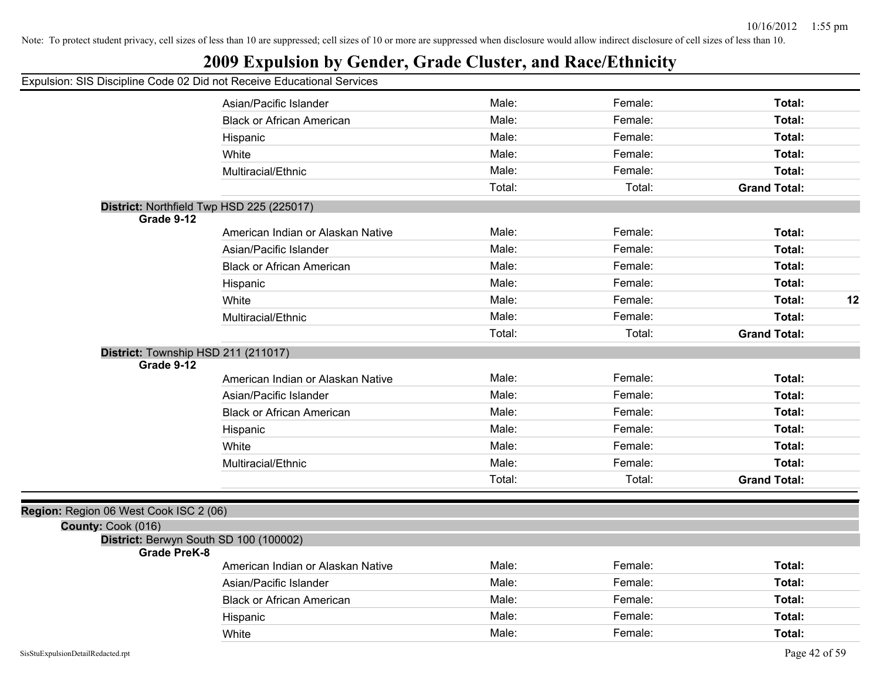Note: To protect student privacy, cell sizes of less than 10 are suppressed; cell sizes of 10 or more are suppressed when disclosure would allow indirect disclosure of cell sizes of less than 10.

# 2009 Expulsion by Gender, Grade Cluster, and Race/Ethnicity

Expulsion: SIS Discipline Code 02 Did not Receive Educational Services

| | | | | |
|---|---|---|---|---|
| Asian/Pacific Islander | Male: | Female: | **Total:** | |
| Black or African American | Male: | Female: | **Total:** | |
| Hispanic | Male: | Female: | **Total:** | |
| White | Male: | Female: | **Total:** | |
| Multiracial/Ethnic | Male: | Female: | **Total:** | |
| | Total: | Total: | **Grand Total:** | |

**District:** Northfield Twp HSD 225 (225017)

**Grade 9-12**

| | | | | |
|---|---|---|---|---|
| American Indian or Alaskan Native | Male: | Female: | **Total:** | |
| Asian/Pacific Islander | Male: | Female: | **Total:** | |
| Black or African American | Male: | Female: | **Total:** | |
| Hispanic | Male: | Female: | **Total:** | |
| White | Male: | Female: | **Total:** | **12** |
| Multiracial/Ethnic | Male: | Female: | **Total:** | |
| | Total: | Total: | **Grand Total:** | |

**District:** Township HSD 211 (211017)

**Grade 9-12**

| | | | | |
|---|---|---|---|---|
| American Indian or Alaskan Native | Male: | Female: | **Total:** | |
| Asian/Pacific Islander | Male: | Female: | **Total:** | |
| Black or African American | Male: | Female: | **Total:** | |
| Hispanic | Male: | Female: | **Total:** | |
| White | Male: | Female: | **Total:** | |
| Multiracial/Ethnic | Male: | Female: | **Total:** | |
| | Total: | Total: | **Grand Total:** | |

**Region:** Region 06 West Cook ISC 2 (06)

**County:** Cook (016)

**District:** Berwyn South SD 100 (100002)

**Grade PreK-8**

| | | | | |
|---|---|---|---|---|
| American Indian or Alaskan Native | Male: | Female: | **Total:** | |
| Asian/Pacific Islander | Male: | Female: | **Total:** | |
| Black or African American | Male: | Female: | **Total:** | |
| Hispanic | Male: | Female: | **Total:** | |
| White | Male: | Female: | **Total:** | |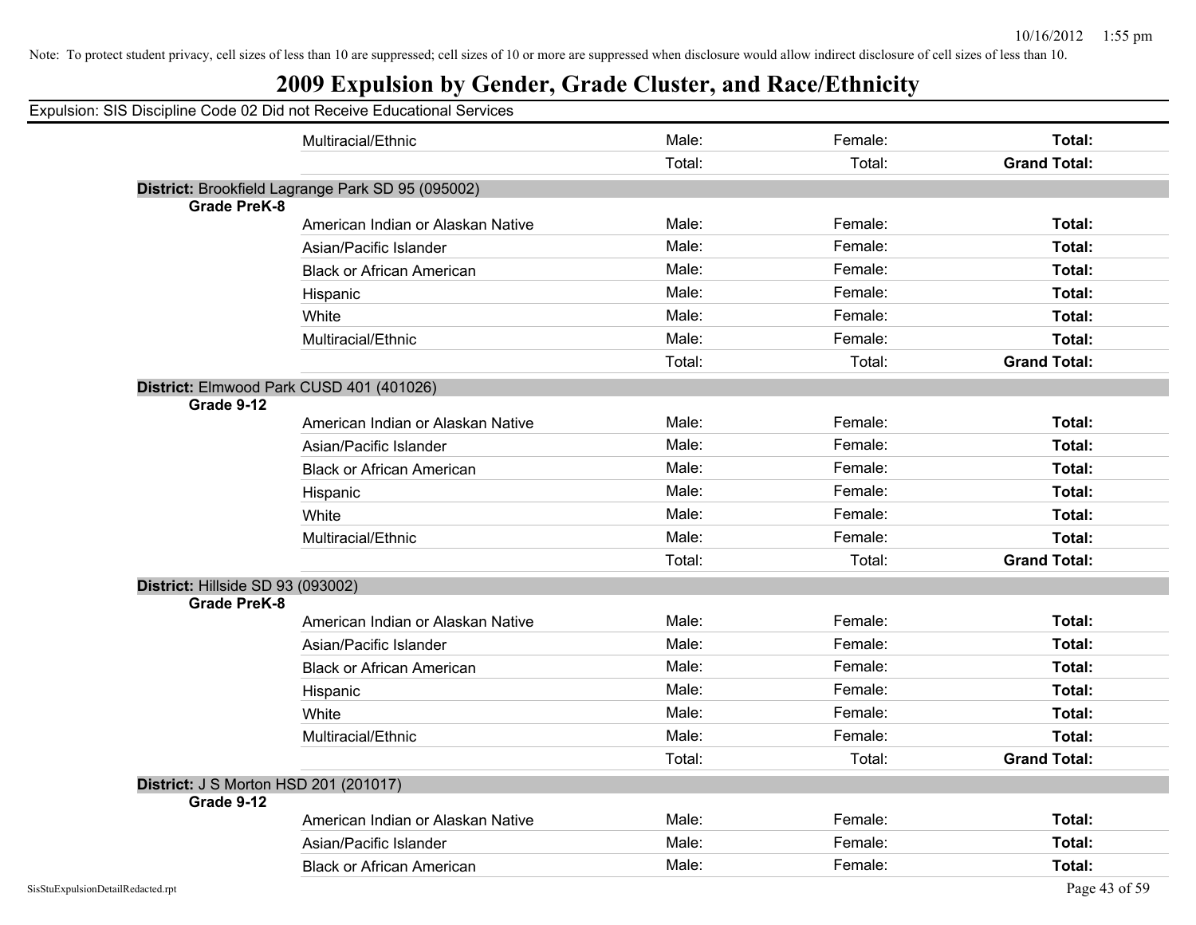Note: To protect student privacy, cell sizes of less than 10 are suppressed; cell sizes of 10 or more are suppressed when disclosure would allow indirect disclosure of cell sizes of less than 10.

# 2009 Expulsion by Gender, Grade Cluster, and Race/Ethnicity

Expulsion: SIS Discipline Code 02 Did not Receive Educational Services

| | | | | |
|---|---|---|---|---|
| | Multiracial/Ethnic | Male: | Female: | **Total:** |
| | | Total: | Total: | **Grand Total:** |
| **District:** Brookfield Lagrange Park SD 95 (095002) | | | | |
| **Grade PreK-8** | | | | |
| | American Indian or Alaskan Native | Male: | Female: | **Total:** |
| | Asian/Pacific Islander | Male: | Female: | **Total:** |
| | Black or African American | Male: | Female: | **Total:** |
| | Hispanic | Male: | Female: | **Total:** |
| | White | Male: | Female: | **Total:** |
| | Multiracial/Ethnic | Male: | Female: | **Total:** |
| | | Total: | Total: | **Grand Total:** |
| **District:** Elmwood Park CUSD 401 (401026) | | | | |
| **Grade 9-12** | | | | |
| | American Indian or Alaskan Native | Male: | Female: | **Total:** |
| | Asian/Pacific Islander | Male: | Female: | **Total:** |
| | Black or African American | Male: | Female: | **Total:** |
| | Hispanic | Male: | Female: | **Total:** |
| | White | Male: | Female: | **Total:** |
| | Multiracial/Ethnic | Male: | Female: | **Total:** |
| | | Total: | Total: | **Grand Total:** |
| **District:** Hillside SD 93 (093002) | | | | |
| **Grade PreK-8** | | | | |
| | American Indian or Alaskan Native | Male: | Female: | **Total:** |
| | Asian/Pacific Islander | Male: | Female: | **Total:** |
| | Black or African American | Male: | Female: | **Total:** |
| | Hispanic | Male: | Female: | **Total:** |
| | White | Male: | Female: | **Total:** |
| | Multiracial/Ethnic | Male: | Female: | **Total:** |
| | | Total: | Total: | **Grand Total:** |
| **District:** J S Morton HSD 201 (201017) | | | | |
| **Grade 9-12** | | | | |
| | American Indian or Alaskan Native | Male: | Female: | **Total:** |
| | Asian/Pacific Islander | Male: | Female: | **Total:** |
| | Black or African American | Male: | Female: | **Total:** |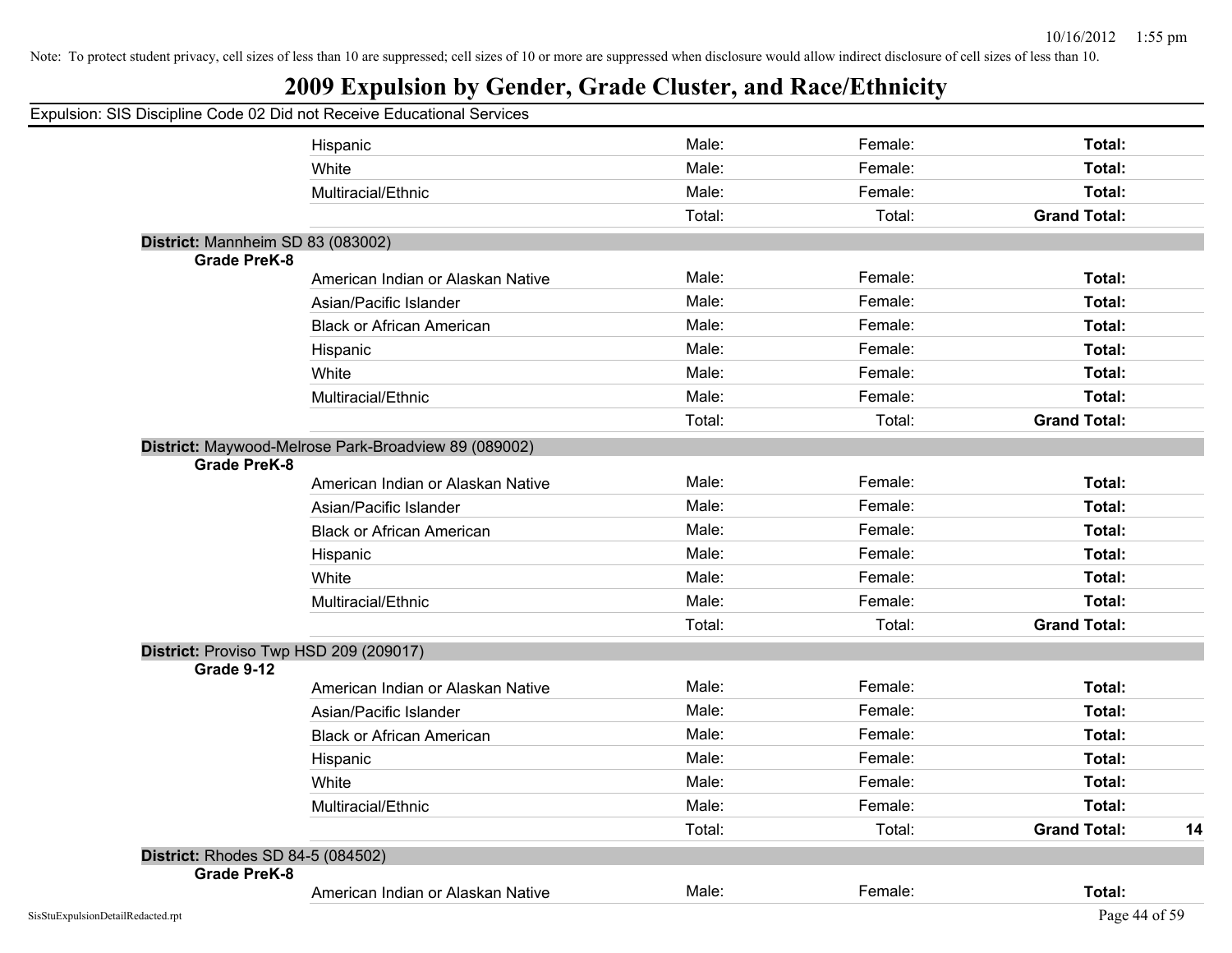Note: To protect student privacy, cell sizes of less than 10 are suppressed; cell sizes of 10 or more are suppressed when disclosure would allow indirect disclosure of cell sizes of less than 10.

# 2009 Expulsion by Gender, Grade Cluster, and Race/Ethnicity

Expulsion: SIS Discipline Code 02 Did not Receive Educational Services

| | | | | | |
|---|---|---|---|---|---|
| | Hispanic | Male: | Female: | **Total:** | |
| | White | Male: | Female: | **Total:** | |
| | Multiracial/Ethnic | Male: | Female: | **Total:** | |
| | | Total: | Total: | **Grand Total:** | |

**District:** Mannheim SD 83 (083002)

| **Grade PreK-8** | | | | | |
|---|---|---|---|---|---|
| | American Indian or Alaskan Native | Male: | Female: | **Total:** | |
| | Asian/Pacific Islander | Male: | Female: | **Total:** | |
| | Black or African American | Male: | Female: | **Total:** | |
| | Hispanic | Male: | Female: | **Total:** | |
| | White | Male: | Female: | **Total:** | |
| | Multiracial/Ethnic | Male: | Female: | **Total:** | |
| | | Total: | Total: | **Grand Total:** | |

**District:** Maywood-Melrose Park-Broadview 89 (089002)

| **Grade PreK-8** | | | | | |
|---|---|---|---|---|---|
| | American Indian or Alaskan Native | Male: | Female: | **Total:** | |
| | Asian/Pacific Islander | Male: | Female: | **Total:** | |
| | Black or African American | Male: | Female: | **Total:** | |
| | Hispanic | Male: | Female: | **Total:** | |
| | White | Male: | Female: | **Total:** | |
| | Multiracial/Ethnic | Male: | Female: | **Total:** | |
| | | Total: | Total: | **Grand Total:** | |

**District:** Proviso Twp HSD 209 (209017)

| **Grade 9-12** | | | | | |
|---|---|---|---|---|---|
| | American Indian or Alaskan Native | Male: | Female: | **Total:** | |
| | Asian/Pacific Islander | Male: | Female: | **Total:** | |
| | Black or African American | Male: | Female: | **Total:** | |
| | Hispanic | Male: | Female: | **Total:** | |
| | White | Male: | Female: | **Total:** | |
| | Multiracial/Ethnic | Male: | Female: | **Total:** | |
| | | Total: | Total: | **Grand Total:** | **14** |

**District:** Rhodes SD 84-5 (084502)

| **Grade PreK-8** | | | | | |
|---|---|---|---|---|---|
| | American Indian or Alaskan Native | Male: | Female: | **Total:** | |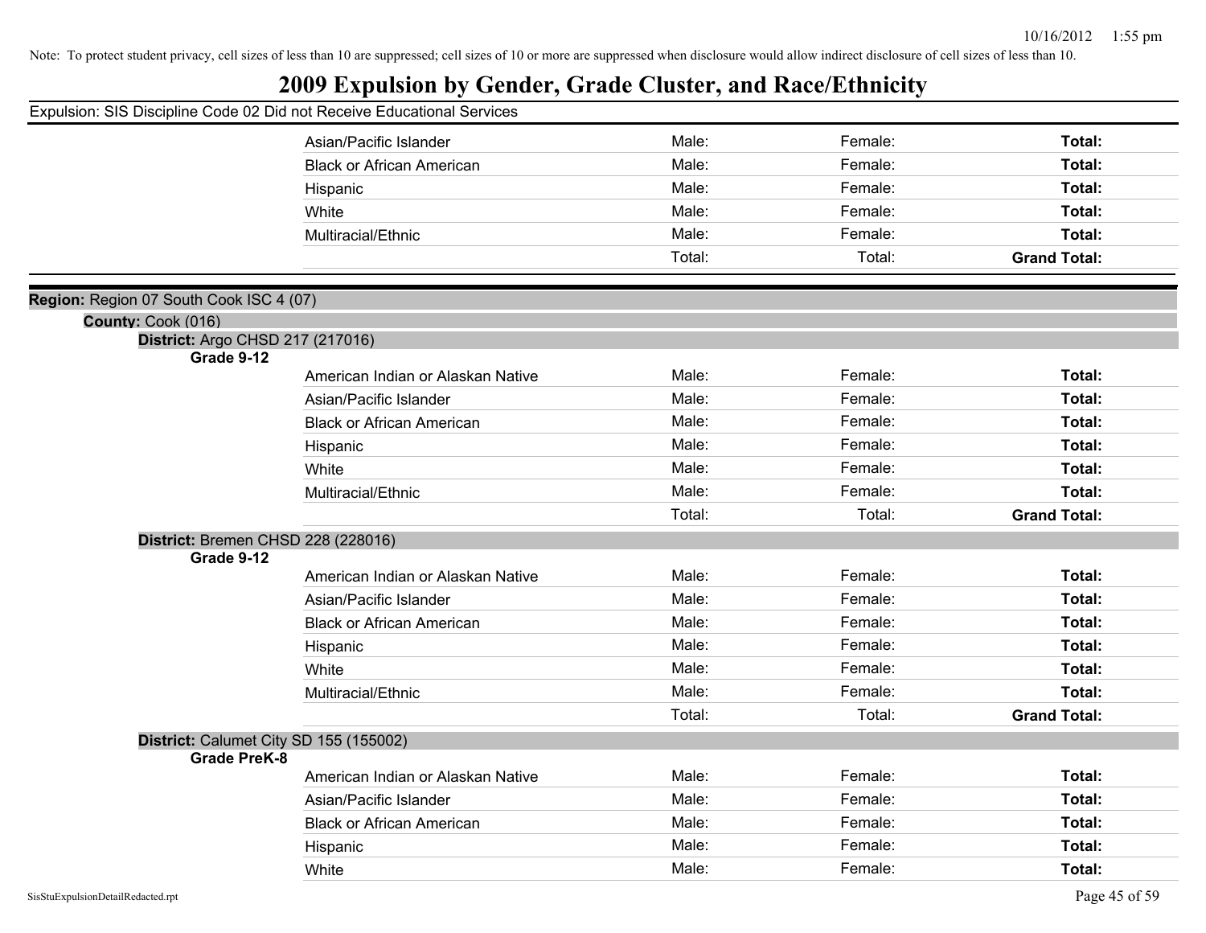Note: To protect student privacy, cell sizes of less than 10 are suppressed; cell sizes of 10 or more are suppressed when disclosure would allow indirect disclosure of cell sizes of less than 10.

# 2009 Expulsion by Gender, Grade Cluster, and Race/Ethnicity

Expulsion: SIS Discipline Code 02 Did not Receive Educational Services

| | | | |
|---|---|---|---|
| Asian/Pacific Islander | Male: | Female: | **Total:** |
| Black or African American | Male: | Female: | **Total:** |
| Hispanic | Male: | Female: | **Total:** |
| White | Male: | Female: | **Total:** |
| Multiracial/Ethnic | Male: | Female: | **Total:** |
| | Total: | Total: | **Grand Total:** |

**Region:** Region 07 South Cook ISC 4 (07)

**County:** Cook (016)

**District:** Argo CHSD 217 (217016)

**Grade 9-12**

| | | | |
|---|---|---|---|
| American Indian or Alaskan Native | Male: | Female: | **Total:** |
| Asian/Pacific Islander | Male: | Female: | **Total:** |
| Black or African American | Male: | Female: | **Total:** |
| Hispanic | Male: | Female: | **Total:** |
| White | Male: | Female: | **Total:** |
| Multiracial/Ethnic | Male: | Female: | **Total:** |
| | Total: | Total: | **Grand Total:** |

**District:** Bremen CHSD 228 (228016)

**Grade 9-12**

| | | | |
|---|---|---|---|
| American Indian or Alaskan Native | Male: | Female: | **Total:** |
| Asian/Pacific Islander | Male: | Female: | **Total:** |
| Black or African American | Male: | Female: | **Total:** |
| Hispanic | Male: | Female: | **Total:** |
| White | Male: | Female: | **Total:** |
| Multiracial/Ethnic | Male: | Female: | **Total:** |
| | Total: | Total: | **Grand Total:** |

**District:** Calumet City SD 155 (155002)

**Grade PreK-8**

| | | | |
|---|---|---|---|
| American Indian or Alaskan Native | Male: | Female: | **Total:** |
| Asian/Pacific Islander | Male: | Female: | **Total:** |
| Black or African American | Male: | Female: | **Total:** |
| Hispanic | Male: | Female: | **Total:** |
| White | Male: | Female: | **Total:** |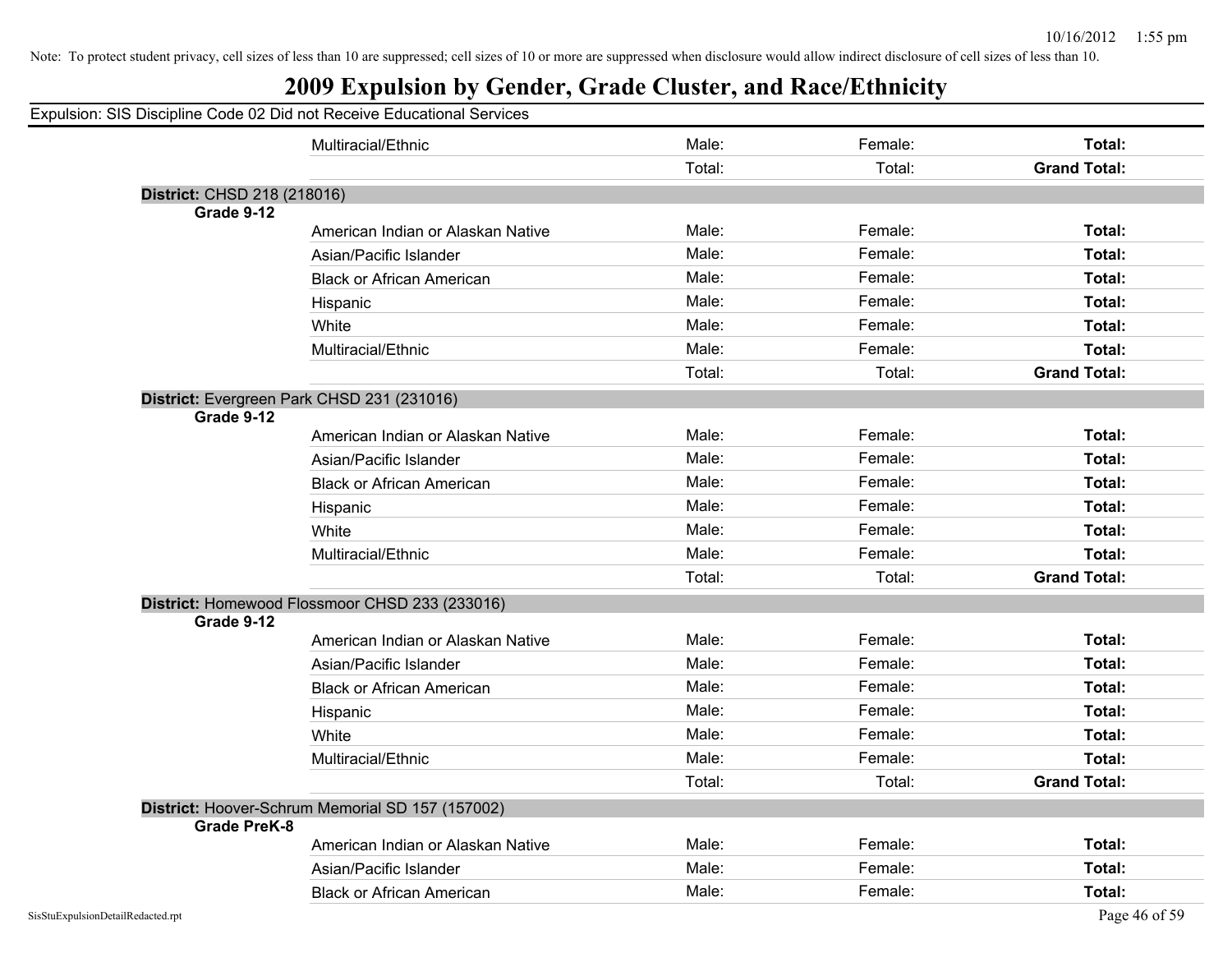Note: To protect student privacy, cell sizes of less than 10 are suppressed; cell sizes of 10 or more are suppressed when disclosure would allow indirect disclosure of cell sizes of less than 10.

# 2009 Expulsion by Gender, Grade Cluster, and Race/Ethnicity

Expulsion: SIS Discipline Code 02 Did not Receive Educational Services

| | | | | |
|---|---|---|---|---|
| | Multiracial/Ethnic | Male: | Female: | **Total:** |
| | | Total: | Total: | **Grand Total:** |

**District:** CHSD 218 (218016)

| Grade | Race/Ethnicity | Male | Female | Total |
|---|---|---|---|---|
| **Grade 9-12** | | | | |
| | American Indian or Alaskan Native | Male: | Female: | **Total:** |
| | Asian/Pacific Islander | Male: | Female: | **Total:** |
| | Black or African American | Male: | Female: | **Total:** |
| | Hispanic | Male: | Female: | **Total:** |
| | White | Male: | Female: | **Total:** |
| | Multiracial/Ethnic | Male: | Female: | **Total:** |
| | | Total: | Total: | **Grand Total:** |

**District:** Evergreen Park CHSD 231 (231016)

| Grade | Race/Ethnicity | Male | Female | Total |
|---|---|---|---|---|
| **Grade 9-12** | | | | |
| | American Indian or Alaskan Native | Male: | Female: | **Total:** |
| | Asian/Pacific Islander | Male: | Female: | **Total:** |
| | Black or African American | Male: | Female: | **Total:** |
| | Hispanic | Male: | Female: | **Total:** |
| | White | Male: | Female: | **Total:** |
| | Multiracial/Ethnic | Male: | Female: | **Total:** |
| | | Total: | Total: | **Grand Total:** |

**District:** Homewood Flossmoor CHSD 233 (233016)

| Grade | Race/Ethnicity | Male | Female | Total |
|---|---|---|---|---|
| **Grade 9-12** | | | | |
| | American Indian or Alaskan Native | Male: | Female: | **Total:** |
| | Asian/Pacific Islander | Male: | Female: | **Total:** |
| | Black or African American | Male: | Female: | **Total:** |
| | Hispanic | Male: | Female: | **Total:** |
| | White | Male: | Female: | **Total:** |
| | Multiracial/Ethnic | Male: | Female: | **Total:** |
| | | Total: | Total: | **Grand Total:** |

**District:** Hoover-Schrum Memorial SD 157 (157002)

| Grade | Race/Ethnicity | Male | Female | Total |
|---|---|---|---|---|
| **Grade PreK-8** | | | | |
| | American Indian or Alaskan Native | Male: | Female: | **Total:** |
| | Asian/Pacific Islander | Male: | Female: | **Total:** |
| | Black or African American | Male: | Female: | **Total:** |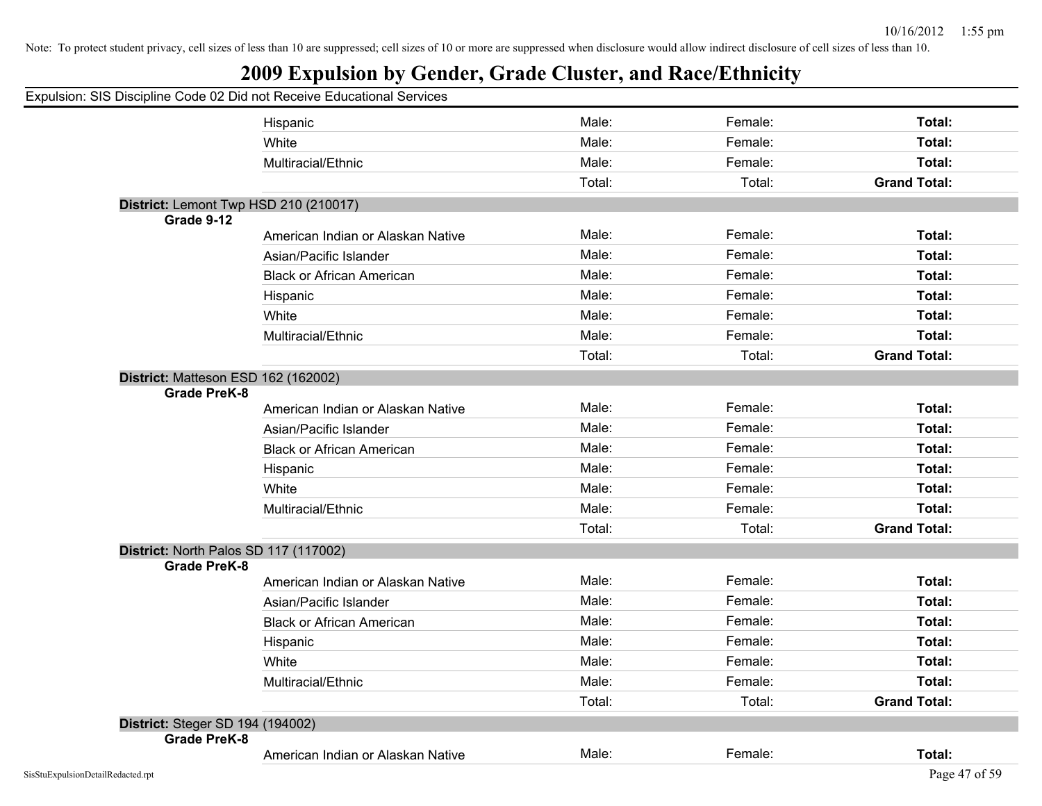Note: To protect student privacy, cell sizes of less than 10 are suppressed; cell sizes of 10 or more are suppressed when disclosure would allow indirect disclosure of cell sizes of less than 10.

# 2009 Expulsion by Gender, Grade Cluster, and Race/Ethnicity

Expulsion: SIS Discipline Code 02 Did not Receive Educational Services

| | | | | |
|---|---|---|---|---|
| | Hispanic | Male: | Female: | **Total:** |
| | White | Male: | Female: | **Total:** |
| | Multiracial/Ethnic | Male: | Female: | **Total:** |
| | | Total: | Total: | **Grand Total:** |

**District:** Lemont Twp HSD 210 (210017)

| **Grade 9-12** | | | | |
|---|---|---|---|---|
| | American Indian or Alaskan Native | Male: | Female: | **Total:** |
| | Asian/Pacific Islander | Male: | Female: | **Total:** |
| | Black or African American | Male: | Female: | **Total:** |
| | Hispanic | Male: | Female: | **Total:** |
| | White | Male: | Female: | **Total:** |
| | Multiracial/Ethnic | Male: | Female: | **Total:** |
| | | Total: | Total: | **Grand Total:** |

**District:** Matteson ESD 162 (162002)

| **Grade PreK-8** | | | | |
|---|---|---|---|---|
| | American Indian or Alaskan Native | Male: | Female: | **Total:** |
| | Asian/Pacific Islander | Male: | Female: | **Total:** |
| | Black or African American | Male: | Female: | **Total:** |
| | Hispanic | Male: | Female: | **Total:** |
| | White | Male: | Female: | **Total:** |
| | Multiracial/Ethnic | Male: | Female: | **Total:** |
| | | Total: | Total: | **Grand Total:** |

**District:** North Palos SD 117 (117002)

| **Grade PreK-8** | | | | |
|---|---|---|---|---|
| | American Indian or Alaskan Native | Male: | Female: | **Total:** |
| | Asian/Pacific Islander | Male: | Female: | **Total:** |
| | Black or African American | Male: | Female: | **Total:** |
| | Hispanic | Male: | Female: | **Total:** |
| | White | Male: | Female: | **Total:** |
| | Multiracial/Ethnic | Male: | Female: | **Total:** |
| | | Total: | Total: | **Grand Total:** |

**District:** Steger SD 194 (194002)

| **Grade PreK-8** | | | | |
|---|---|---|---|---|
| | American Indian or Alaskan Native | Male: | Female: | **Total:** |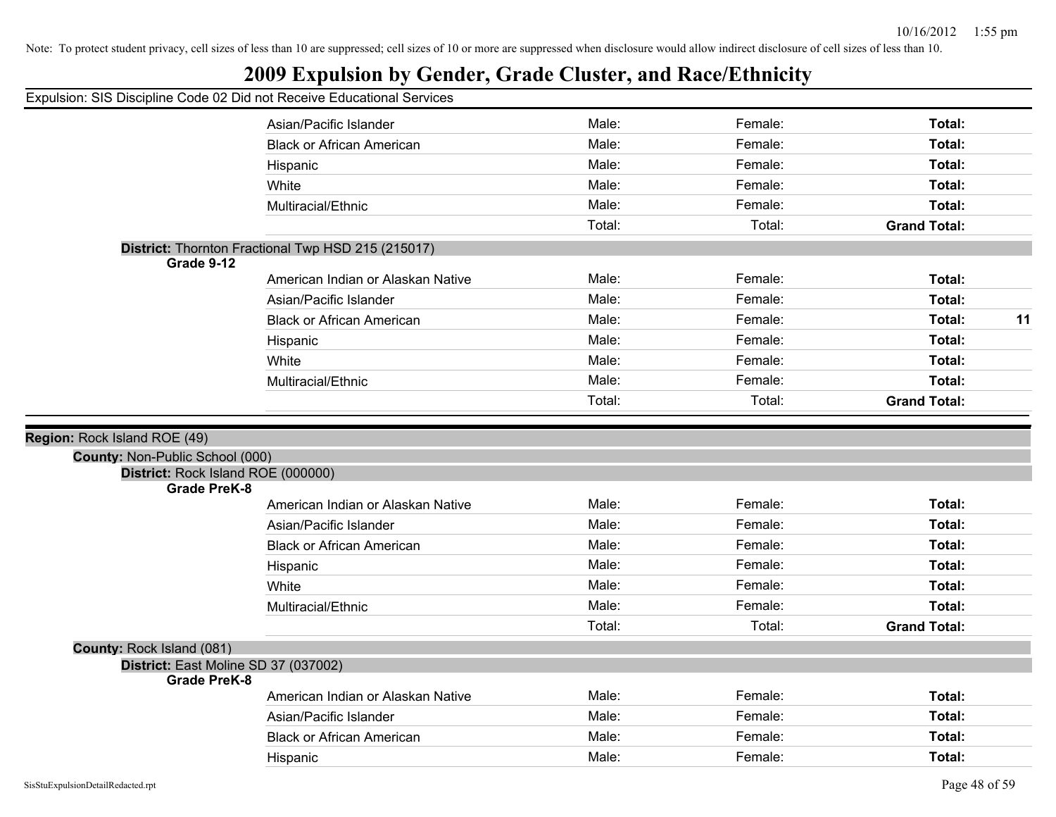Note: To protect student privacy, cell sizes of less than 10 are suppressed; cell sizes of 10 or more are suppressed when disclosure would allow indirect disclosure of cell sizes of less than 10.

# 2009 Expulsion by Gender, Grade Cluster, and Race/Ethnicity

Expulsion: SIS Discipline Code 02 Did not Receive Educational Services

| | Male | Female | Total |
|---|---|---|---|
| Asian/Pacific Islander | Male: | Female: | **Total:** |
| Black or African American | Male: | Female: | **Total:** |
| Hispanic | Male: | Female: | **Total:** |
| White | Male: | Female: | **Total:** |
| Multiracial/Ethnic | Male: | Female: | **Total:** |
| | Total: | Total: | **Grand Total:** |

**District:** Thornton Fractional Twp HSD 215 (215017)

**Grade 9-12**

| | Male | Female | Total |
|---|---|---|---|
| American Indian or Alaskan Native | Male: | Female: | **Total:** |
| Asian/Pacific Islander | Male: | Female: | **Total:** |
| Black or African American | Male: | Female: | **Total:** 11 |
| Hispanic | Male: | Female: | **Total:** |
| White | Male: | Female: | **Total:** |
| Multiracial/Ethnic | Male: | Female: | **Total:** |
| | Total: | Total: | **Grand Total:** |

**Region:** Rock Island ROE (49)

**County:** Non-Public School (000)

**District:** Rock Island ROE (000000)

**Grade PreK-8**

| | Male | Female | Total |
|---|---|---|---|
| American Indian or Alaskan Native | Male: | Female: | **Total:** |
| Asian/Pacific Islander | Male: | Female: | **Total:** |
| Black or African American | Male: | Female: | **Total:** |
| Hispanic | Male: | Female: | **Total:** |
| White | Male: | Female: | **Total:** |
| Multiracial/Ethnic | Male: | Female: | **Total:** |
| | Total: | Total: | **Grand Total:** |

**County:** Rock Island (081)

**District:** East Moline SD 37 (037002)

**Grade PreK-8**

| | Male | Female | Total |
|---|---|---|---|
| American Indian or Alaskan Native | Male: | Female: | **Total:** |
| Asian/Pacific Islander | Male: | Female: | **Total:** |
| Black or African American | Male: | Female: | **Total:** |
| Hispanic | Male: | Female: | **Total:** |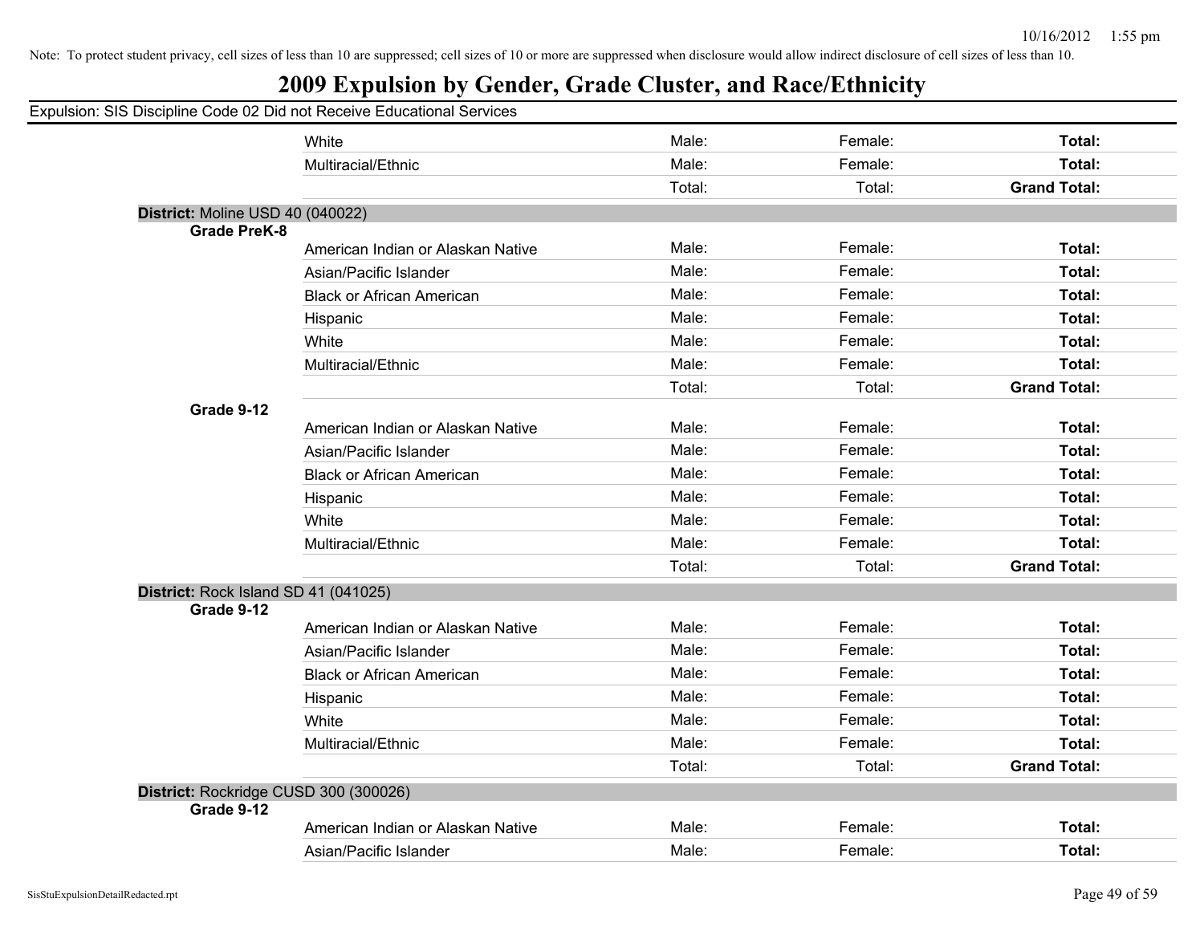Note: To protect student privacy, cell sizes of less than 10 are suppressed; cell sizes of 10 or more are suppressed when disclosure would allow indirect disclosure of cell sizes of less than 10.

# 2009 Expulsion by Gender, Grade Cluster, and Race/Ethnicity

Expulsion: SIS Discipline Code 02 Did not Receive Educational Services

| | | | | |
|---|---|---|---|---|
| | White | Male: | Female: | **Total:** |
| | Multiracial/Ethnic | Male: | Female: | **Total:** |
| | | Total: | Total: | **Grand Total:** |

**District:** Moline USD 40 (040022)

| | | | | |
|---|---|---|---|---|
| **Grade PreK-8** | | | | |
| | American Indian or Alaskan Native | Male: | Female: | **Total:** |
| | Asian/Pacific Islander | Male: | Female: | **Total:** |
| | Black or African American | Male: | Female: | **Total:** |
| | Hispanic | Male: | Female: | **Total:** |
| | White | Male: | Female: | **Total:** |
| | Multiracial/Ethnic | Male: | Female: | **Total:** |
| | | Total: | Total: | **Grand Total:** |
| **Grade 9-12** | | | | |
| | American Indian or Alaskan Native | Male: | Female: | **Total:** |
| | Asian/Pacific Islander | Male: | Female: | **Total:** |
| | Black or African American | Male: | Female: | **Total:** |
| | Hispanic | Male: | Female: | **Total:** |
| | White | Male: | Female: | **Total:** |
| | Multiracial/Ethnic | Male: | Female: | **Total:** |
| | | Total: | Total: | **Grand Total:** |

**District:** Rock Island SD 41 (041025)

| | | | | |
|---|---|---|---|---|
| **Grade 9-12** | | | | |
| | American Indian or Alaskan Native | Male: | Female: | **Total:** |
| | Asian/Pacific Islander | Male: | Female: | **Total:** |
| | Black or African American | Male: | Female: | **Total:** |
| | Hispanic | Male: | Female: | **Total:** |
| | White | Male: | Female: | **Total:** |
| | Multiracial/Ethnic | Male: | Female: | **Total:** |
| | | Total: | Total: | **Grand Total:** |

**District:** Rockridge CUSD 300 (300026)

| | | | | |
|---|---|---|---|---|
| **Grade 9-12** | | | | |
| | American Indian or Alaskan Native | Male: | Female: | **Total:** |
| | Asian/Pacific Islander | Male: | Female: | **Total:** |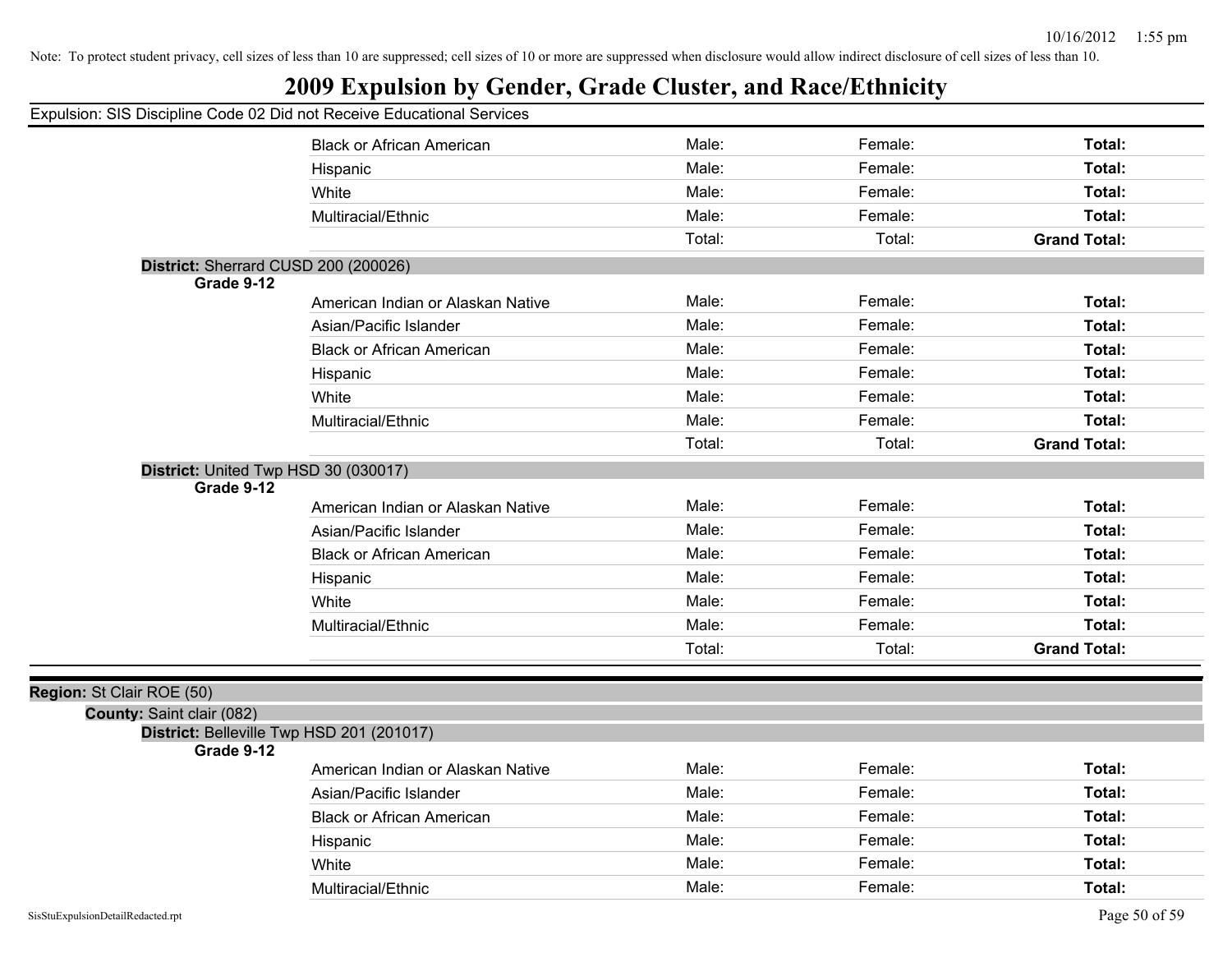Note: To protect student privacy, cell sizes of less than 10 are suppressed; cell sizes of 10 or more are suppressed when disclosure would allow indirect disclosure of cell sizes of less than 10.

# 2009 Expulsion by Gender, Grade Cluster, and Race/Ethnicity

Expulsion: SIS Discipline Code 02 Did not Receive Educational Services

| | | | |
|---|---|---|---|
| Black or African American | Male: | Female: | **Total:** |
| Hispanic | Male: | Female: | **Total:** |
| White | Male: | Female: | **Total:** |
| Multiracial/Ethnic | Male: | Female: | **Total:** |
| | Total: | Total: | **Grand Total:** |

**District:** Sherrard CUSD 200 (200026)

**Grade 9-12**

| | | | |
|---|---|---|---|
| American Indian or Alaskan Native | Male: | Female: | **Total:** |
| Asian/Pacific Islander | Male: | Female: | **Total:** |
| Black or African American | Male: | Female: | **Total:** |
| Hispanic | Male: | Female: | **Total:** |
| White | Male: | Female: | **Total:** |
| Multiracial/Ethnic | Male: | Female: | **Total:** |
| | Total: | Total: | **Grand Total:** |

**District:** United Twp HSD 30 (030017)

**Grade 9-12**

| | | | |
|---|---|---|---|
| American Indian or Alaskan Native | Male: | Female: | **Total:** |
| Asian/Pacific Islander | Male: | Female: | **Total:** |
| Black or African American | Male: | Female: | **Total:** |
| Hispanic | Male: | Female: | **Total:** |
| White | Male: | Female: | **Total:** |
| Multiracial/Ethnic | Male: | Female: | **Total:** |
| | Total: | Total: | **Grand Total:** |

**Region:** St Clair ROE (50)

**County:** Saint clair (082)

**District:** Belleville Twp HSD 201 (201017)

**Grade 9-12**

| | | | |
|---|---|---|---|
| American Indian or Alaskan Native | Male: | Female: | **Total:** |
| Asian/Pacific Islander | Male: | Female: | **Total:** |
| Black or African American | Male: | Female: | **Total:** |
| Hispanic | Male: | Female: | **Total:** |
| White | Male: | Female: | **Total:** |
| Multiracial/Ethnic | Male: | Female: | **Total:** |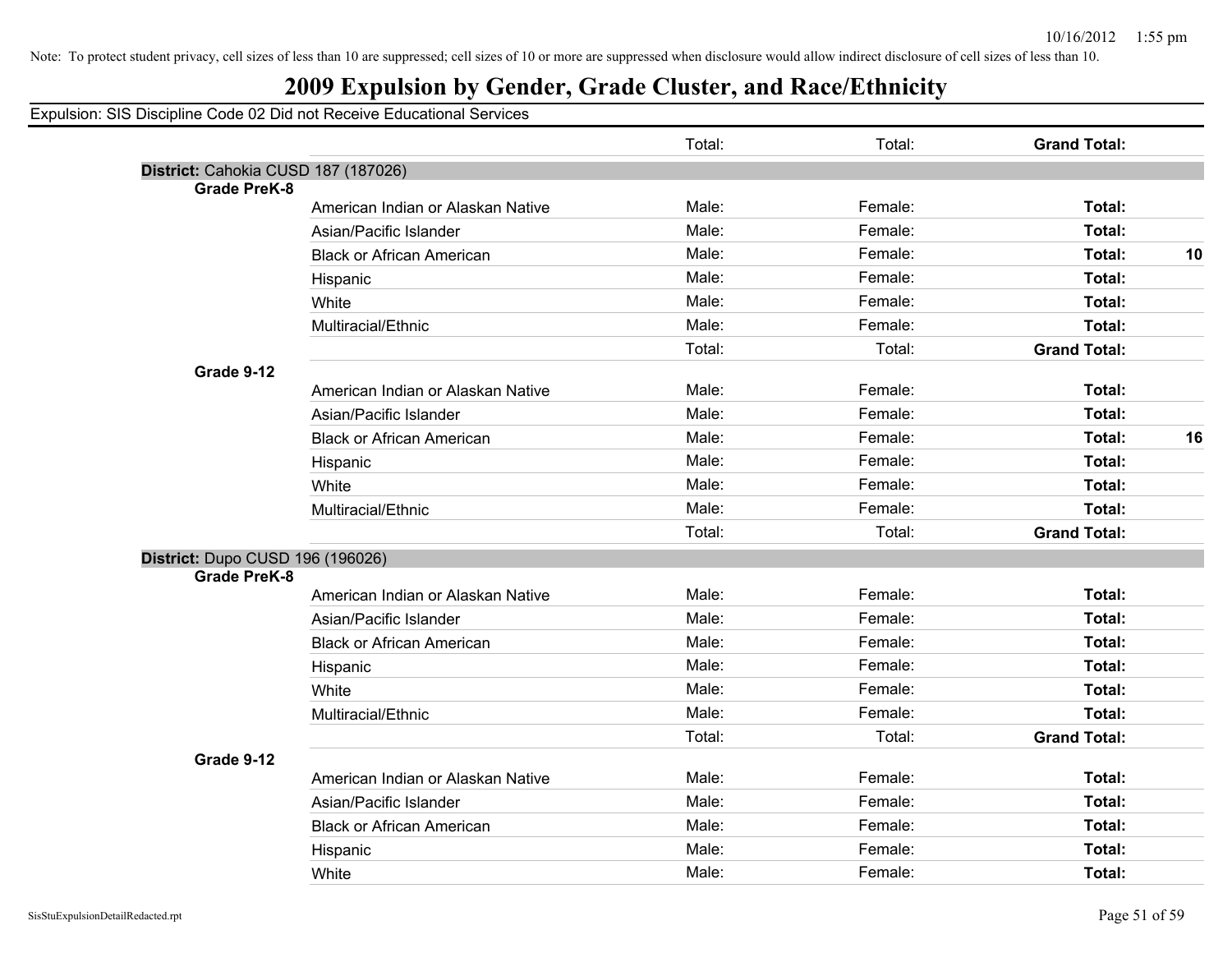Note: To protect student privacy, cell sizes of less than 10 are suppressed; cell sizes of 10 or more are suppressed when disclosure would allow indirect disclosure of cell sizes of less than 10.

# 2009 Expulsion by Gender, Grade Cluster, and Race/Ethnicity

## Expulsion: SIS Discipline Code 02 Did not Receive Educational Services

| | | | | | |
|---|---|---|---|---|---|
| | | Total: | Total: | **Grand Total:** | |
| **District:** Cahokia CUSD 187 (187026) | | | | | |
| **Grade PreK-8** | | | | | |
| | American Indian or Alaskan Native | Male: | Female: | **Total:** | |
| | Asian/Pacific Islander | Male: | Female: | **Total:** | |
| | Black or African American | Male: | Female: | **Total:** | **10** |
| | Hispanic | Male: | Female: | **Total:** | |
| | White | Male: | Female: | **Total:** | |
| | Multiracial/Ethnic | Male: | Female: | **Total:** | |
| | | Total: | Total: | **Grand Total:** | |
| **Grade 9-12** | | | | | |
| | American Indian or Alaskan Native | Male: | Female: | **Total:** | |
| | Asian/Pacific Islander | Male: | Female: | **Total:** | |
| | Black or African American | Male: | Female: | **Total:** | **16** |
| | Hispanic | Male: | Female: | **Total:** | |
| | White | Male: | Female: | **Total:** | |
| | Multiracial/Ethnic | Male: | Female: | **Total:** | |
| | | Total: | Total: | **Grand Total:** | |
| **District:** Dupo CUSD 196 (196026) | | | | | |
| **Grade PreK-8** | | | | | |
| | American Indian or Alaskan Native | Male: | Female: | **Total:** | |
| | Asian/Pacific Islander | Male: | Female: | **Total:** | |
| | Black or African American | Male: | Female: | **Total:** | |
| | Hispanic | Male: | Female: | **Total:** | |
| | White | Male: | Female: | **Total:** | |
| | Multiracial/Ethnic | Male: | Female: | **Total:** | |
| | | Total: | Total: | **Grand Total:** | |
| **Grade 9-12** | | | | | |
| | American Indian or Alaskan Native | Male: | Female: | **Total:** | |
| | Asian/Pacific Islander | Male: | Female: | **Total:** | |
| | Black or African American | Male: | Female: | **Total:** | |
| | Hispanic | Male: | Female: | **Total:** | |
| | White | Male: | Female: | **Total:** | |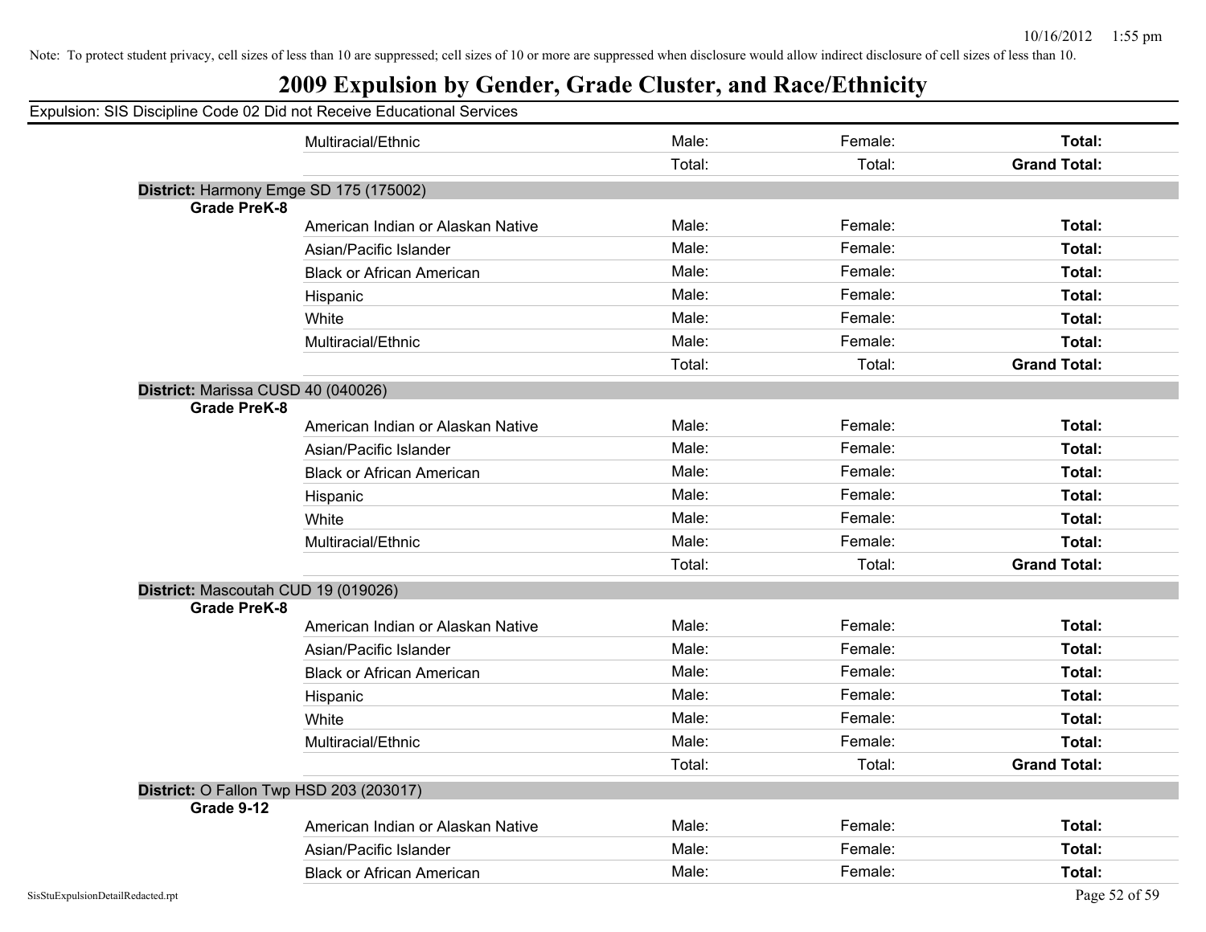Note: To protect student privacy, cell sizes of less than 10 are suppressed; cell sizes of 10 or more are suppressed when disclosure would allow indirect disclosure of cell sizes of less than 10.

# 2009 Expulsion by Gender, Grade Cluster, and Race/Ethnicity

Expulsion: SIS Discipline Code 02 Did not Receive Educational Services

| | | | | |
|---|---|---|---|---|
| | Multiracial/Ethnic | Male: | Female: | **Total:** |
| | | Total: | Total: | **Grand Total:** |

**District:** Harmony Emge SD 175 (175002)

| **Grade PreK-8** | | | | |
|---|---|---|---|---|
| | American Indian or Alaskan Native | Male: | Female: | **Total:** |
| | Asian/Pacific Islander | Male: | Female: | **Total:** |
| | Black or African American | Male: | Female: | **Total:** |
| | Hispanic | Male: | Female: | **Total:** |
| | White | Male: | Female: | **Total:** |
| | Multiracial/Ethnic | Male: | Female: | **Total:** |
| | | Total: | Total: | **Grand Total:** |

**District:** Marissa CUSD 40 (040026)

| **Grade PreK-8** | | | | |
|---|---|---|---|---|
| | American Indian or Alaskan Native | Male: | Female: | **Total:** |
| | Asian/Pacific Islander | Male: | Female: | **Total:** |
| | Black or African American | Male: | Female: | **Total:** |
| | Hispanic | Male: | Female: | **Total:** |
| | White | Male: | Female: | **Total:** |
| | Multiracial/Ethnic | Male: | Female: | **Total:** |
| | | Total: | Total: | **Grand Total:** |

**District:** Mascoutah CUD 19 (019026)

| **Grade PreK-8** | | | | |
|---|---|---|---|---|
| | American Indian or Alaskan Native | Male: | Female: | **Total:** |
| | Asian/Pacific Islander | Male: | Female: | **Total:** |
| | Black or African American | Male: | Female: | **Total:** |
| | Hispanic | Male: | Female: | **Total:** |
| | White | Male: | Female: | **Total:** |
| | Multiracial/Ethnic | Male: | Female: | **Total:** |
| | | Total: | Total: | **Grand Total:** |

**District:** O Fallon Twp HSD 203 (203017)

| **Grade 9-12** | | | | |
|---|---|---|---|---|
| | American Indian or Alaskan Native | Male: | Female: | **Total:** |
| | Asian/Pacific Islander | Male: | Female: | **Total:** |
| | Black or African American | Male: | Female: | **Total:** |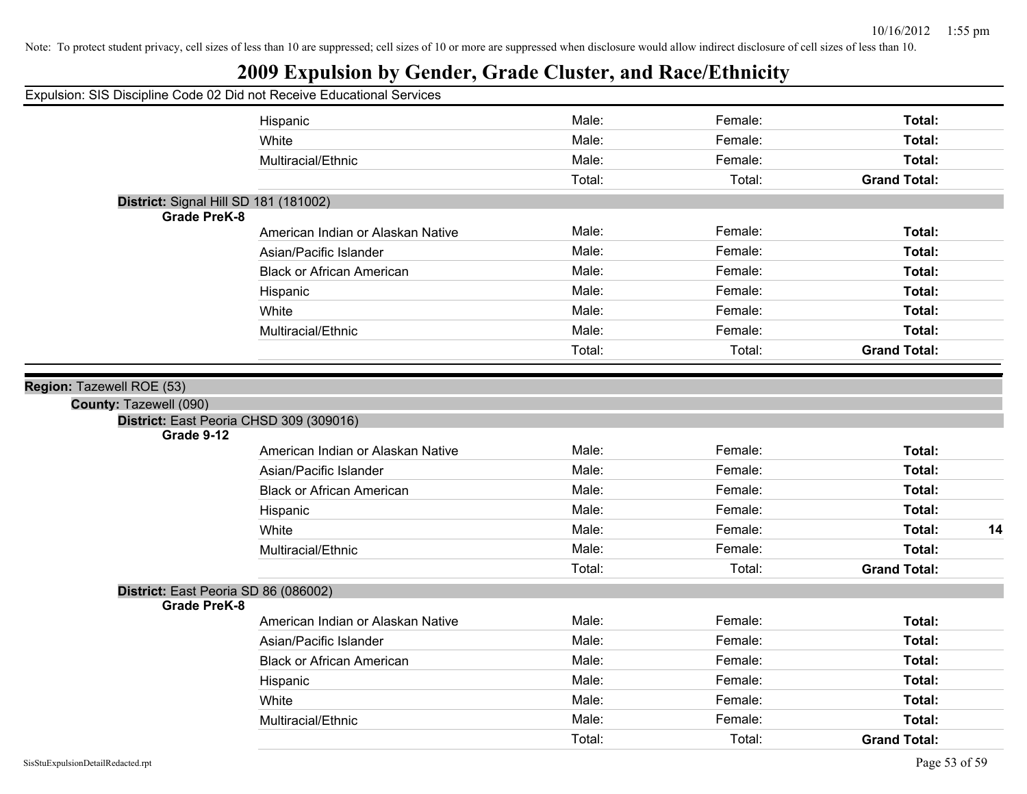Note: To protect student privacy, cell sizes of less than 10 are suppressed; cell sizes of 10 or more are suppressed when disclosure would allow indirect disclosure of cell sizes of less than 10.

# 2009 Expulsion by Gender, Grade Cluster, and Race/Ethnicity

Expulsion: SIS Discipline Code 02 Did not Receive Educational Services

| | | | | |
|---|---|---|---|---|
| Hispanic | Male: | Female: | **Total:** | |
| White | Male: | Female: | **Total:** | |
| Multiracial/Ethnic | Male: | Female: | **Total:** | |
| | Total: | Total: | **Grand Total:** | |

**District:** Signal Hill SD 181 (181002)

**Grade PreK-8**

| | | | | |
|---|---|---|---|---|
| American Indian or Alaskan Native | Male: | Female: | **Total:** | |
| Asian/Pacific Islander | Male: | Female: | **Total:** | |
| Black or African American | Male: | Female: | **Total:** | |
| Hispanic | Male: | Female: | **Total:** | |
| White | Male: | Female: | **Total:** | |
| Multiracial/Ethnic | Male: | Female: | **Total:** | |
| | Total: | Total: | **Grand Total:** | |

**Region:** Tazewell ROE (53)

**County:** Tazewell (090)

**District:** East Peoria CHSD 309 (309016)

**Grade 9-12**

| | | | | |
|---|---|---|---|---|
| American Indian or Alaskan Native | Male: | Female: | **Total:** | |
| Asian/Pacific Islander | Male: | Female: | **Total:** | |
| Black or African American | Male: | Female: | **Total:** | |
| Hispanic | Male: | Female: | **Total:** | |
| White | Male: | Female: | **Total:** | **14** |
| Multiracial/Ethnic | Male: | Female: | **Total:** | |
| | Total: | Total: | **Grand Total:** | |

**District:** East Peoria SD 86 (086002)

**Grade PreK-8**

| | | | | |
|---|---|---|---|---|
| American Indian or Alaskan Native | Male: | Female: | **Total:** | |
| Asian/Pacific Islander | Male: | Female: | **Total:** | |
| Black or African American | Male: | Female: | **Total:** | |
| Hispanic | Male: | Female: | **Total:** | |
| White | Male: | Female: | **Total:** | |
| Multiracial/Ethnic | Male: | Female: | **Total:** | |
| | Total: | Total: | **Grand Total:** | |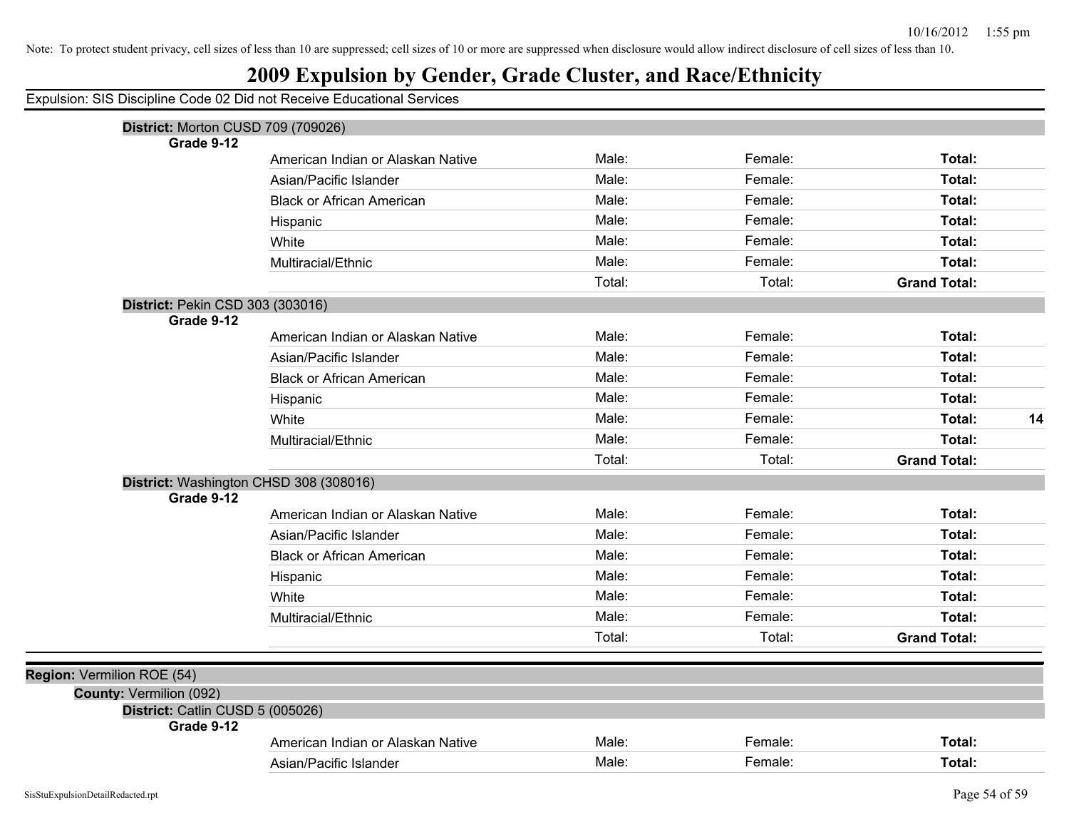Note: To protect student privacy, cell sizes of less than 10 are suppressed; cell sizes of 10 or more are suppressed when disclosure would allow indirect disclosure of cell sizes of less than 10.

# 2009 Expulsion by Gender, Grade Cluster, and Race/Ethnicity

Expulsion: SIS Discipline Code 02 Did not Receive Educational Services

**District:** Morton CUSD 709 (709026)

**Grade 9-12**

| Race/Ethnicity | Male | Female | Total |
|---|---|---|---|
| American Indian or Alaskan Native | Male: | Female: | **Total:** |
| Asian/Pacific Islander | Male: | Female: | **Total:** |
| Black or African American | Male: | Female: | **Total:** |
| Hispanic | Male: | Female: | **Total:** |
| White | Male: | Female: | **Total:** |
| Multiracial/Ethnic | Male: | Female: | **Total:** |
| | Total: | Total: | **Grand Total:** |

**District:** Pekin CSD 303 (303016)

**Grade 9-12**

| Race/Ethnicity | Male | Female | Total |
|---|---|---|---|
| American Indian or Alaskan Native | Male: | Female: | **Total:** |
| Asian/Pacific Islander | Male: | Female: | **Total:** |
| Black or African American | Male: | Female: | **Total:** |
| Hispanic | Male: | Female: | **Total:** |
| White | Male: | Female: | **Total: 14** |
| Multiracial/Ethnic | Male: | Female: | **Total:** |
| | Total: | Total: | **Grand Total:** |

**District:** Washington CHSD 308 (308016)

**Grade 9-12**

| Race/Ethnicity | Male | Female | Total |
|---|---|---|---|
| American Indian or Alaskan Native | Male: | Female: | **Total:** |
| Asian/Pacific Islander | Male: | Female: | **Total:** |
| Black or African American | Male: | Female: | **Total:** |
| Hispanic | Male: | Female: | **Total:** |
| White | Male: | Female: | **Total:** |
| Multiracial/Ethnic | Male: | Female: | **Total:** |
| | Total: | Total: | **Grand Total:** |

**Region:** Vermilion ROE (54)

**County:** Vermilion (092)

**District:** Catlin CUSD 5 (005026)

**Grade 9-12**

| Race/Ethnicity | Male | Female | Total |
|---|---|---|---|
| American Indian or Alaskan Native | Male: | Female: | **Total:** |
| Asian/Pacific Islander | Male: | Female: | **Total:** |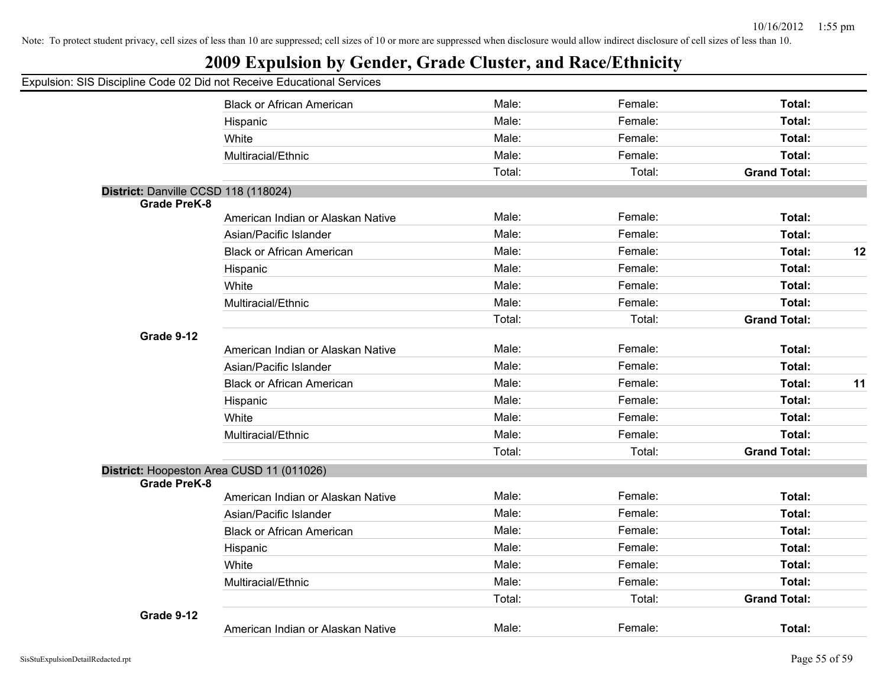Note: To protect student privacy, cell sizes of less than 10 are suppressed; cell sizes of 10 or more are suppressed when disclosure would allow indirect disclosure of cell sizes of less than 10.

# 2009 Expulsion by Gender, Grade Cluster, and Race/Ethnicity

Expulsion: SIS Discipline Code 02 Did not Receive Educational Services

| | | | | | | |
|---|---|---|---|---|---|---|
| | | Black or African American | Male: | Female: | **Total:** | |
| | | Hispanic | Male: | Female: | **Total:** | |
| | | White | Male: | Female: | **Total:** | |
| | | Multiracial/Ethnic | Male: | Female: | **Total:** | |
| | | | Total: | Total: | **Grand Total:** | |
| **District:** Danville CCSD 118 (118024) | | | | | | |
| | **Grade PreK-8** | | | | | |
| | | American Indian or Alaskan Native | Male: | Female: | **Total:** | |
| | | Asian/Pacific Islander | Male: | Female: | **Total:** | |
| | | Black or African American | Male: | Female: | **Total:** | **12** |
| | | Hispanic | Male: | Female: | **Total:** | |
| | | White | Male: | Female: | **Total:** | |
| | | Multiracial/Ethnic | Male: | Female: | **Total:** | |
| | | | Total: | Total: | **Grand Total:** | |
| | **Grade 9-12** | | | | | |
| | | American Indian or Alaskan Native | Male: | Female: | **Total:** | |
| | | Asian/Pacific Islander | Male: | Female: | **Total:** | |
| | | Black or African American | Male: | Female: | **Total:** | **11** |
| | | Hispanic | Male: | Female: | **Total:** | |
| | | White | Male: | Female: | **Total:** | |
| | | Multiracial/Ethnic | Male: | Female: | **Total:** | |
| | | | Total: | Total: | **Grand Total:** | |
| **District:** Hoopeston Area CUSD 11 (011026) | | | | | | |
| | **Grade PreK-8** | | | | | |
| | | American Indian or Alaskan Native | Male: | Female: | **Total:** | |
| | | Asian/Pacific Islander | Male: | Female: | **Total:** | |
| | | Black or African American | Male: | Female: | **Total:** | |
| | | Hispanic | Male: | Female: | **Total:** | |
| | | White | Male: | Female: | **Total:** | |
| | | Multiracial/Ethnic | Male: | Female: | **Total:** | |
| | | | Total: | Total: | **Grand Total:** | |
| | **Grade 9-12** | | | | | |
| | | American Indian or Alaskan Native | Male: | Female: | **Total:** | |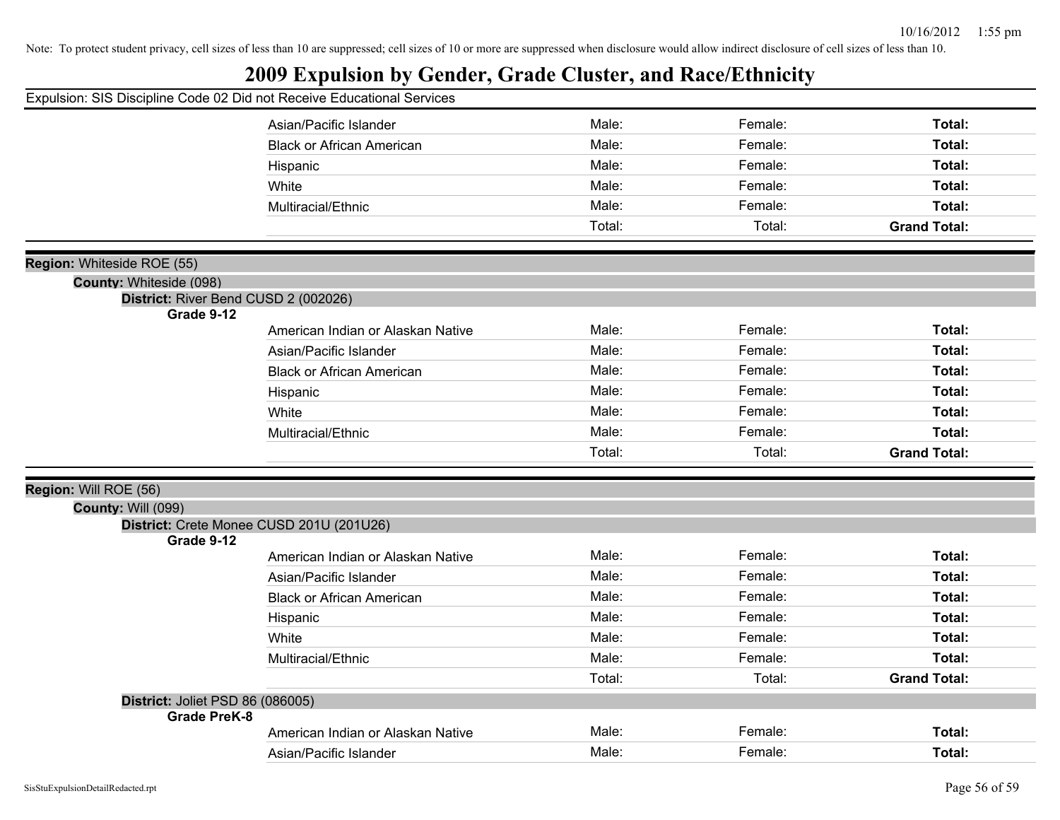Note: To protect student privacy, cell sizes of less than 10 are suppressed; cell sizes of 10 or more are suppressed when disclosure would allow indirect disclosure of cell sizes of less than 10.

# 2009 Expulsion by Gender, Grade Cluster, and Race/Ethnicity

Expulsion: SIS Discipline Code 02 Did not Receive Educational Services

| | | | |
|---|---|---|---|
| Asian/Pacific Islander | Male: | Female: | **Total:** |
| Black or African American | Male: | Female: | **Total:** |
| Hispanic | Male: | Female: | **Total:** |
| White | Male: | Female: | **Total:** |
| Multiracial/Ethnic | Male: | Female: | **Total:** |
| | Total: | Total: | **Grand Total:** |

**Region:** Whiteside ROE (55)

**County:** Whiteside (098)

**District:** River Bend CUSD 2 (002026)

**Grade 9-12**

| | | | |
|---|---|---|---|
| American Indian or Alaskan Native | Male: | Female: | **Total:** |
| Asian/Pacific Islander | Male: | Female: | **Total:** |
| Black or African American | Male: | Female: | **Total:** |
| Hispanic | Male: | Female: | **Total:** |
| White | Male: | Female: | **Total:** |
| Multiracial/Ethnic | Male: | Female: | **Total:** |
| | Total: | Total: | **Grand Total:** |

**Region:** Will ROE (56)

**County:** Will (099)

**District:** Crete Monee CUSD 201U (201U26)

**Grade 9-12**

| | | | |
|---|---|---|---|
| American Indian or Alaskan Native | Male: | Female: | **Total:** |
| Asian/Pacific Islander | Male: | Female: | **Total:** |
| Black or African American | Male: | Female: | **Total:** |
| Hispanic | Male: | Female: | **Total:** |
| White | Male: | Female: | **Total:** |
| Multiracial/Ethnic | Male: | Female: | **Total:** |
| | Total: | Total: | **Grand Total:** |

**District:** Joliet PSD 86 (086005)

**Grade PreK-8**

| | | | |
|---|---|---|---|
| American Indian or Alaskan Native | Male: | Female: | **Total:** |
| Asian/Pacific Islander | Male: | Female: | **Total:** |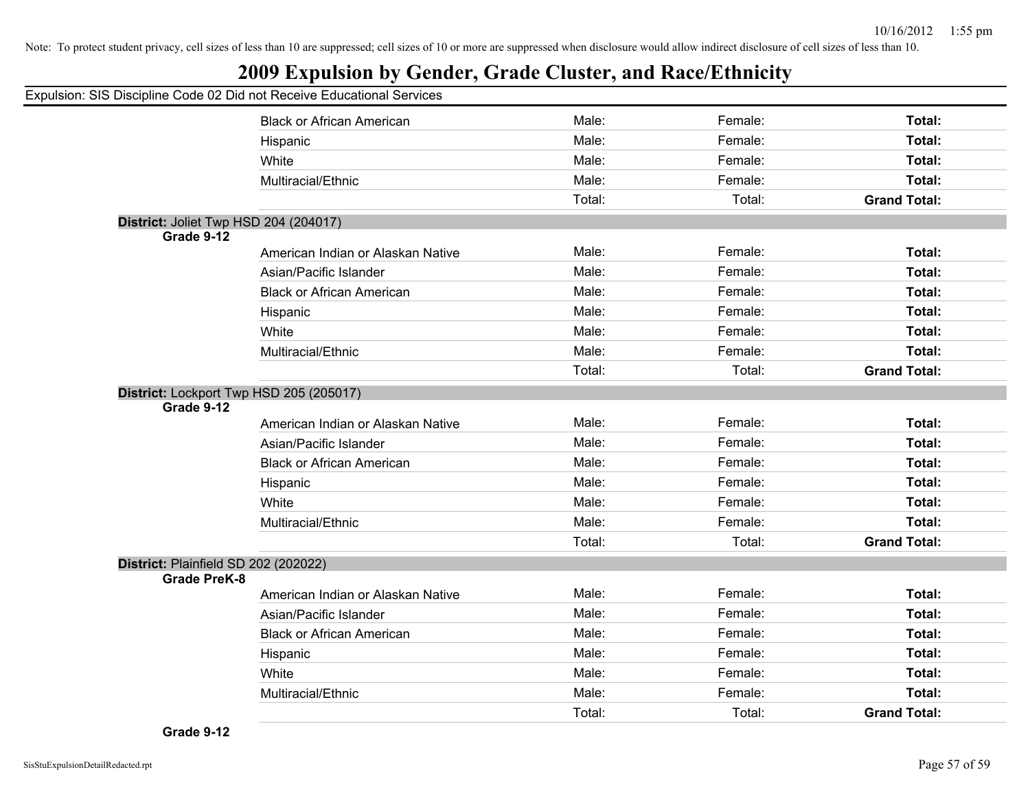Note: To protect student privacy, cell sizes of less than 10 are suppressed; cell sizes of 10 or more are suppressed when disclosure would allow indirect disclosure of cell sizes of less than 10.

# 2009 Expulsion by Gender, Grade Cluster, and Race/Ethnicity

Expulsion: SIS Discipline Code 02 Did not Receive Educational Services

| | | | | |
|---|---|---|---|---|
| | Black or African American | Male: | Female: | **Total:** |
| | Hispanic | Male: | Female: | **Total:** |
| | White | Male: | Female: | **Total:** |
| | Multiracial/Ethnic | Male: | Female: | **Total:** |
| | | Total: | Total: | **Grand Total:** |

**District:** Joliet Twp HSD 204 (204017)

| | | | | |
|---|---|---|---|---|
| **Grade 9-12** | | | | |
| | American Indian or Alaskan Native | Male: | Female: | **Total:** |
| | Asian/Pacific Islander | Male: | Female: | **Total:** |
| | Black or African American | Male: | Female: | **Total:** |
| | Hispanic | Male: | Female: | **Total:** |
| | White | Male: | Female: | **Total:** |
| | Multiracial/Ethnic | Male: | Female: | **Total:** |
| | | Total: | Total: | **Grand Total:** |

**District:** Lockport Twp HSD 205 (205017)

| | | | | |
|---|---|---|---|---|
| **Grade 9-12** | | | | |
| | American Indian or Alaskan Native | Male: | Female: | **Total:** |
| | Asian/Pacific Islander | Male: | Female: | **Total:** |
| | Black or African American | Male: | Female: | **Total:** |
| | Hispanic | Male: | Female: | **Total:** |
| | White | Male: | Female: | **Total:** |
| | Multiracial/Ethnic | Male: | Female: | **Total:** |
| | | Total: | Total: | **Grand Total:** |

**District:** Plainfield SD 202 (202022)

| | | | | |
|---|---|---|---|---|
| **Grade PreK-8** | | | | |
| | American Indian or Alaskan Native | Male: | Female: | **Total:** |
| | Asian/Pacific Islander | Male: | Female: | **Total:** |
| | Black or African American | Male: | Female: | **Total:** |
| | Hispanic | Male: | Female: | **Total:** |
| | White | Male: | Female: | **Total:** |
| | Multiracial/Ethnic | Male: | Female: | **Total:** |
| | | Total: | Total: | **Grand Total:** |

**Grade 9-12**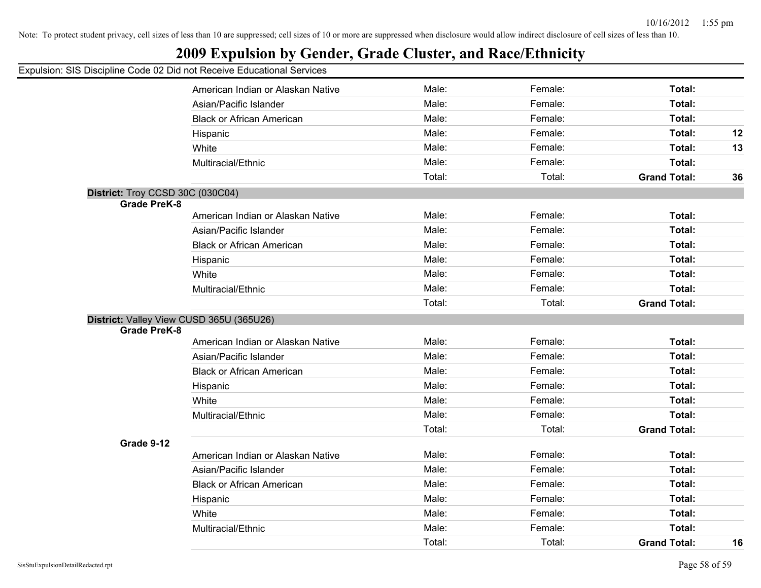Note: To protect student privacy, cell sizes of less than 10 are suppressed; cell sizes of 10 or more are suppressed when disclosure would allow indirect disclosure of cell sizes of less than 10.

# 2009 Expulsion by Gender, Grade Cluster, and Race/Ethnicity

Expulsion: SIS Discipline Code 02 Did not Receive Educational Services

| | | | | | |
|---|---|---|---|---|---|
| | American Indian or Alaskan Native | Male: | Female: | **Total:** | |
| | Asian/Pacific Islander | Male: | Female: | **Total:** | |
| | Black or African American | Male: | Female: | **Total:** | |
| | Hispanic | Male: | Female: | **Total:** | **12** |
| | White | Male: | Female: | **Total:** | **13** |
| | Multiracial/Ethnic | Male: | Female: | **Total:** | |
| | | Total: | Total: | **Grand Total:** | **36** |

**District:** Troy CCSD 30C (030C04)

| | | | | | |
|---|---|---|---|---|---|
| **Grade PreK-8** | | | | | |
| | American Indian or Alaskan Native | Male: | Female: | **Total:** | |
| | Asian/Pacific Islander | Male: | Female: | **Total:** | |
| | Black or African American | Male: | Female: | **Total:** | |
| | Hispanic | Male: | Female: | **Total:** | |
| | White | Male: | Female: | **Total:** | |
| | Multiracial/Ethnic | Male: | Female: | **Total:** | |
| | | Total: | Total: | **Grand Total:** | |

**District:** Valley View CUSD 365U (365U26)

| | | | | | |
|---|---|---|---|---|---|
| **Grade PreK-8** | | | | | |
| | American Indian or Alaskan Native | Male: | Female: | **Total:** | |
| | Asian/Pacific Islander | Male: | Female: | **Total:** | |
| | Black or African American | Male: | Female: | **Total:** | |
| | Hispanic | Male: | Female: | **Total:** | |
| | White | Male: | Female: | **Total:** | |
| | Multiracial/Ethnic | Male: | Female: | **Total:** | |
| | | Total: | Total: | **Grand Total:** | |
| **Grade 9-12** | | | | | |
| | American Indian or Alaskan Native | Male: | Female: | **Total:** | |
| | Asian/Pacific Islander | Male: | Female: | **Total:** | |
| | Black or African American | Male: | Female: | **Total:** | |
| | Hispanic | Male: | Female: | **Total:** | |
| | White | Male: | Female: | **Total:** | |
| | Multiracial/Ethnic | Male: | Female: | **Total:** | |
| | | Total: | Total: | **Grand Total:** | **16** |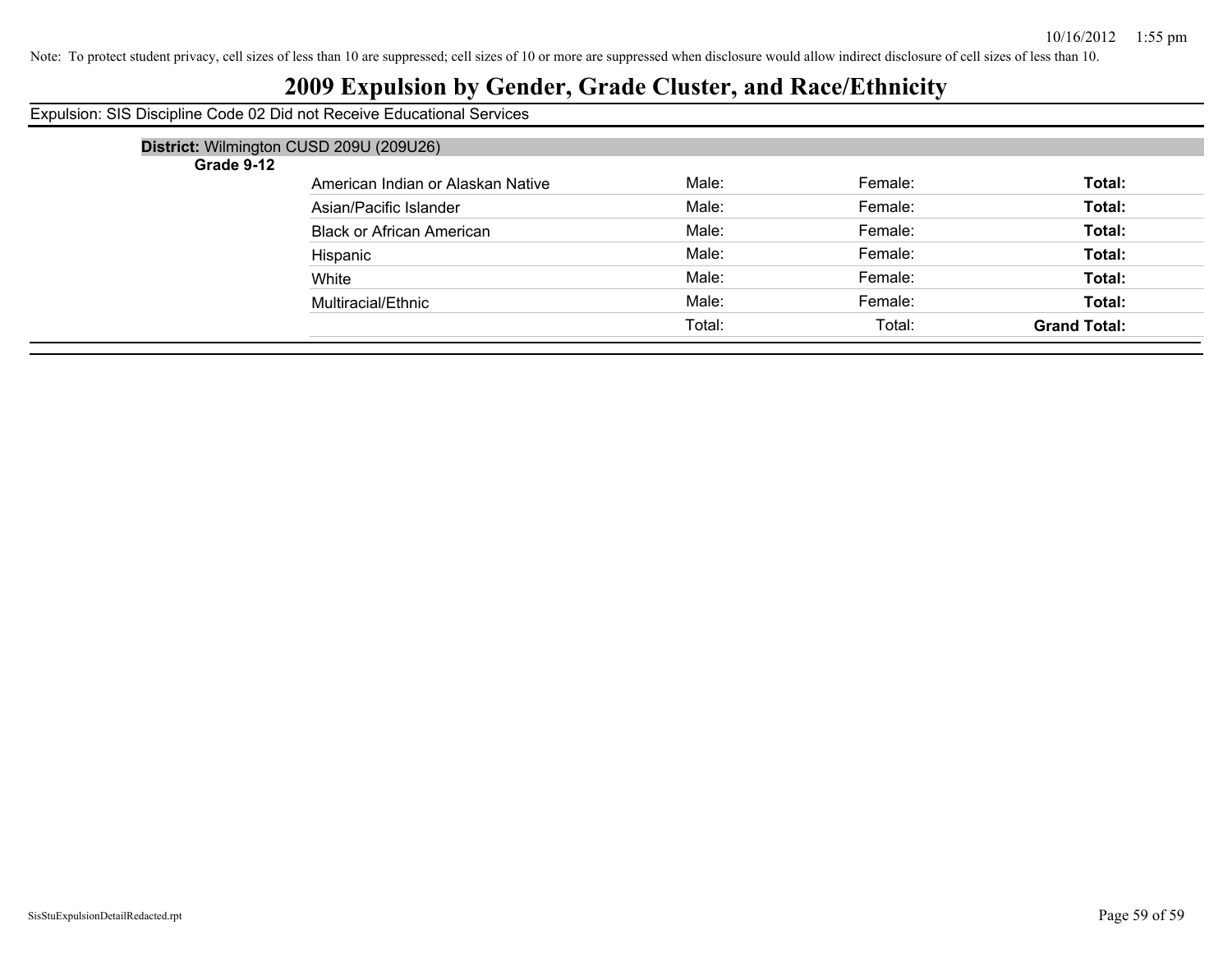Note: To protect student privacy, cell sizes of less than 10 are suppressed; cell sizes of 10 or more are suppressed when disclosure would allow indirect disclosure of cell sizes of less than 10.

# 2009 Expulsion by Gender, Grade Cluster, and Race/Ethnicity

Expulsion: SIS Discipline Code 02 Did not Receive Educational Services

**District:** Wilmington CUSD 209U (209U26)

**Grade 9-12**

| | | | |
|---|---|---|---|
| American Indian or Alaskan Native | Male: | Female: | **Total:** |
| Asian/Pacific Islander | Male: | Female: | **Total:** |
| Black or African American | Male: | Female: | **Total:** |
| Hispanic | Male: | Female: | **Total:** |
| White | Male: | Female: | **Total:** |
| Multiracial/Ethnic | Male: | Female: | **Total:** |
| | Total: | Total: | **Grand Total:** |